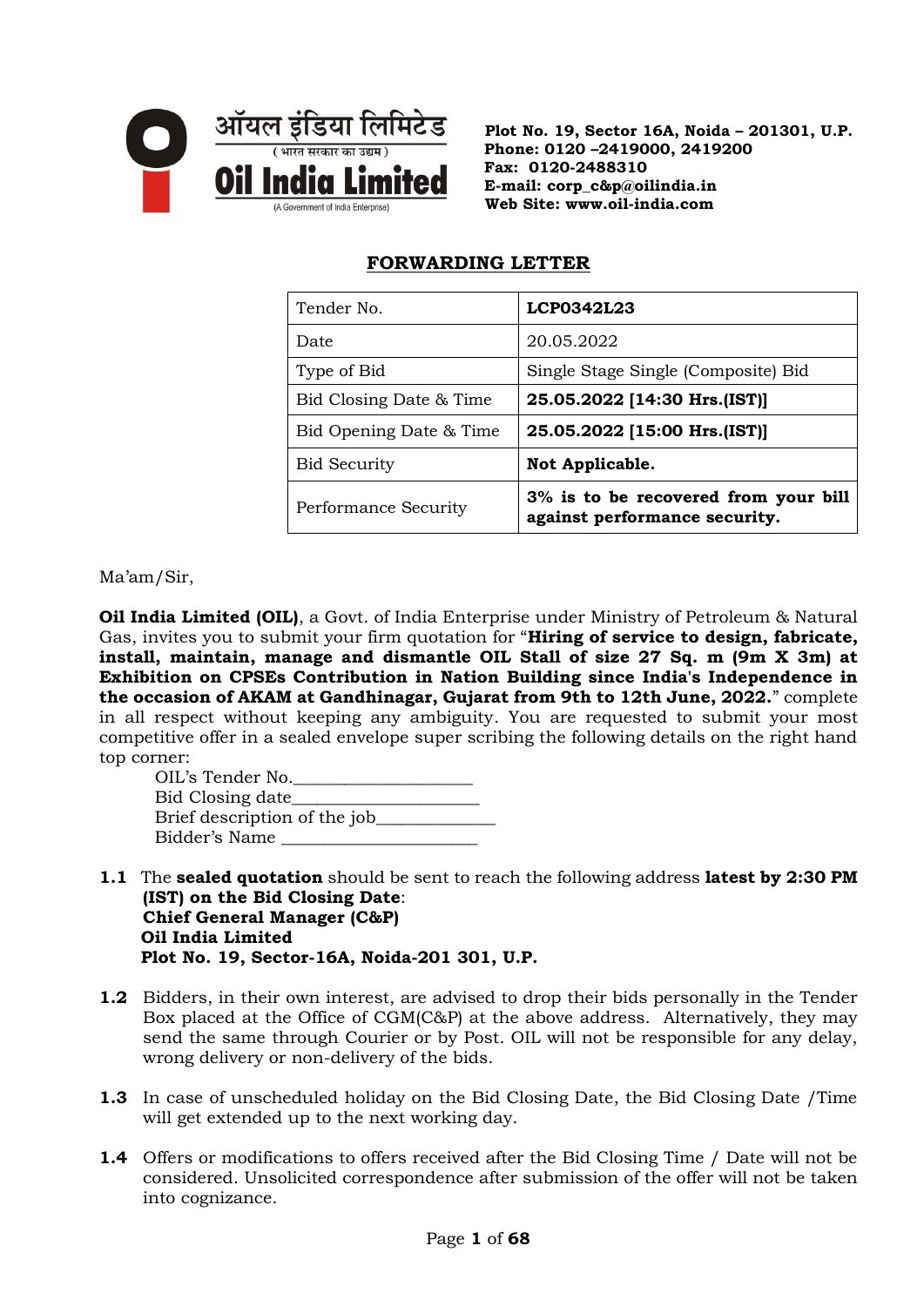ऑयल इंडिया लिमिटेड
( भारत सरकार का उद्यम )
**Oil India Limited**
(A Government of India Enterprise)

**Plot No. 19, Sector 16A, Noida – 201301, U.P.**
**Phone: 0120 –2419000, 2419200**
**Fax: 0120-2488310**
**E-mail: corp_c&p@oilindia.in**
**Web Site: www.oil-india.com**

## FORWARDING LETTER

| | |
|---|---|
| Tender No. | **LCP0342L23** |
| Date | 20.05.2022 |
| Type of Bid | Single Stage Single (Composite) Bid |
| Bid Closing Date & Time | **25.05.2022 [14:30 Hrs.(IST)]** |
| Bid Opening Date & Time | **25.05.2022 [15:00 Hrs.(IST)]** |
| Bid Security | **Not Applicable.** |
| Performance Security | **3% is to be recovered from your bill against performance security.** |

Ma'am/Sir,

**Oil India Limited (OIL)**, a Govt. of India Enterprise under Ministry of Petroleum & Natural Gas, invites you to submit your firm quotation for "**Hiring of service to design, fabricate, install, maintain, manage and dismantle OIL Stall of size 27 Sq. m (9m X 3m) at Exhibition on CPSEs Contribution in Nation Building since India's Independence in the occasion of AKAM at Gandhinagar, Gujarat from 9th to 12th June, 2022.**" complete in all respect without keeping any ambiguity. You are requested to submit your most competitive offer in a sealed envelope super scribing the following details on the right hand top corner:

OIL's Tender No.____________________
Bid Closing date_____________________
Brief description of the job_____________
Bidder's Name ______________________

**1.1** The **sealed quotation** should be sent to reach the following address **latest by 2:30 PM (IST) on the Bid Closing Date**:
**Chief General Manager (C&P)**
**Oil India Limited**
**Plot No. 19, Sector-16A, Noida-201 301, U.P.**

**1.2** Bidders, in their own interest, are advised to drop their bids personally in the Tender Box placed at the Office of CGM(C&P) at the above address. Alternatively, they may send the same through Courier or by Post. OIL will not be responsible for any delay, wrong delivery or non-delivery of the bids.

**1.3** In case of unscheduled holiday on the Bid Closing Date, the Bid Closing Date /Time will get extended up to the next working day.

**1.4** Offers or modifications to offers received after the Bid Closing Time / Date will not be considered. Unsolicited correspondence after submission of the offer will not be taken into cognizance.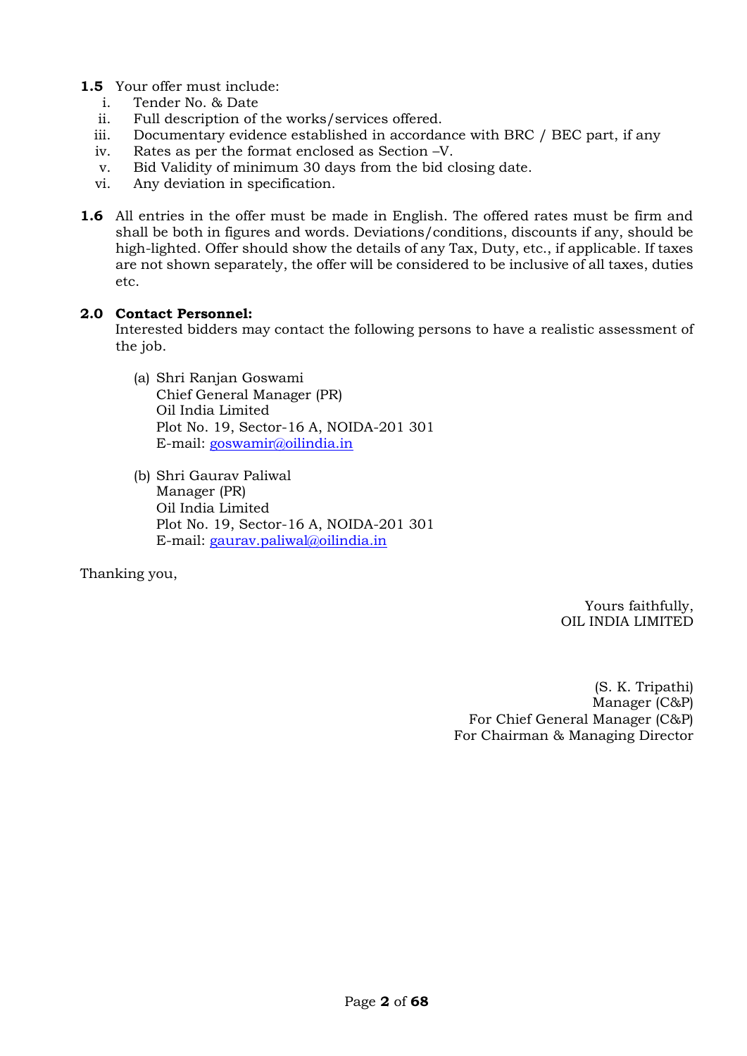**1.5** Your offer must include:

i. Tender No. & Date
ii. Full description of the works/services offered.
iii. Documentary evidence established in accordance with BRC / BEC part, if any
iv. Rates as per the format enclosed as Section –V.
v. Bid Validity of minimum 30 days from the bid closing date.
vi. Any deviation in specification.

**1.6** All entries in the offer must be made in English. The offered rates must be firm and shall be both in figures and words. Deviations/conditions, discounts if any, should be high-lighted. Offer should show the details of any Tax, Duty, etc., if applicable. If taxes are not shown separately, the offer will be considered to be inclusive of all taxes, duties etc.

**2.0 Contact Personnel:**

Interested bidders may contact the following persons to have a realistic assessment of the job.

(a) Shri Ranjan Goswami
Chief General Manager (PR)
Oil India Limited
Plot No. 19, Sector-16 A, NOIDA-201 301
E-mail: goswamir@oilindia.in

(b) Shri Gaurav Paliwal
Manager (PR)
Oil India Limited
Plot No. 19, Sector-16 A, NOIDA-201 301
E-mail: gaurav.paliwal@oilindia.in

Thanking you,

Yours faithfully,
OIL INDIA LIMITED

(S. K. Tripathi)
Manager (C&P)
For Chief General Manager (C&P)
For Chairman & Managing Director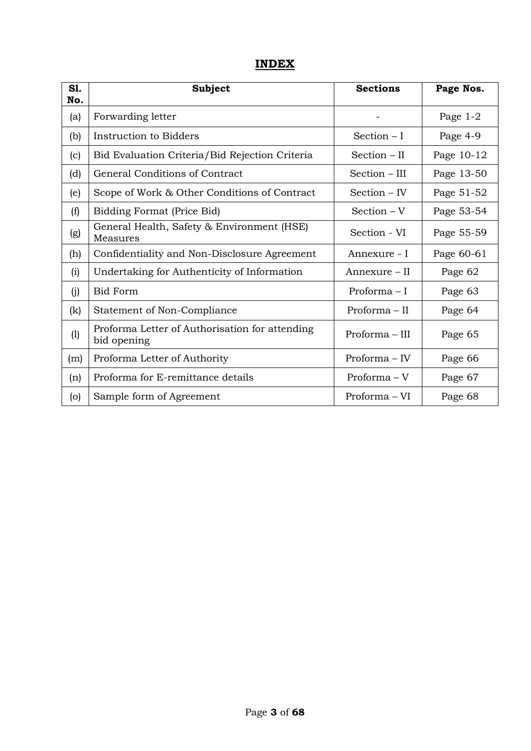# INDEX

| Sl. No. | Subject | Sections | Page Nos. |
|---|---|---|---|
| (a) | Forwarding letter | - | Page 1-2 |
| (b) | Instruction to Bidders | Section – I | Page 4-9 |
| (c) | Bid Evaluation Criteria/Bid Rejection Criteria | Section – II | Page 10-12 |
| (d) | General Conditions of Contract | Section – III | Page 13-50 |
| (e) | Scope of Work & Other Conditions of Contract | Section – IV | Page 51-52 |
| (f) | Bidding Format (Price Bid) | Section – V | Page 53-54 |
| (g) | General Health, Safety & Environment (HSE) Measures | Section - VI | Page 55-59 |
| (h) | Confidentiality and Non-Disclosure Agreement | Annexure - I | Page 60-61 |
| (i) | Undertaking for Authenticity of Information | Annexure – II | Page 62 |
| (j) | Bid Form | Proforma – I | Page 63 |
| (k) | Statement of Non-Compliance | Proforma – II | Page 64 |
| (l) | Proforma Letter of Authorisation for attending bid opening | Proforma – III | Page 65 |
| (m) | Proforma Letter of Authority | Proforma – IV | Page 66 |
| (n) | Proforma for E-remittance details | Proforma – V | Page 67 |
| (o) | Sample form of Agreement | Proforma – VI | Page 68 |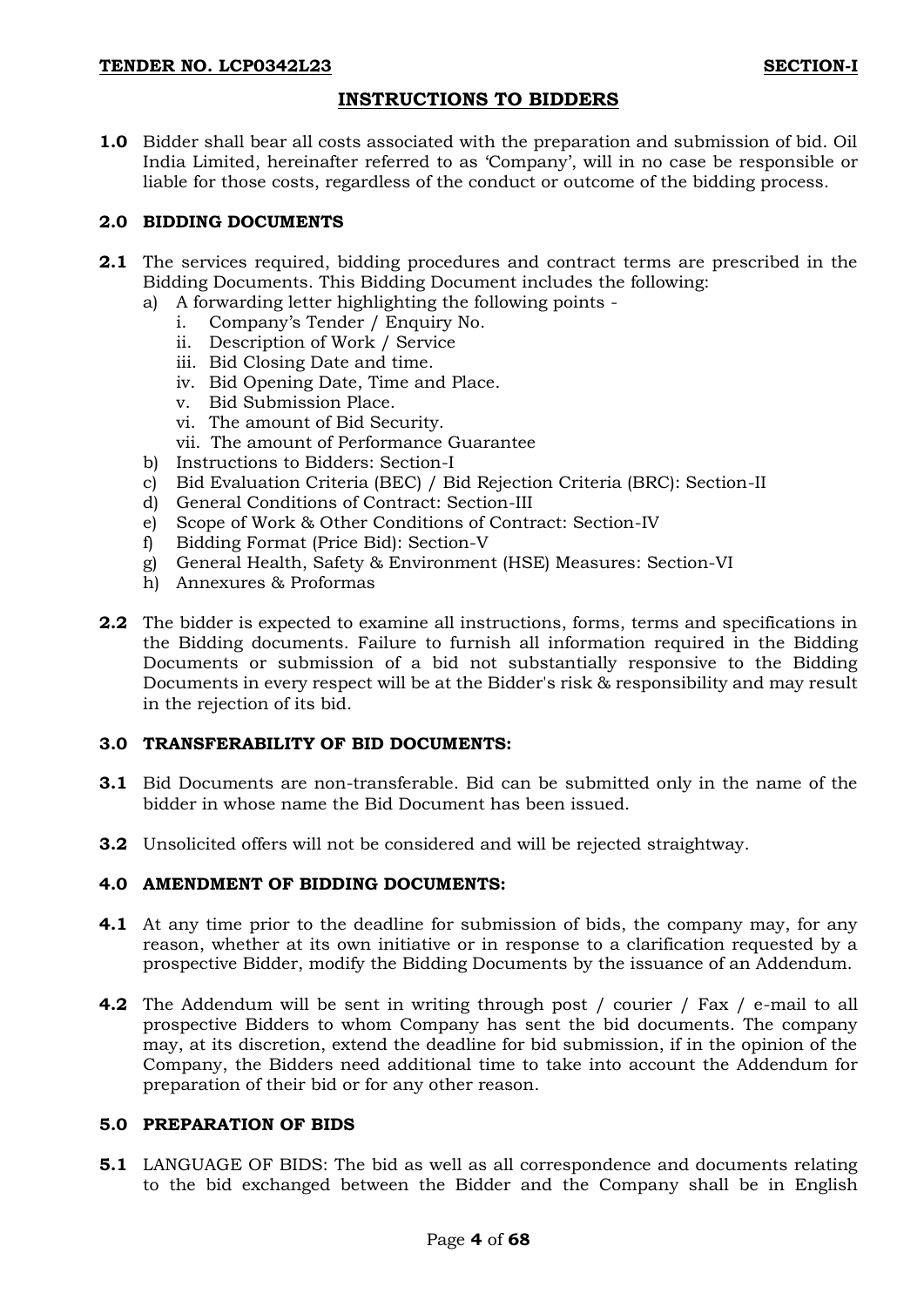## INSTRUCTIONS TO BIDDERS

**1.0** Bidder shall bear all costs associated with the preparation and submission of bid. Oil India Limited, hereinafter referred to as 'Company', will in no case be responsible or liable for those costs, regardless of the conduct or outcome of the bidding process.

**2.0 BIDDING DOCUMENTS**

**2.1** The services required, bidding procedures and contract terms are prescribed in the Bidding Documents. This Bidding Document includes the following:

- a) A forwarding letter highlighting the following points -
  - i. Company's Tender / Enquiry No.
  - ii. Description of Work / Service
  - iii. Bid Closing Date and time.
  - iv. Bid Opening Date, Time and Place.
  - v. Bid Submission Place.
  - vi. The amount of Bid Security.
  - vii. The amount of Performance Guarantee
- b) Instructions to Bidders: Section-I
- c) Bid Evaluation Criteria (BEC) / Bid Rejection Criteria (BRC): Section-II
- d) General Conditions of Contract: Section-III
- e) Scope of Work & Other Conditions of Contract: Section-IV
- f) Bidding Format (Price Bid): Section-V
- g) General Health, Safety & Environment (HSE) Measures: Section-VI
- h) Annexures & Proformas

**2.2** The bidder is expected to examine all instructions, forms, terms and specifications in the Bidding documents. Failure to furnish all information required in the Bidding Documents or submission of a bid not substantially responsive to the Bidding Documents in every respect will be at the Bidder's risk & responsibility and may result in the rejection of its bid.

**3.0 TRANSFERABILITY OF BID DOCUMENTS:**

**3.1** Bid Documents are non-transferable. Bid can be submitted only in the name of the bidder in whose name the Bid Document has been issued.

**3.2** Unsolicited offers will not be considered and will be rejected straightway.

**4.0 AMENDMENT OF BIDDING DOCUMENTS:**

**4.1** At any time prior to the deadline for submission of bids, the company may, for any reason, whether at its own initiative or in response to a clarification requested by a prospective Bidder, modify the Bidding Documents by the issuance of an Addendum.

**4.2** The Addendum will be sent in writing through post / courier / Fax / e-mail to all prospective Bidders to whom Company has sent the bid documents. The company may, at its discretion, extend the deadline for bid submission, if in the opinion of the Company, the Bidders need additional time to take into account the Addendum for preparation of their bid or for any other reason.

**5.0 PREPARATION OF BIDS**

**5.1** LANGUAGE OF BIDS: The bid as well as all correspondence and documents relating to the bid exchanged between the Bidder and the Company shall be in English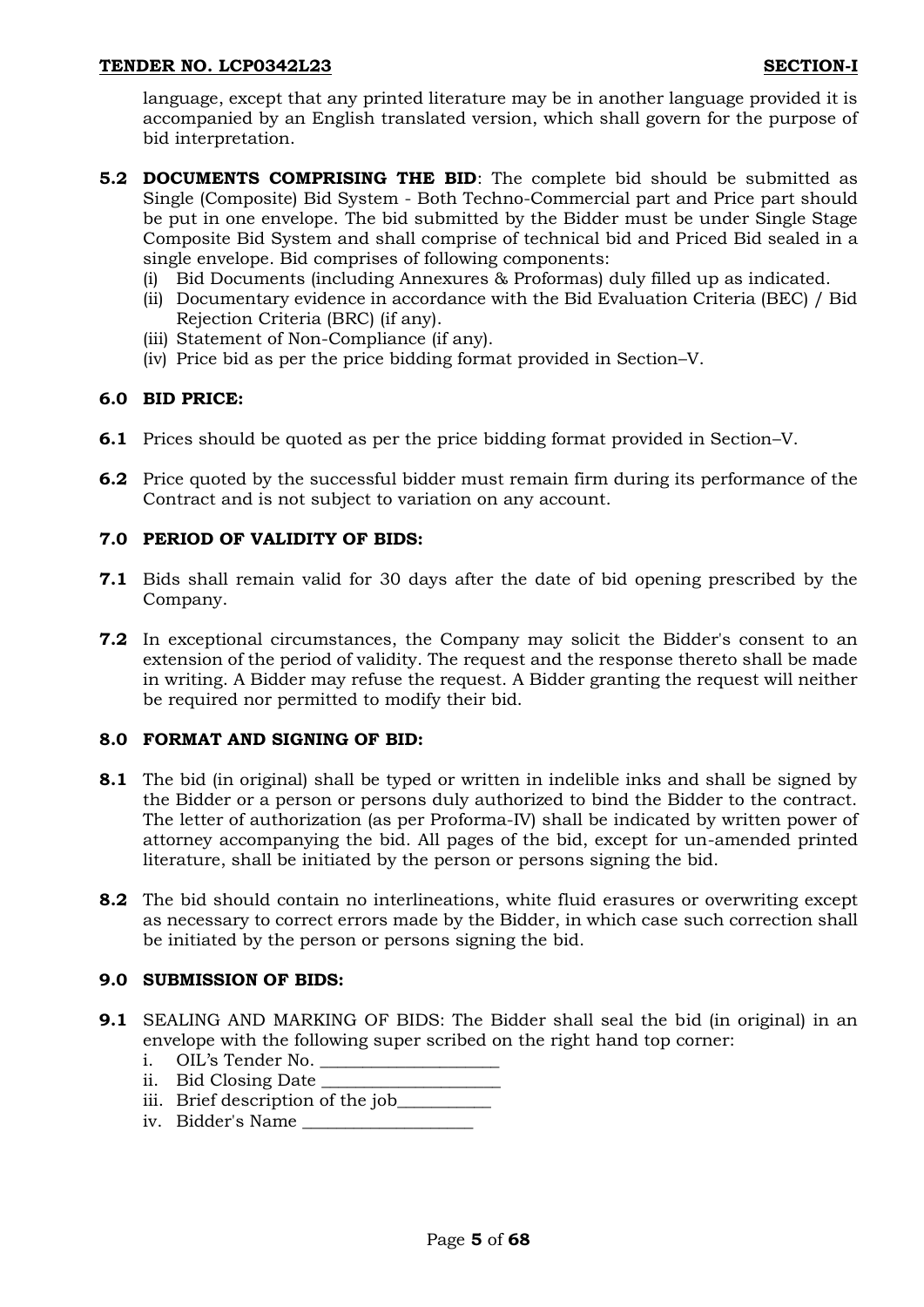language, except that any printed literature may be in another language provided it is accompanied by an English translated version, which shall govern for the purpose of bid interpretation.

**5.2 DOCUMENTS COMPRISING THE BID**: The complete bid should be submitted as Single (Composite) Bid System - Both Techno-Commercial part and Price part should be put in one envelope. The bid submitted by the Bidder must be under Single Stage Composite Bid System and shall comprise of technical bid and Priced Bid sealed in a single envelope. Bid comprises of following components:

(i) Bid Documents (including Annexures & Proformas) duly filled up as indicated.
(ii) Documentary evidence in accordance with the Bid Evaluation Criteria (BEC) / Bid Rejection Criteria (BRC) (if any).
(iii) Statement of Non-Compliance (if any).
(iv) Price bid as per the price bidding format provided in Section–V.

## 6.0 BID PRICE:

**6.1** Prices should be quoted as per the price bidding format provided in Section–V.

**6.2** Price quoted by the successful bidder must remain firm during its performance of the Contract and is not subject to variation on any account.

## 7.0 PERIOD OF VALIDITY OF BIDS:

**7.1** Bids shall remain valid for 30 days after the date of bid opening prescribed by the Company.

**7.2** In exceptional circumstances, the Company may solicit the Bidder's consent to an extension of the period of validity. The request and the response thereto shall be made in writing. A Bidder may refuse the request. A Bidder granting the request will neither be required nor permitted to modify their bid.

## 8.0 FORMAT AND SIGNING OF BID:

**8.1** The bid (in original) shall be typed or written in indelible inks and shall be signed by the Bidder or a person or persons duly authorized to bind the Bidder to the contract. The letter of authorization (as per Proforma-IV) shall be indicated by written power of attorney accompanying the bid. All pages of the bid, except for un-amended printed literature, shall be initiated by the person or persons signing the bid.

**8.2** The bid should contain no interlineations, white fluid erasures or overwriting except as necessary to correct errors made by the Bidder, in which case such correction shall be initiated by the person or persons signing the bid.

## 9.0 SUBMISSION OF BIDS:

**9.1** SEALING AND MARKING OF BIDS: The Bidder shall seal the bid (in original) in an envelope with the following super scribed on the right hand top corner:

i. OIL's Tender No. ____________________
ii. Bid Closing Date ____________________
iii. Brief description of the job__________
iv. Bidder's Name ___________________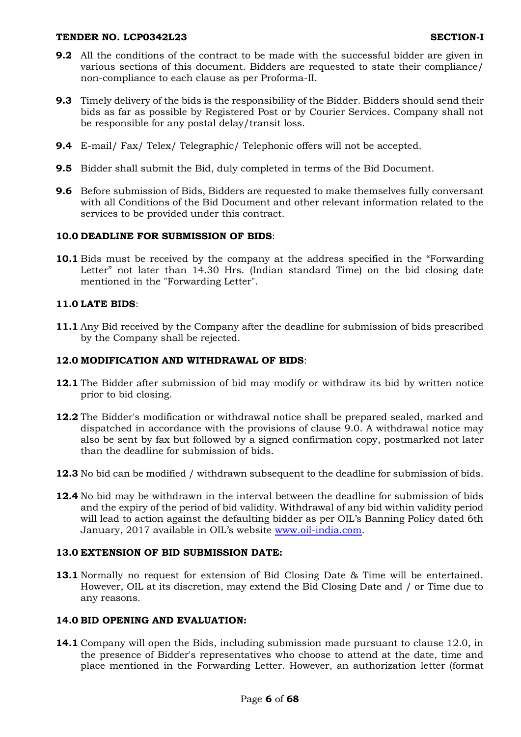**9.2** All the conditions of the contract to be made with the successful bidder are given in various sections of this document. Bidders are requested to state their compliance/ non-compliance to each clause as per Proforma-II.

**9.3** Timely delivery of the bids is the responsibility of the Bidder. Bidders should send their bids as far as possible by Registered Post or by Courier Services. Company shall not be responsible for any postal delay/transit loss.

**9.4** E-mail/ Fax/ Telex/ Telegraphic/ Telephonic offers will not be accepted.

**9.5** Bidder shall submit the Bid, duly completed in terms of the Bid Document.

**9.6** Before submission of Bids, Bidders are requested to make themselves fully conversant with all Conditions of the Bid Document and other relevant information related to the services to be provided under this contract.

**10.0 DEADLINE FOR SUBMISSION OF BIDS**:

**10.1** Bids must be received by the company at the address specified in the "Forwarding Letter" not later than 14.30 Hrs. (Indian standard Time) on the bid closing date mentioned in the "Forwarding Letter".

**11.0 LATE BIDS**:

**11.1** Any Bid received by the Company after the deadline for submission of bids prescribed by the Company shall be rejected.

**12.0 MODIFICATION AND WITHDRAWAL OF BIDS**:

**12.1** The Bidder after submission of bid may modify or withdraw its bid by written notice prior to bid closing.

**12.2** The Bidder's modification or withdrawal notice shall be prepared sealed, marked and dispatched in accordance with the provisions of clause 9.0. A withdrawal notice may also be sent by fax but followed by a signed confirmation copy, postmarked not later than the deadline for submission of bids.

**12.3** No bid can be modified / withdrawn subsequent to the deadline for submission of bids.

**12.4** No bid may be withdrawn in the interval between the deadline for submission of bids and the expiry of the period of bid validity. Withdrawal of any bid within validity period will lead to action against the defaulting bidder as per OIL's Banning Policy dated 6th January, 2017 available in OIL's website www.oil-india.com.

**13.0 EXTENSION OF BID SUBMISSION DATE:**

**13.1** Normally no request for extension of Bid Closing Date & Time will be entertained. However, OIL at its discretion, may extend the Bid Closing Date and / or Time due to any reasons.

**14.0 BID OPENING AND EVALUATION:**

**14.1** Company will open the Bids, including submission made pursuant to clause 12.0, in the presence of Bidder's representatives who choose to attend at the date, time and place mentioned in the Forwarding Letter. However, an authorization letter (format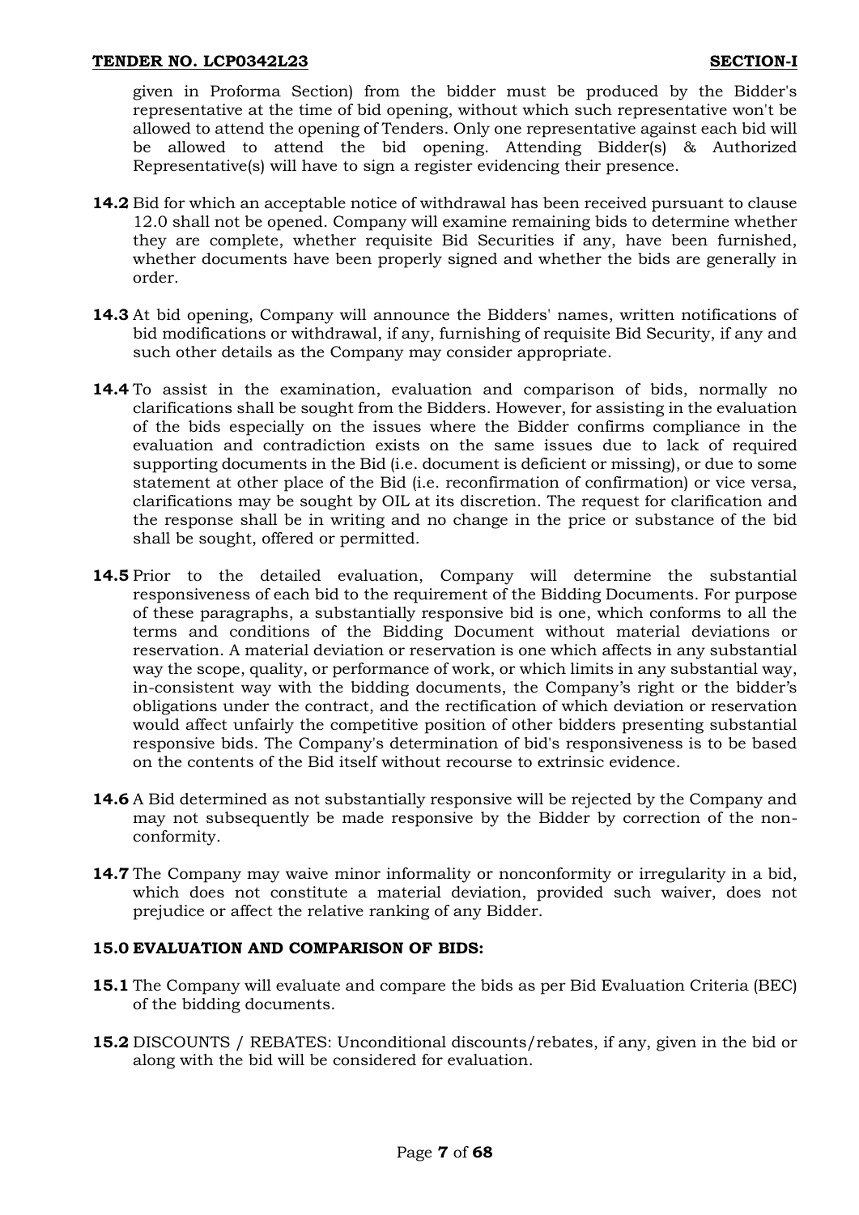given in Proforma Section) from the bidder must be produced by the Bidder's representative at the time of bid opening, without which such representative won't be allowed to attend the opening of Tenders. Only one representative against each bid will be allowed to attend the bid opening. Attending Bidder(s) & Authorized Representative(s) will have to sign a register evidencing their presence.

**14.2** Bid for which an acceptable notice of withdrawal has been received pursuant to clause 12.0 shall not be opened. Company will examine remaining bids to determine whether they are complete, whether requisite Bid Securities if any, have been furnished, whether documents have been properly signed and whether the bids are generally in order.

**14.3** At bid opening, Company will announce the Bidders' names, written notifications of bid modifications or withdrawal, if any, furnishing of requisite Bid Security, if any and such other details as the Company may consider appropriate.

**14.4** To assist in the examination, evaluation and comparison of bids, normally no clarifications shall be sought from the Bidders. However, for assisting in the evaluation of the bids especially on the issues where the Bidder confirms compliance in the evaluation and contradiction exists on the same issues due to lack of required supporting documents in the Bid (i.e. document is deficient or missing), or due to some statement at other place of the Bid (i.e. reconfirmation of confirmation) or vice versa, clarifications may be sought by OIL at its discretion. The request for clarification and the response shall be in writing and no change in the price or substance of the bid shall be sought, offered or permitted.

**14.5** Prior to the detailed evaluation, Company will determine the substantial responsiveness of each bid to the requirement of the Bidding Documents. For purpose of these paragraphs, a substantially responsive bid is one, which conforms to all the terms and conditions of the Bidding Document without material deviations or reservation. A material deviation or reservation is one which affects in any substantial way the scope, quality, or performance of work, or which limits in any substantial way, in-consistent way with the bidding documents, the Company's right or the bidder's obligations under the contract, and the rectification of which deviation or reservation would affect unfairly the competitive position of other bidders presenting substantial responsive bids. The Company's determination of bid's responsiveness is to be based on the contents of the Bid itself without recourse to extrinsic evidence.

**14.6** A Bid determined as not substantially responsive will be rejected by the Company and may not subsequently be made responsive by the Bidder by correction of the non-conformity.

**14.7** The Company may waive minor informality or nonconformity or irregularity in a bid, which does not constitute a material deviation, provided such waiver, does not prejudice or affect the relative ranking of any Bidder.

### 15.0 EVALUATION AND COMPARISON OF BIDS:

**15.1** The Company will evaluate and compare the bids as per Bid Evaluation Criteria (BEC) of the bidding documents.

**15.2** DISCOUNTS / REBATES: Unconditional discounts/rebates, if any, given in the bid or along with the bid will be considered for evaluation.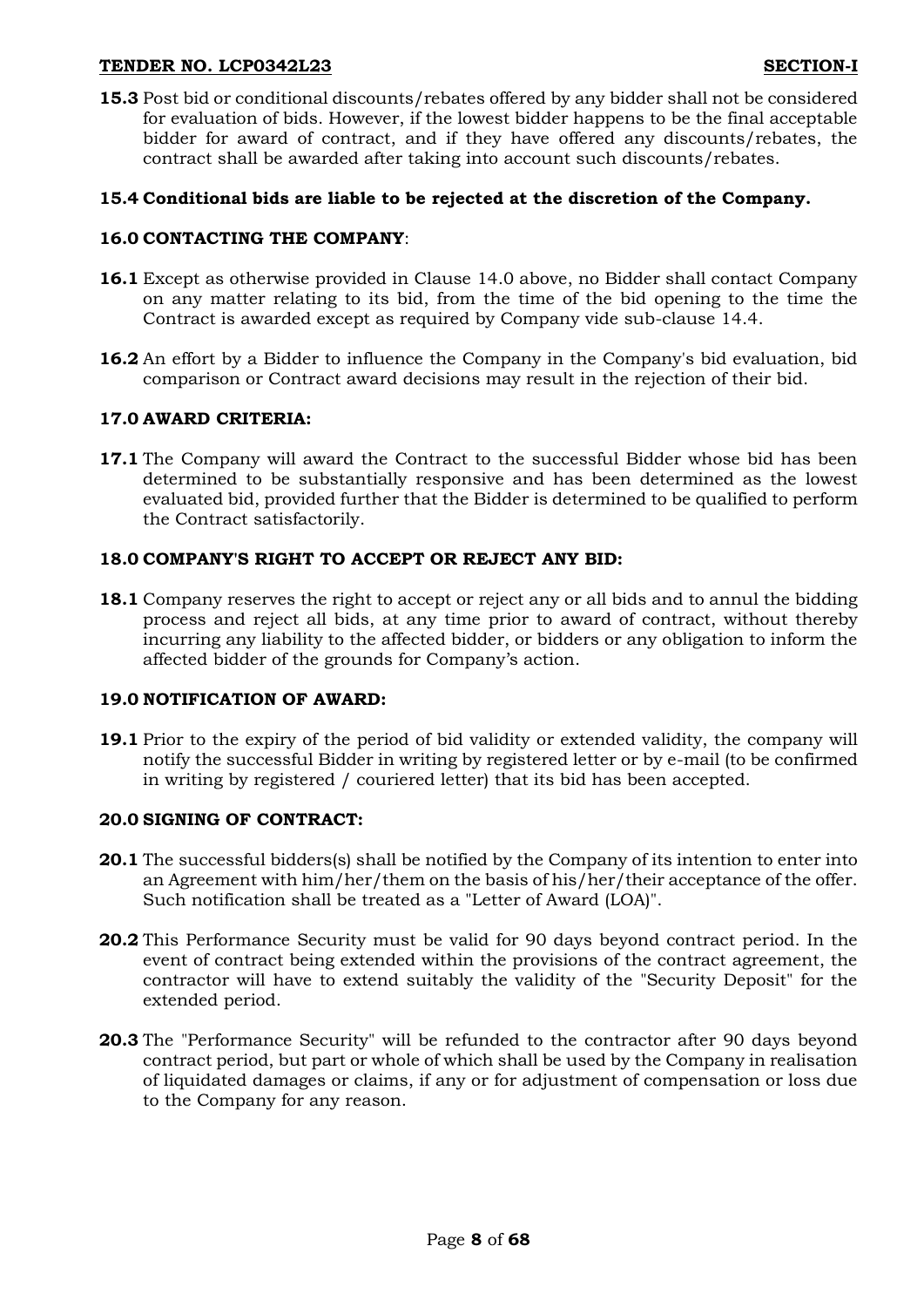**15.3** Post bid or conditional discounts/rebates offered by any bidder shall not be considered for evaluation of bids. However, if the lowest bidder happens to be the final acceptable bidder for award of contract, and if they have offered any discounts/rebates, the contract shall be awarded after taking into account such discounts/rebates.

**15.4 Conditional bids are liable to be rejected at the discretion of the Company.**

## 16.0 CONTACTING THE COMPANY:

**16.1** Except as otherwise provided in Clause 14.0 above, no Bidder shall contact Company on any matter relating to its bid, from the time of the bid opening to the time the Contract is awarded except as required by Company vide sub-clause 14.4.

**16.2** An effort by a Bidder to influence the Company in the Company's bid evaluation, bid comparison or Contract award decisions may result in the rejection of their bid.

## 17.0 AWARD CRITERIA:

**17.1** The Company will award the Contract to the successful Bidder whose bid has been determined to be substantially responsive and has been determined as the lowest evaluated bid, provided further that the Bidder is determined to be qualified to perform the Contract satisfactorily.

## 18.0 COMPANY'S RIGHT TO ACCEPT OR REJECT ANY BID:

**18.1** Company reserves the right to accept or reject any or all bids and to annul the bidding process and reject all bids, at any time prior to award of contract, without thereby incurring any liability to the affected bidder, or bidders or any obligation to inform the affected bidder of the grounds for Company's action.

## 19.0 NOTIFICATION OF AWARD:

**19.1** Prior to the expiry of the period of bid validity or extended validity, the company will notify the successful Bidder in writing by registered letter or by e-mail (to be confirmed in writing by registered / couriered letter) that its bid has been accepted.

## 20.0 SIGNING OF CONTRACT:

**20.1** The successful bidders(s) shall be notified by the Company of its intention to enter into an Agreement with him/her/them on the basis of his/her/their acceptance of the offer. Such notification shall be treated as a "Letter of Award (LOA)".

**20.2** This Performance Security must be valid for 90 days beyond contract period. In the event of contract being extended within the provisions of the contract agreement, the contractor will have to extend suitably the validity of the "Security Deposit" for the extended period.

**20.3** The "Performance Security" will be refunded to the contractor after 90 days beyond contract period, but part or whole of which shall be used by the Company in realisation of liquidated damages or claims, if any or for adjustment of compensation or loss due to the Company for any reason.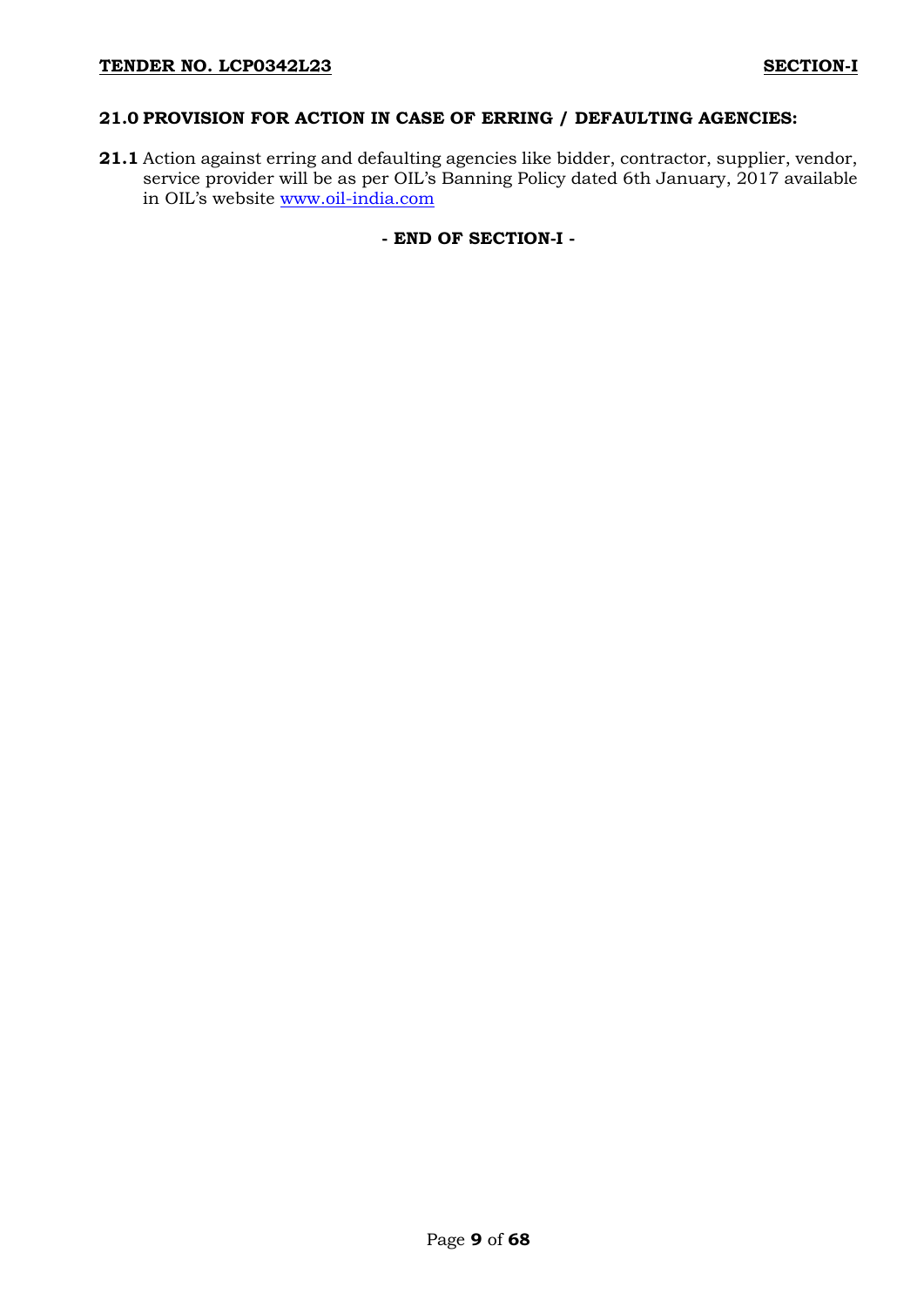## 21.0 PROVISION FOR ACTION IN CASE OF ERRING / DEFAULTING AGENCIES:

**21.1** Action against erring and defaulting agencies like bidder, contractor, supplier, vendor, service provider will be as per OIL's Banning Policy dated 6th January, 2017 available in OIL's website www.oil-india.com

**- END OF SECTION-I -**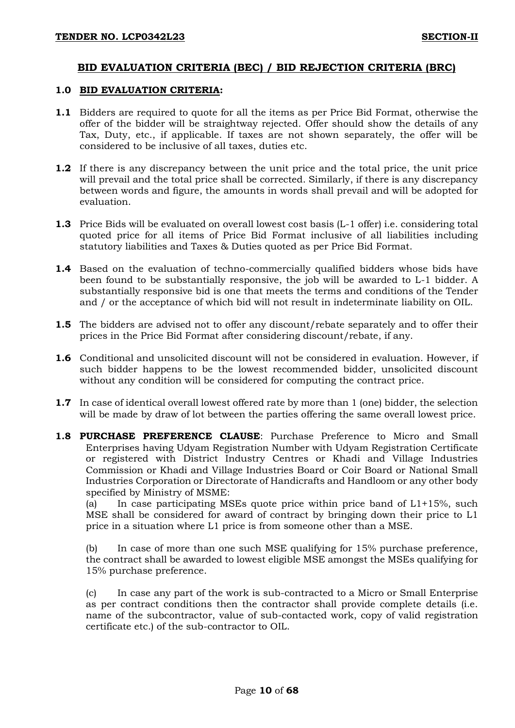## BID EVALUATION CRITERIA (BEC) / BID REJECTION CRITERIA (BRC)

### 1.0 BID EVALUATION CRITERIA:

**1.1** Bidders are required to quote for all the items as per Price Bid Format, otherwise the offer of the bidder will be straightway rejected. Offer should show the details of any Tax, Duty, etc., if applicable. If taxes are not shown separately, the offer will be considered to be inclusive of all taxes, duties etc.

**1.2** If there is any discrepancy between the unit price and the total price, the unit price will prevail and the total price shall be corrected. Similarly, if there is any discrepancy between words and figure, the amounts in words shall prevail and will be adopted for evaluation.

**1.3** Price Bids will be evaluated on overall lowest cost basis (L-1 offer) i.e. considering total quoted price for all items of Price Bid Format inclusive of all liabilities including statutory liabilities and Taxes & Duties quoted as per Price Bid Format.

**1.4** Based on the evaluation of techno-commercially qualified bidders whose bids have been found to be substantially responsive, the job will be awarded to L-1 bidder. A substantially responsive bid is one that meets the terms and conditions of the Tender and / or the acceptance of which bid will not result in indeterminate liability on OIL.

**1.5** The bidders are advised not to offer any discount/rebate separately and to offer their prices in the Price Bid Format after considering discount/rebate, if any.

**1.6** Conditional and unsolicited discount will not be considered in evaluation. However, if such bidder happens to be the lowest recommended bidder, unsolicited discount without any condition will be considered for computing the contract price.

**1.7** In case of identical overall lowest offered rate by more than 1 (one) bidder, the selection will be made by draw of lot between the parties offering the same overall lowest price.

**1.8 PURCHASE PREFERENCE CLAUSE**: Purchase Preference to Micro and Small Enterprises having Udyam Registration Number with Udyam Registration Certificate or registered with District Industry Centres or Khadi and Village Industries Commission or Khadi and Village Industries Board or Coir Board or National Small Industries Corporation or Directorate of Handicrafts and Handloom or any other body specified by Ministry of MSME:

(a) In case participating MSEs quote price within price band of L1+15%, such MSE shall be considered for award of contract by bringing down their price to L1 price in a situation where L1 price is from someone other than a MSE.

(b) In case of more than one such MSE qualifying for 15% purchase preference, the contract shall be awarded to lowest eligible MSE amongst the MSEs qualifying for 15% purchase preference.

(c) In case any part of the work is sub-contracted to a Micro or Small Enterprise as per contract conditions then the contractor shall provide complete details (i.e. name of the subcontractor, value of sub-contacted work, copy of valid registration certificate etc.) of the sub-contractor to OIL.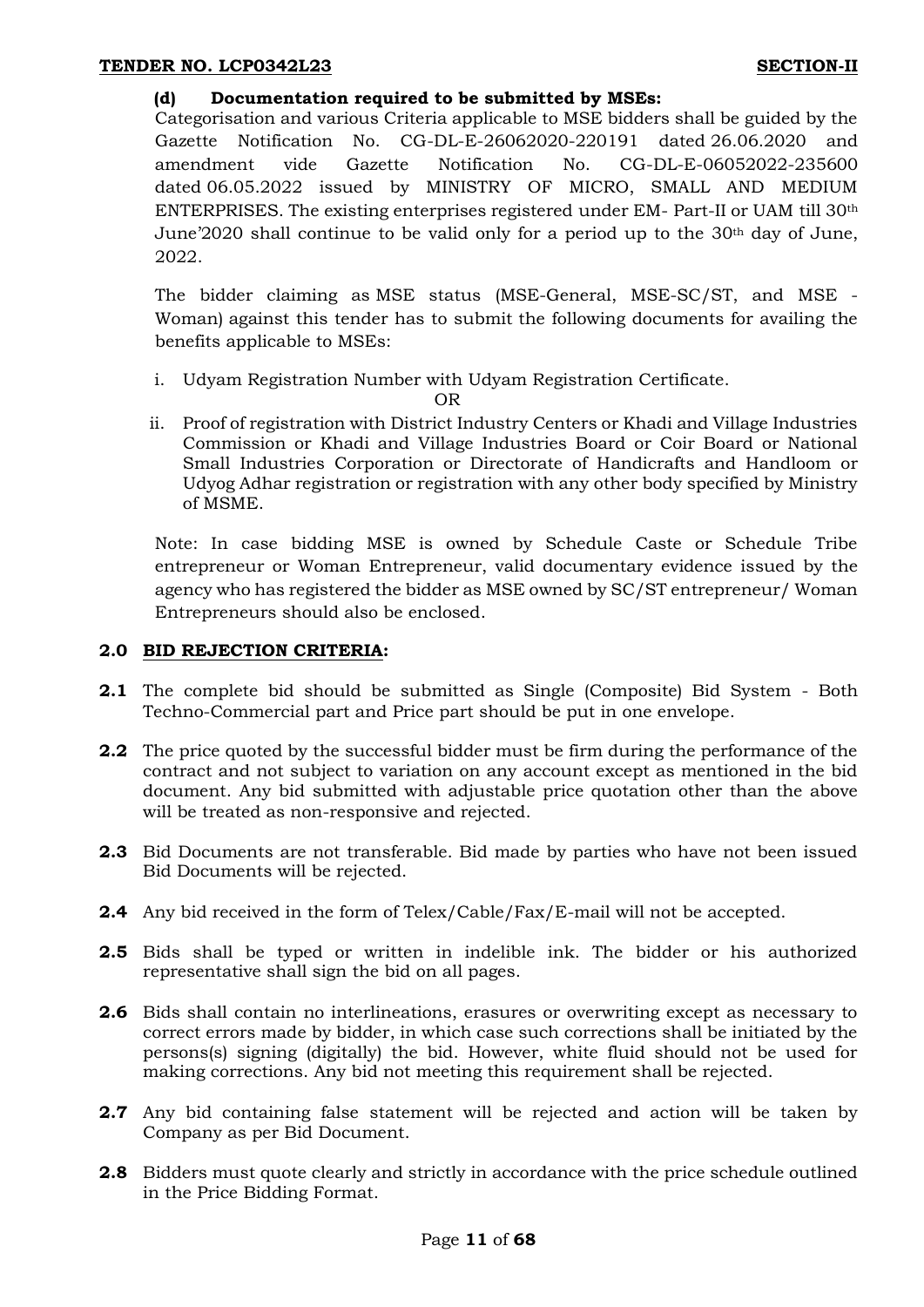**(d) Documentation required to be submitted by MSEs:**

Categorisation and various Criteria applicable to MSE bidders shall be guided by the Gazette Notification No. CG-DL-E-26062020-220191 dated 26.06.2020 and amendment vide Gazette Notification No. CG-DL-E-06052022-235600 dated 06.05.2022 issued by MINISTRY OF MICRO, SMALL AND MEDIUM ENTERPRISES. The existing enterprises registered under EM- Part-II or UAM till 30th June'2020 shall continue to be valid only for a period up to the 30th day of June, 2022.

The bidder claiming as MSE status (MSE-General, MSE-SC/ST, and MSE - Woman) against this tender has to submit the following documents for availing the benefits applicable to MSEs:

i. Udyam Registration Number with Udyam Registration Certificate.

OR

ii. Proof of registration with District Industry Centers or Khadi and Village Industries Commission or Khadi and Village Industries Board or Coir Board or National Small Industries Corporation or Directorate of Handicrafts and Handloom or Udyog Adhar registration or registration with any other body specified by Ministry of MSME.

Note: In case bidding MSE is owned by Schedule Caste or Schedule Tribe entrepreneur or Woman Entrepreneur, valid documentary evidence issued by the agency who has registered the bidder as MSE owned by SC/ST entrepreneur/ Woman Entrepreneurs should also be enclosed.

## 2.0 BID REJECTION CRITERIA:

**2.1** The complete bid should be submitted as Single (Composite) Bid System - Both Techno-Commercial part and Price part should be put in one envelope.

**2.2** The price quoted by the successful bidder must be firm during the performance of the contract and not subject to variation on any account except as mentioned in the bid document. Any bid submitted with adjustable price quotation other than the above will be treated as non-responsive and rejected.

**2.3** Bid Documents are not transferable. Bid made by parties who have not been issued Bid Documents will be rejected.

**2.4** Any bid received in the form of Telex/Cable/Fax/E-mail will not be accepted.

**2.5** Bids shall be typed or written in indelible ink. The bidder or his authorized representative shall sign the bid on all pages.

**2.6** Bids shall contain no interlineations, erasures or overwriting except as necessary to correct errors made by bidder, in which case such corrections shall be initiated by the persons(s) signing (digitally) the bid. However, white fluid should not be used for making corrections. Any bid not meeting this requirement shall be rejected.

**2.7** Any bid containing false statement will be rejected and action will be taken by Company as per Bid Document.

**2.8** Bidders must quote clearly and strictly in accordance with the price schedule outlined in the Price Bidding Format.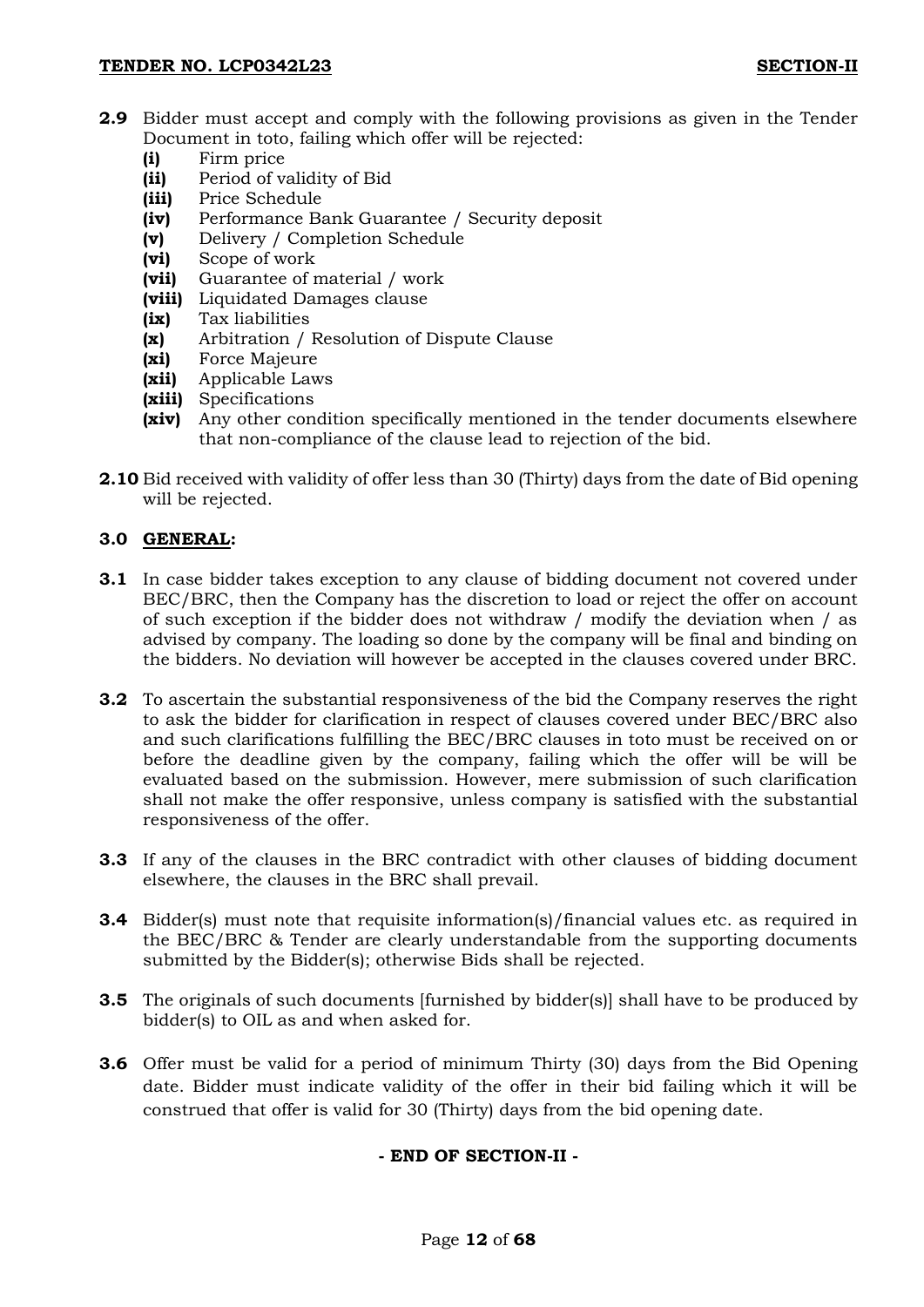**2.9** Bidder must accept and comply with the following provisions as given in the Tender Document in toto, failing which offer will be rejected:

- **(i)** Firm price
- **(ii)** Period of validity of Bid
- **(iii)** Price Schedule
- **(iv)** Performance Bank Guarantee / Security deposit
- **(v)** Delivery / Completion Schedule
- **(vi)** Scope of work
- **(vii)** Guarantee of material / work
- **(viii)** Liquidated Damages clause
- **(ix)** Tax liabilities
- **(x)** Arbitration / Resolution of Dispute Clause
- **(xi)** Force Majeure
- **(xii)** Applicable Laws
- **(xiii)** Specifications
- **(xiv)** Any other condition specifically mentioned in the tender documents elsewhere that non-compliance of the clause lead to rejection of the bid.

**2.10** Bid received with validity of offer less than 30 (Thirty) days from the date of Bid opening will be rejected.

## 3.0 GENERAL:

**3.1** In case bidder takes exception to any clause of bidding document not covered under BEC/BRC, then the Company has the discretion to load or reject the offer on account of such exception if the bidder does not withdraw / modify the deviation when / as advised by company. The loading so done by the company will be final and binding on the bidders. No deviation will however be accepted in the clauses covered under BRC.

**3.2** To ascertain the substantial responsiveness of the bid the Company reserves the right to ask the bidder for clarification in respect of clauses covered under BEC/BRC also and such clarifications fulfilling the BEC/BRC clauses in toto must be received on or before the deadline given by the company, failing which the offer will be will be evaluated based on the submission. However, mere submission of such clarification shall not make the offer responsive, unless company is satisfied with the substantial responsiveness of the offer.

**3.3** If any of the clauses in the BRC contradict with other clauses of bidding document elsewhere, the clauses in the BRC shall prevail.

**3.4** Bidder(s) must note that requisite information(s)/financial values etc. as required in the BEC/BRC & Tender are clearly understandable from the supporting documents submitted by the Bidder(s); otherwise Bids shall be rejected.

**3.5** The originals of such documents [furnished by bidder(s)] shall have to be produced by bidder(s) to OIL as and when asked for.

**3.6** Offer must be valid for a period of minimum Thirty (30) days from the Bid Opening date. Bidder must indicate validity of the offer in their bid failing which it will be construed that offer is valid for 30 (Thirty) days from the bid opening date.

**- END OF SECTION-II -**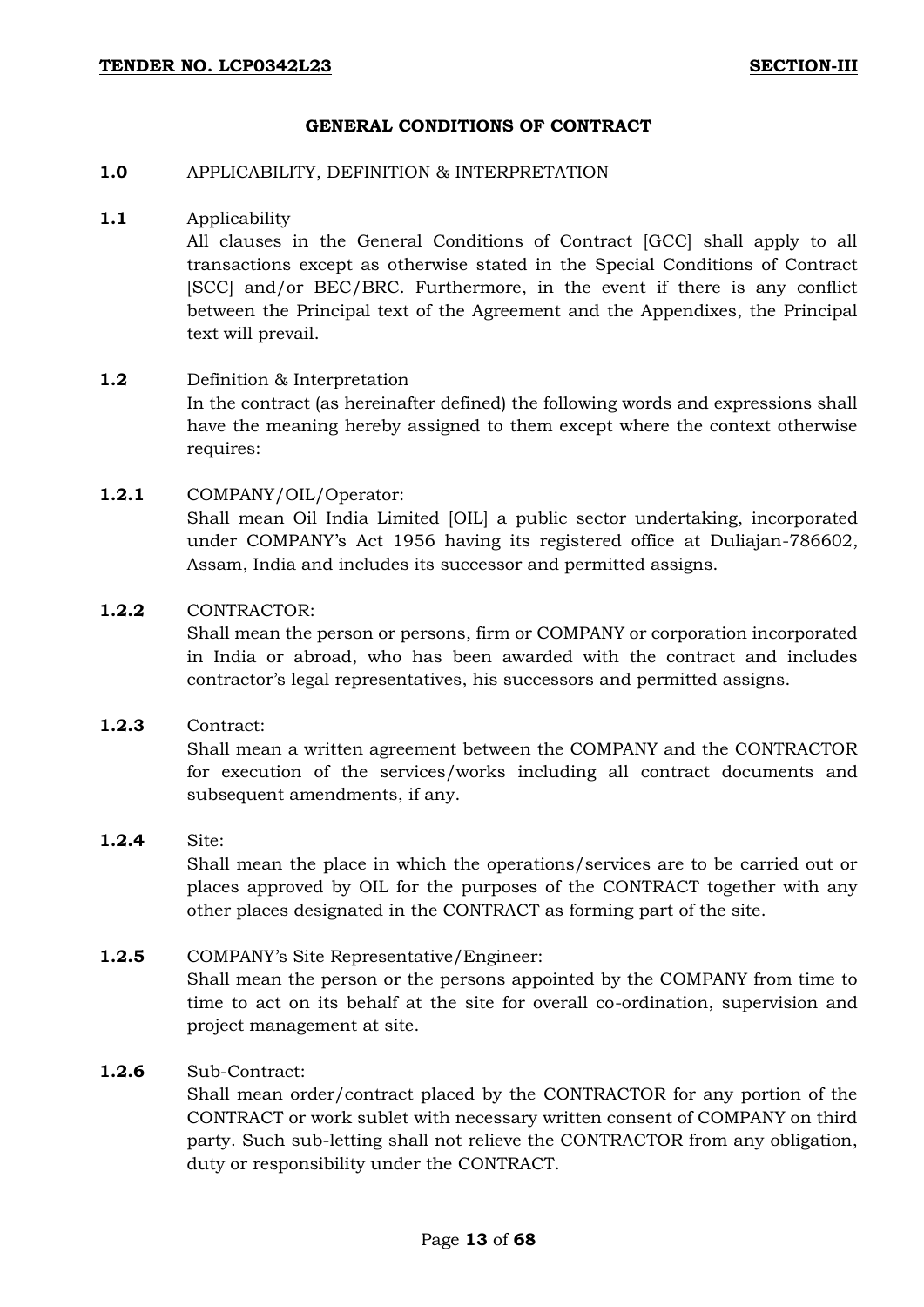## GENERAL CONDITIONS OF CONTRACT

**1.0** APPLICABILITY, DEFINITION & INTERPRETATION

**1.1** Applicability

All clauses in the General Conditions of Contract [GCC] shall apply to all transactions except as otherwise stated in the Special Conditions of Contract [SCC] and/or BEC/BRC. Furthermore, in the event if there is any conflict between the Principal text of the Agreement and the Appendixes, the Principal text will prevail.

**1.2** Definition & Interpretation

In the contract (as hereinafter defined) the following words and expressions shall have the meaning hereby assigned to them except where the context otherwise requires:

**1.2.1** COMPANY/OIL/Operator:

Shall mean Oil India Limited [OIL] a public sector undertaking, incorporated under COMPANY's Act 1956 having its registered office at Duliajan-786602, Assam, India and includes its successor and permitted assigns.

**1.2.2** CONTRACTOR:

Shall mean the person or persons, firm or COMPANY or corporation incorporated in India or abroad, who has been awarded with the contract and includes contractor's legal representatives, his successors and permitted assigns.

**1.2.3** Contract:

Shall mean a written agreement between the COMPANY and the CONTRACTOR for execution of the services/works including all contract documents and subsequent amendments, if any.

**1.2.4** Site:

Shall mean the place in which the operations/services are to be carried out or places approved by OIL for the purposes of the CONTRACT together with any other places designated in the CONTRACT as forming part of the site.

**1.2.5** COMPANY's Site Representative/Engineer:

Shall mean the person or the persons appointed by the COMPANY from time to time to act on its behalf at the site for overall co-ordination, supervision and project management at site.

**1.2.6** Sub-Contract:

Shall mean order/contract placed by the CONTRACTOR for any portion of the CONTRACT or work sublet with necessary written consent of COMPANY on third party. Such sub-letting shall not relieve the CONTRACTOR from any obligation, duty or responsibility under the CONTRACT.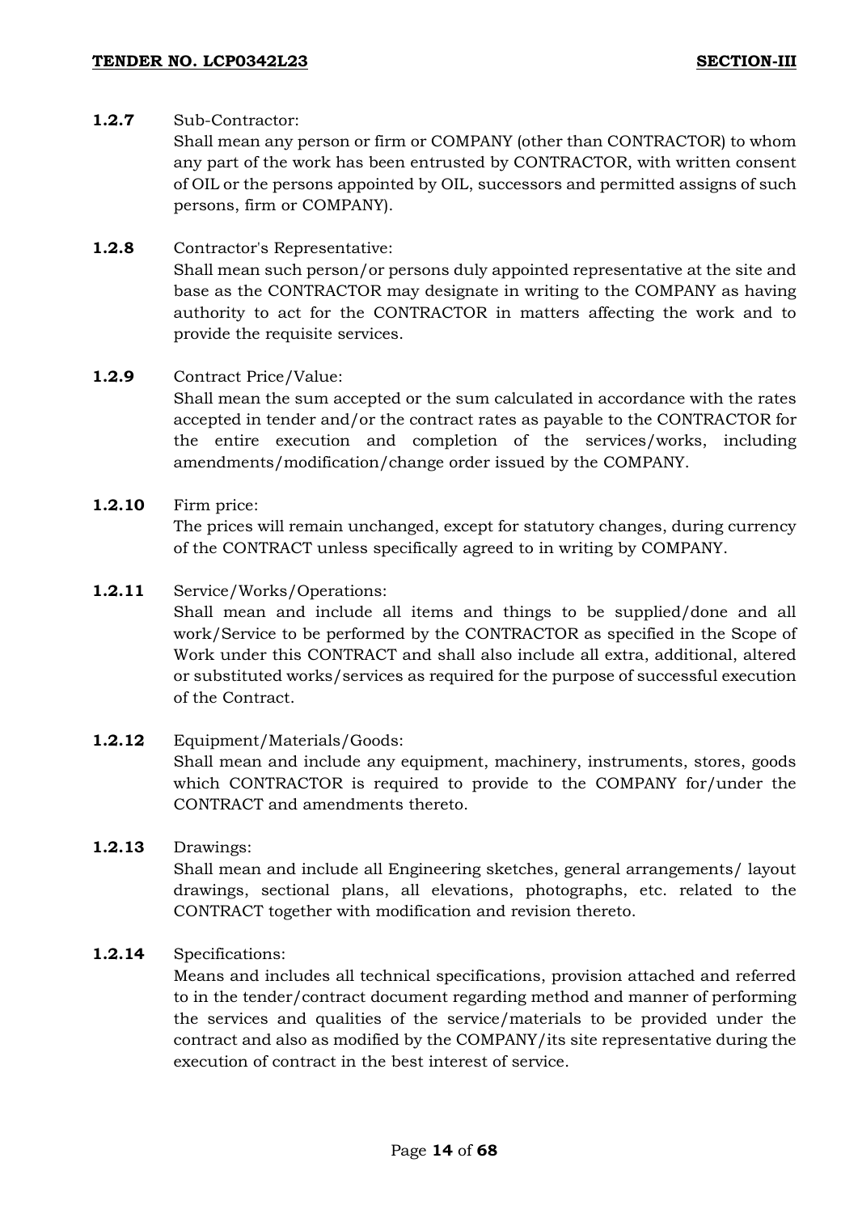**1.2.7** Sub-Contractor:

Shall mean any person or firm or COMPANY (other than CONTRACTOR) to whom any part of the work has been entrusted by CONTRACTOR, with written consent of OIL or the persons appointed by OIL, successors and permitted assigns of such persons, firm or COMPANY).

**1.2.8** Contractor's Representative:

Shall mean such person/or persons duly appointed representative at the site and base as the CONTRACTOR may designate in writing to the COMPANY as having authority to act for the CONTRACTOR in matters affecting the work and to provide the requisite services.

**1.2.9** Contract Price/Value:

Shall mean the sum accepted or the sum calculated in accordance with the rates accepted in tender and/or the contract rates as payable to the CONTRACTOR for the entire execution and completion of the services/works, including amendments/modification/change order issued by the COMPANY.

**1.2.10** Firm price:

The prices will remain unchanged, except for statutory changes, during currency of the CONTRACT unless specifically agreed to in writing by COMPANY.

**1.2.11** Service/Works/Operations:

Shall mean and include all items and things to be supplied/done and all work/Service to be performed by the CONTRACTOR as specified in the Scope of Work under this CONTRACT and shall also include all extra, additional, altered or substituted works/services as required for the purpose of successful execution of the Contract.

**1.2.12** Equipment/Materials/Goods:

Shall mean and include any equipment, machinery, instruments, stores, goods which CONTRACTOR is required to provide to the COMPANY for/under the CONTRACT and amendments thereto.

**1.2.13** Drawings:

Shall mean and include all Engineering sketches, general arrangements/ layout drawings, sectional plans, all elevations, photographs, etc. related to the CONTRACT together with modification and revision thereto.

**1.2.14** Specifications:

Means and includes all technical specifications, provision attached and referred to in the tender/contract document regarding method and manner of performing the services and qualities of the service/materials to be provided under the contract and also as modified by the COMPANY/its site representative during the execution of contract in the best interest of service.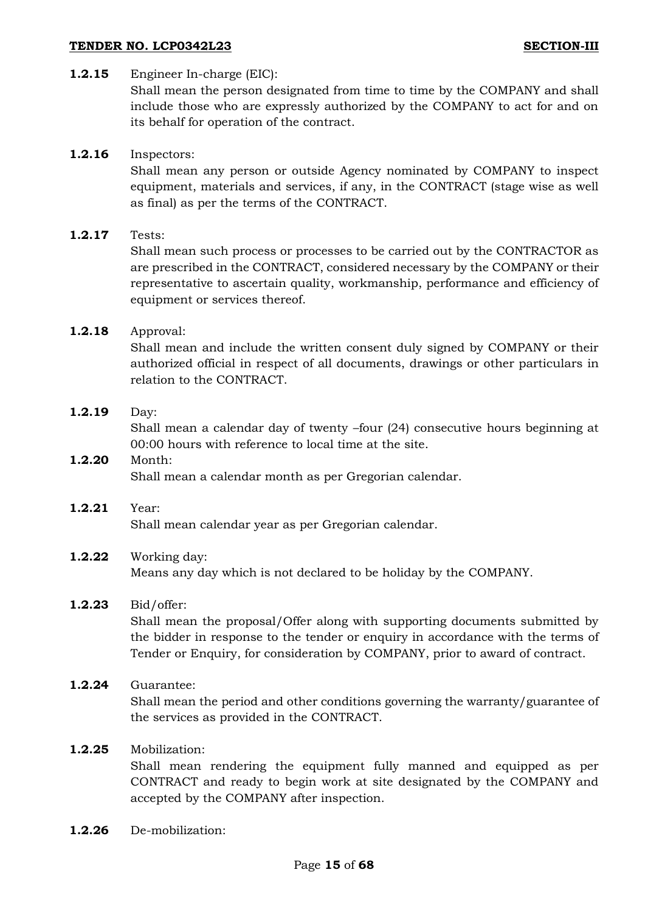**1.2.15** Engineer In-charge (EIC):
Shall mean the person designated from time to time by the COMPANY and shall include those who are expressly authorized by the COMPANY to act for and on its behalf for operation of the contract.

**1.2.16** Inspectors:
Shall mean any person or outside Agency nominated by COMPANY to inspect equipment, materials and services, if any, in the CONTRACT (stage wise as well as final) as per the terms of the CONTRACT.

**1.2.17** Tests:
Shall mean such process or processes to be carried out by the CONTRACTOR as are prescribed in the CONTRACT, considered necessary by the COMPANY or their representative to ascertain quality, workmanship, performance and efficiency of equipment or services thereof.

**1.2.18** Approval:
Shall mean and include the written consent duly signed by COMPANY or their authorized official in respect of all documents, drawings or other particulars in relation to the CONTRACT.

**1.2.19** Day:
Shall mean a calendar day of twenty –four (24) consecutive hours beginning at 00:00 hours with reference to local time at the site.

**1.2.20** Month:
Shall mean a calendar month as per Gregorian calendar.

**1.2.21** Year:
Shall mean calendar year as per Gregorian calendar.

**1.2.22** Working day:
Means any day which is not declared to be holiday by the COMPANY.

**1.2.23** Bid/offer:
Shall mean the proposal/Offer along with supporting documents submitted by the bidder in response to the tender or enquiry in accordance with the terms of Tender or Enquiry, for consideration by COMPANY, prior to award of contract.

**1.2.24** Guarantee:
Shall mean the period and other conditions governing the warranty/guarantee of the services as provided in the CONTRACT.

**1.2.25** Mobilization:
Shall mean rendering the equipment fully manned and equipped as per CONTRACT and ready to begin work at site designated by the COMPANY and accepted by the COMPANY after inspection.

**1.2.26** De-mobilization: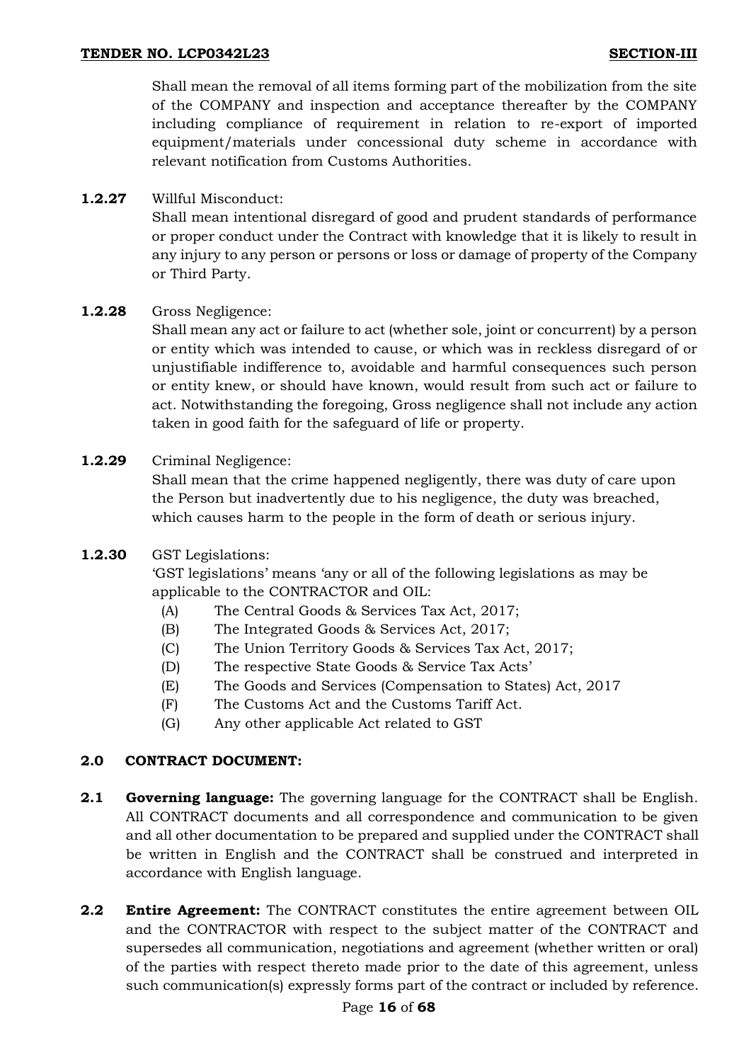Shall mean the removal of all items forming part of the mobilization from the site of the COMPANY and inspection and acceptance thereafter by the COMPANY including compliance of requirement in relation to re-export of imported equipment/materials under concessional duty scheme in accordance with relevant notification from Customs Authorities.

**1.2.27** Willful Misconduct:
Shall mean intentional disregard of good and prudent standards of performance or proper conduct under the Contract with knowledge that it is likely to result in any injury to any person or persons or loss or damage of property of the Company or Third Party.

**1.2.28** Gross Negligence:
Shall mean any act or failure to act (whether sole, joint or concurrent) by a person or entity which was intended to cause, or which was in reckless disregard of or unjustifiable indifference to, avoidable and harmful consequences such person or entity knew, or should have known, would result from such act or failure to act. Notwithstanding the foregoing, Gross negligence shall not include any action taken in good faith for the safeguard of life or property.

**1.2.29** Criminal Negligence:
Shall mean that the crime happened negligently, there was duty of care upon the Person but inadvertently due to his negligence, the duty was breached, which causes harm to the people in the form of death or serious injury.

**1.2.30** GST Legislations:
'GST legislations' means 'any or all of the following legislations as may be applicable to the CONTRACTOR and OIL:

(A) The Central Goods & Services Tax Act, 2017;
(B) The Integrated Goods & Services Act, 2017;
(C) The Union Territory Goods & Services Tax Act, 2017;
(D) The respective State Goods & Service Tax Acts'
(E) The Goods and Services (Compensation to States) Act, 2017
(F) The Customs Act and the Customs Tariff Act.
(G) Any other applicable Act related to GST

**2.0 CONTRACT DOCUMENT:**

**2.1 Governing language:** The governing language for the CONTRACT shall be English. All CONTRACT documents and all correspondence and communication to be given and all other documentation to be prepared and supplied under the CONTRACT shall be written in English and the CONTRACT shall be construed and interpreted in accordance with English language.

**2.2 Entire Agreement:** The CONTRACT constitutes the entire agreement between OIL and the CONTRACTOR with respect to the subject matter of the CONTRACT and supersedes all communication, negotiations and agreement (whether written or oral) of the parties with respect thereto made prior to the date of this agreement, unless such communication(s) expressly forms part of the contract or included by reference.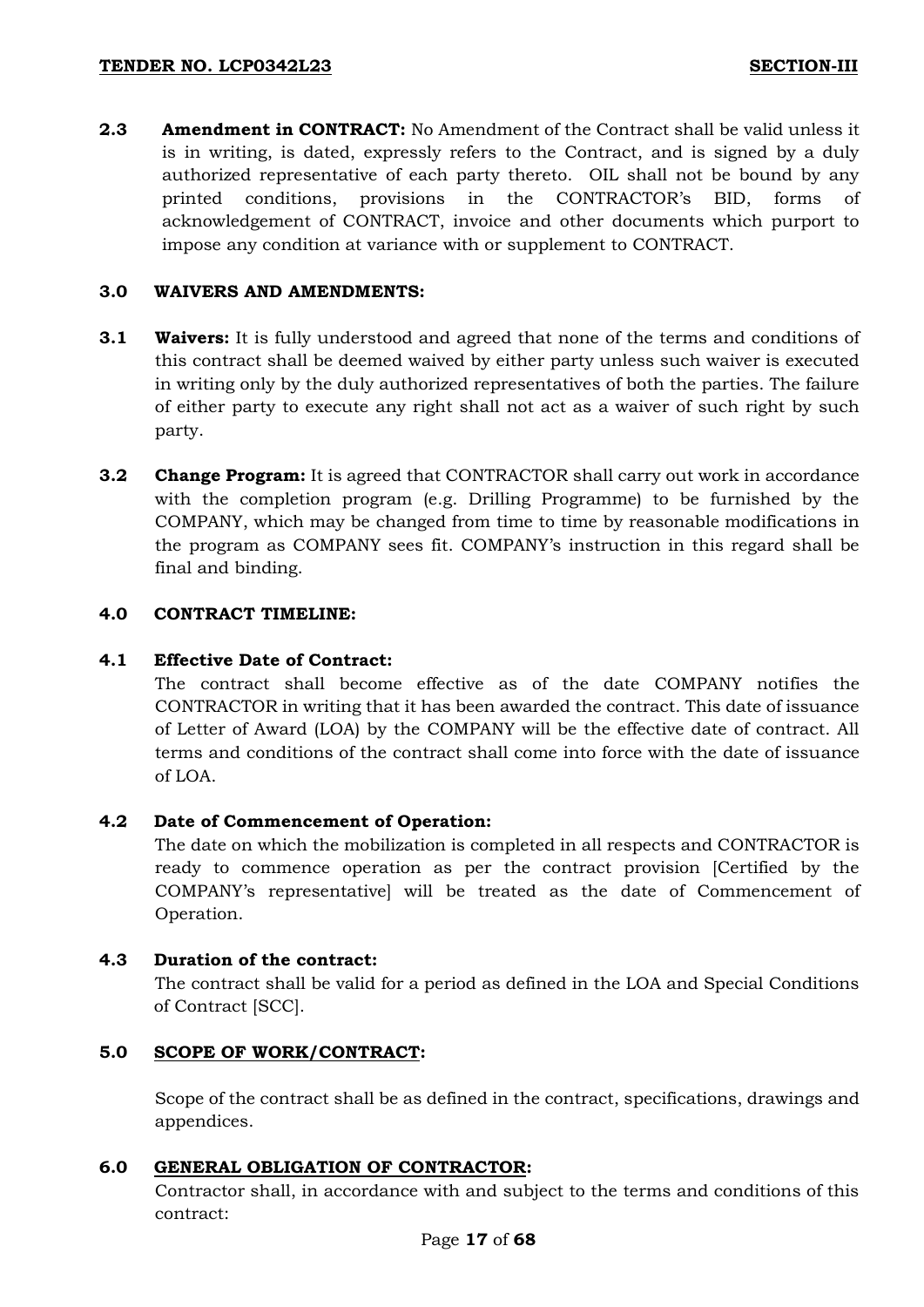**2.3 Amendment in CONTRACT:** No Amendment of the Contract shall be valid unless it is in writing, is dated, expressly refers to the Contract, and is signed by a duly authorized representative of each party thereto. OIL shall not be bound by any printed conditions, provisions in the CONTRACTOR's BID, forms of acknowledgement of CONTRACT, invoice and other documents which purport to impose any condition at variance with or supplement to CONTRACT.

## 3.0 WAIVERS AND AMENDMENTS:

**3.1 Waivers:** It is fully understood and agreed that none of the terms and conditions of this contract shall be deemed waived by either party unless such waiver is executed in writing only by the duly authorized representatives of both the parties. The failure of either party to execute any right shall not act as a waiver of such right by such party.

**3.2 Change Program:** It is agreed that CONTRACTOR shall carry out work in accordance with the completion program (e.g. Drilling Programme) to be furnished by the COMPANY, which may be changed from time to time by reasonable modifications in the program as COMPANY sees fit. COMPANY's instruction in this regard shall be final and binding.

## 4.0 CONTRACT TIMELINE:

**4.1 Effective Date of Contract:**

The contract shall become effective as of the date COMPANY notifies the CONTRACTOR in writing that it has been awarded the contract. This date of issuance of Letter of Award (LOA) by the COMPANY will be the effective date of contract. All terms and conditions of the contract shall come into force with the date of issuance of LOA.

**4.2 Date of Commencement of Operation:**

The date on which the mobilization is completed in all respects and CONTRACTOR is ready to commence operation as per the contract provision [Certified by the COMPANY's representative] will be treated as the date of Commencement of Operation.

**4.3 Duration of the contract:**

The contract shall be valid for a period as defined in the LOA and Special Conditions of Contract [SCC].

## 5.0 SCOPE OF WORK/CONTRACT:

Scope of the contract shall be as defined in the contract, specifications, drawings and appendices.

## 6.0 GENERAL OBLIGATION OF CONTRACTOR:

Contractor shall, in accordance with and subject to the terms and conditions of this contract: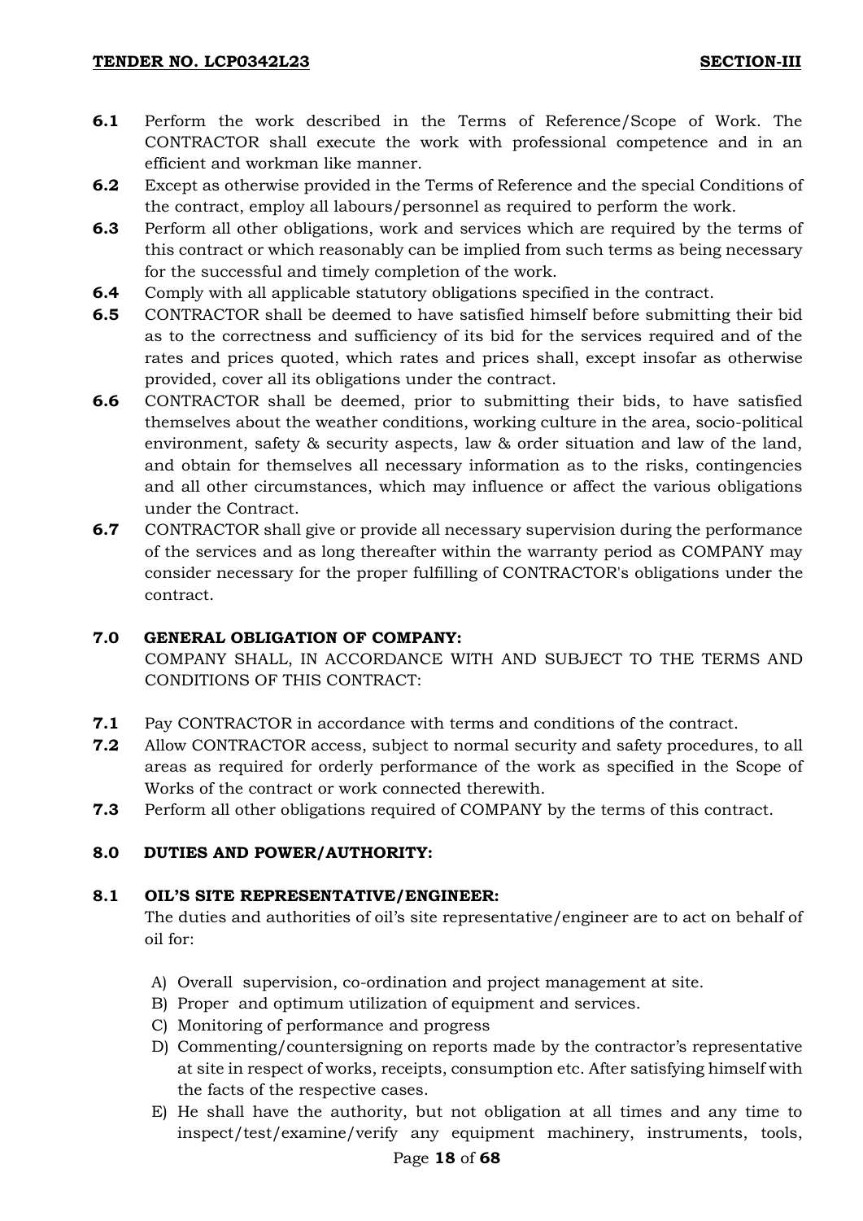**6.1** Perform the work described in the Terms of Reference/Scope of Work. The CONTRACTOR shall execute the work with professional competence and in an efficient and workman like manner.

**6.2** Except as otherwise provided in the Terms of Reference and the special Conditions of the contract, employ all labours/personnel as required to perform the work.

**6.3** Perform all other obligations, work and services which are required by the terms of this contract or which reasonably can be implied from such terms as being necessary for the successful and timely completion of the work.

**6.4** Comply with all applicable statutory obligations specified in the contract.

**6.5** CONTRACTOR shall be deemed to have satisfied himself before submitting their bid as to the correctness and sufficiency of its bid for the services required and of the rates and prices quoted, which rates and prices shall, except insofar as otherwise provided, cover all its obligations under the contract.

**6.6** CONTRACTOR shall be deemed, prior to submitting their bids, to have satisfied themselves about the weather conditions, working culture in the area, socio-political environment, safety & security aspects, law & order situation and law of the land, and obtain for themselves all necessary information as to the risks, contingencies and all other circumstances, which may influence or affect the various obligations under the Contract.

**6.7** CONTRACTOR shall give or provide all necessary supervision during the performance of the services and as long thereafter within the warranty period as COMPANY may consider necessary for the proper fulfilling of CONTRACTOR's obligations under the contract.

**7.0 GENERAL OBLIGATION OF COMPANY:**

COMPANY SHALL, IN ACCORDANCE WITH AND SUBJECT TO THE TERMS AND CONDITIONS OF THIS CONTRACT:

**7.1** Pay CONTRACTOR in accordance with terms and conditions of the contract.

**7.2** Allow CONTRACTOR access, subject to normal security and safety procedures, to all areas as required for orderly performance of the work as specified in the Scope of Works of the contract or work connected therewith.

**7.3** Perform all other obligations required of COMPANY by the terms of this contract.

**8.0 DUTIES AND POWER/AUTHORITY:**

**8.1 OIL'S SITE REPRESENTATIVE/ENGINEER:**

The duties and authorities of oil's site representative/engineer are to act on behalf of oil for:

A) Overall supervision, co-ordination and project management at site.
B) Proper and optimum utilization of equipment and services.
C) Monitoring of performance and progress
D) Commenting/countersigning on reports made by the contractor's representative at site in respect of works, receipts, consumption etc. After satisfying himself with the facts of the respective cases.
E) He shall have the authority, but not obligation at all times and any time to inspect/test/examine/verify any equipment machinery, instruments, tools,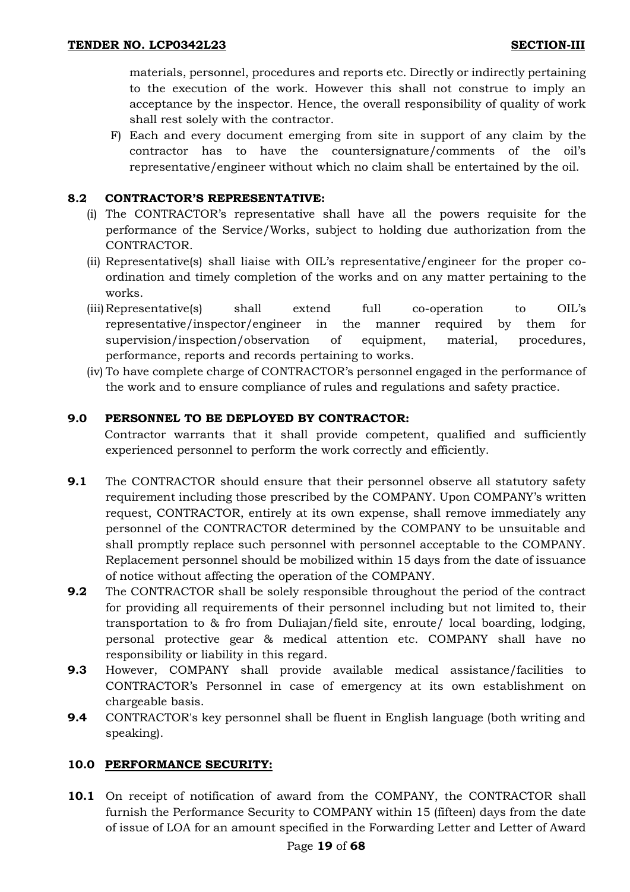materials, personnel, procedures and reports etc. Directly or indirectly pertaining to the execution of the work. However this shall not construe to imply an acceptance by the inspector. Hence, the overall responsibility of quality of work shall rest solely with the contractor.

F) Each and every document emerging from site in support of any claim by the contractor has to have the countersignature/comments of the oil's representative/engineer without which no claim shall be entertained by the oil.

### 8.2 CONTRACTOR'S REPRESENTATIVE:

(i) The CONTRACTOR's representative shall have all the powers requisite for the performance of the Service/Works, subject to holding due authorization from the CONTRACTOR.

(ii) Representative(s) shall liaise with OIL's representative/engineer for the proper co-ordination and timely completion of the works and on any matter pertaining to the works.

(iii) Representative(s) shall extend full co-operation to OIL's representative/inspector/engineer in the manner required by them for supervision/inspection/observation of equipment, material, procedures, performance, reports and records pertaining to works.

(iv) To have complete charge of CONTRACTOR's personnel engaged in the performance of the work and to ensure compliance of rules and regulations and safety practice.

### 9.0 PERSONNEL TO BE DEPLOYED BY CONTRACTOR:

Contractor warrants that it shall provide competent, qualified and sufficiently experienced personnel to perform the work correctly and efficiently.

**9.1** The CONTRACTOR should ensure that their personnel observe all statutory safety requirement including those prescribed by the COMPANY. Upon COMPANY's written request, CONTRACTOR, entirely at its own expense, shall remove immediately any personnel of the CONTRACTOR determined by the COMPANY to be unsuitable and shall promptly replace such personnel with personnel acceptable to the COMPANY. Replacement personnel should be mobilized within 15 days from the date of issuance of notice without affecting the operation of the COMPANY.

**9.2** The CONTRACTOR shall be solely responsible throughout the period of the contract for providing all requirements of their personnel including but not limited to, their transportation to & fro from Duliajan/field site, enroute/ local boarding, lodging, personal protective gear & medical attention etc. COMPANY shall have no responsibility or liability in this regard.

**9.3** However, COMPANY shall provide available medical assistance/facilities to CONTRACTOR's Personnel in case of emergency at its own establishment on chargeable basis.

**9.4** CONTRACTOR's key personnel shall be fluent in English language (both writing and speaking).

### 10.0 PERFORMANCE SECURITY:

**10.1** On receipt of notification of award from the COMPANY, the CONTRACTOR shall furnish the Performance Security to COMPANY within 15 (fifteen) days from the date of issue of LOA for an amount specified in the Forwarding Letter and Letter of Award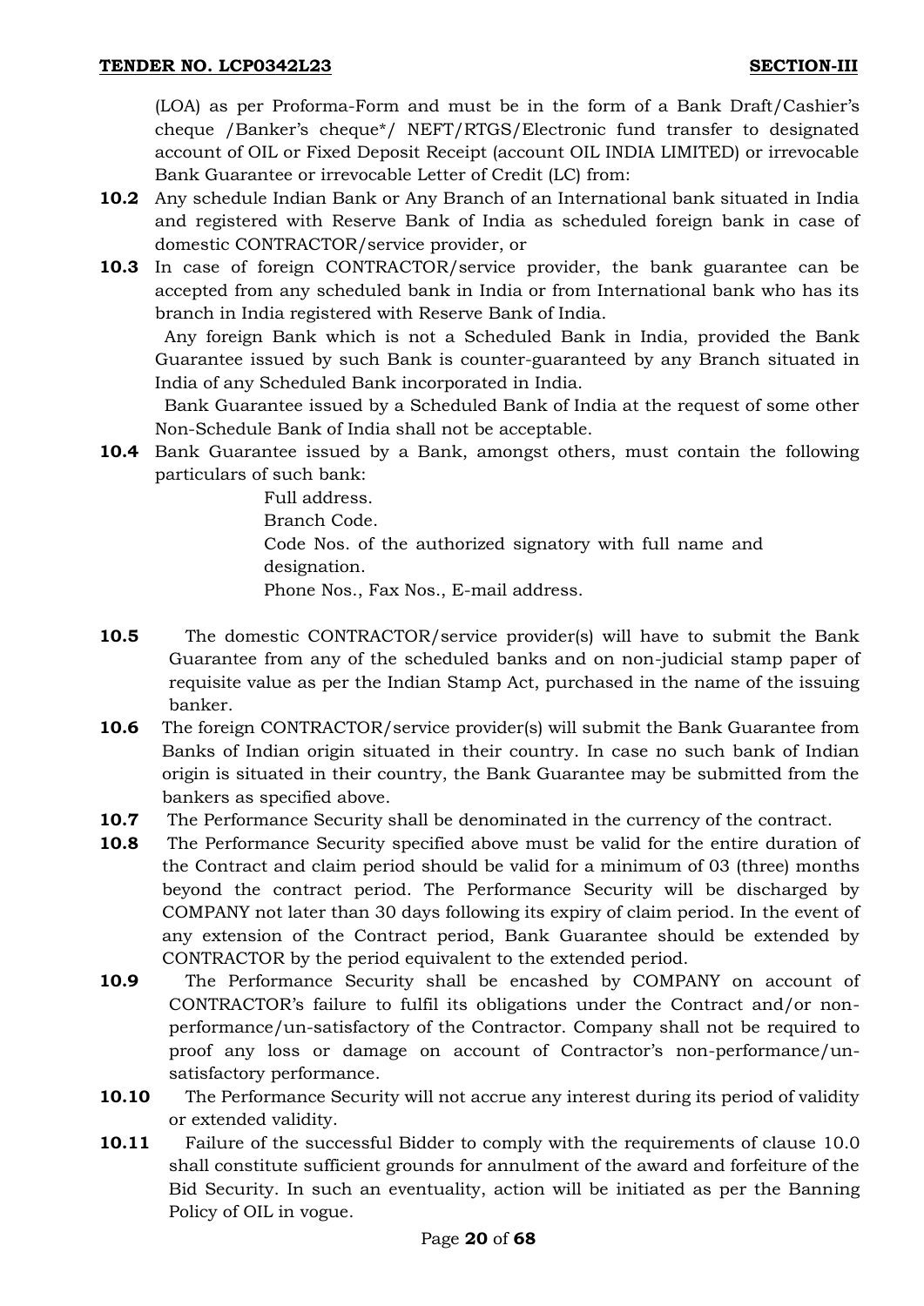(LOA) as per Proforma-Form and must be in the form of a Bank Draft/Cashier's cheque /Banker's cheque*/ NEFT/RTGS/Electronic fund transfer to designated account of OIL or Fixed Deposit Receipt (account OIL INDIA LIMITED) or irrevocable Bank Guarantee or irrevocable Letter of Credit (LC) from:

**10.2** Any schedule Indian Bank or Any Branch of an International bank situated in India and registered with Reserve Bank of India as scheduled foreign bank in case of domestic CONTRACTOR/service provider, or

**10.3** In case of foreign CONTRACTOR/service provider, the bank guarantee can be accepted from any scheduled bank in India or from International bank who has its branch in India registered with Reserve Bank of India.

Any foreign Bank which is not a Scheduled Bank in India, provided the Bank Guarantee issued by such Bank is counter-guaranteed by any Branch situated in India of any Scheduled Bank incorporated in India.

Bank Guarantee issued by a Scheduled Bank of India at the request of some other Non-Schedule Bank of India shall not be acceptable.

**10.4** Bank Guarantee issued by a Bank, amongst others, must contain the following particulars of such bank:

Full address.
Branch Code.
Code Nos. of the authorized signatory with full name and designation.
Phone Nos., Fax Nos., E-mail address.

**10.5** The domestic CONTRACTOR/service provider(s) will have to submit the Bank Guarantee from any of the scheduled banks and on non-judicial stamp paper of requisite value as per the Indian Stamp Act, purchased in the name of the issuing banker.

**10.6** The foreign CONTRACTOR/service provider(s) will submit the Bank Guarantee from Banks of Indian origin situated in their country. In case no such bank of Indian origin is situated in their country, the Bank Guarantee may be submitted from the bankers as specified above.

**10.7** The Performance Security shall be denominated in the currency of the contract.

**10.8** The Performance Security specified above must be valid for the entire duration of the Contract and claim period should be valid for a minimum of 03 (three) months beyond the contract period. The Performance Security will be discharged by COMPANY not later than 30 days following its expiry of claim period. In the event of any extension of the Contract period, Bank Guarantee should be extended by CONTRACTOR by the period equivalent to the extended period.

**10.9** The Performance Security shall be encashed by COMPANY on account of CONTRACTOR's failure to fulfil its obligations under the Contract and/or non-performance/un-satisfactory of the Contractor. Company shall not be required to proof any loss or damage on account of Contractor's non-performance/un-satisfactory performance.

**10.10** The Performance Security will not accrue any interest during its period of validity or extended validity.

**10.11** Failure of the successful Bidder to comply with the requirements of clause 10.0 shall constitute sufficient grounds for annulment of the award and forfeiture of the Bid Security. In such an eventuality, action will be initiated as per the Banning Policy of OIL in vogue.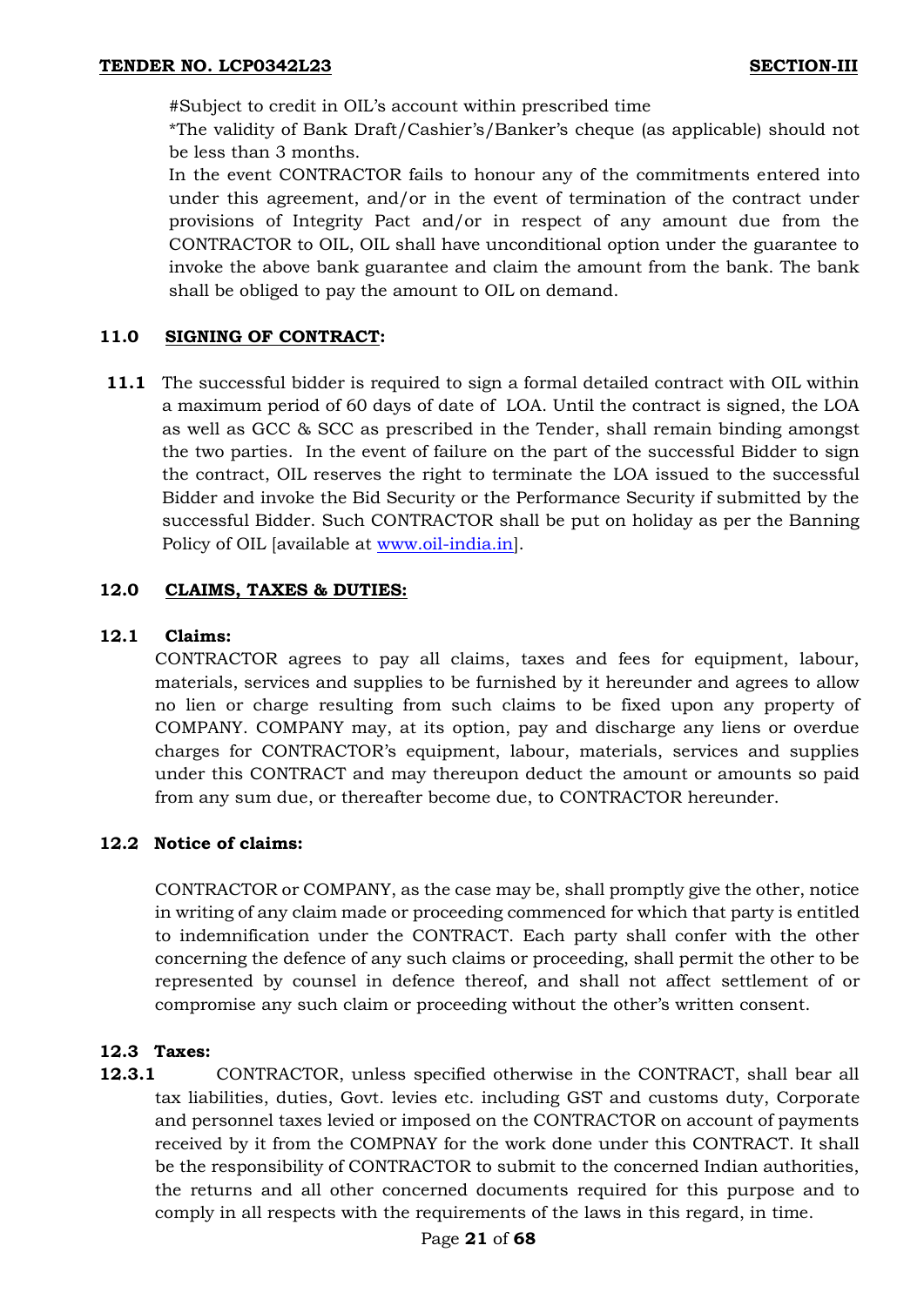#Subject to credit in OIL's account within prescribed time

*The validity of Bank Draft/Cashier's/Banker's cheque (as applicable) should not be less than 3 months.

In the event CONTRACTOR fails to honour any of the commitments entered into under this agreement, and/or in the event of termination of the contract under provisions of Integrity Pact and/or in respect of any amount due from the CONTRACTOR to OIL, OIL shall have unconditional option under the guarantee to invoke the above bank guarantee and claim the amount from the bank. The bank shall be obliged to pay the amount to OIL on demand.

## 11.0 SIGNING OF CONTRACT:

**11.1** The successful bidder is required to sign a formal detailed contract with OIL within a maximum period of 60 days of date of LOA. Until the contract is signed, the LOA as well as GCC & SCC as prescribed in the Tender, shall remain binding amongst the two parties. In the event of failure on the part of the successful Bidder to sign the contract, OIL reserves the right to terminate the LOA issued to the successful Bidder and invoke the Bid Security or the Performance Security if submitted by the successful Bidder. Such CONTRACTOR shall be put on holiday as per the Banning Policy of OIL [available at www.oil-india.in].

## 12.0 CLAIMS, TAXES & DUTIES:

### 12.1 Claims:

CONTRACTOR agrees to pay all claims, taxes and fees for equipment, labour, materials, services and supplies to be furnished by it hereunder and agrees to allow no lien or charge resulting from such claims to be fixed upon any property of COMPANY. COMPANY may, at its option, pay and discharge any liens or overdue charges for CONTRACTOR's equipment, labour, materials, services and supplies under this CONTRACT and may thereupon deduct the amount or amounts so paid from any sum due, or thereafter become due, to CONTRACTOR hereunder.

### 12.2 Notice of claims:

CONTRACTOR or COMPANY, as the case may be, shall promptly give the other, notice in writing of any claim made or proceeding commenced for which that party is entitled to indemnification under the CONTRACT. Each party shall confer with the other concerning the defence of any such claims or proceeding, shall permit the other to be represented by counsel in defence thereof, and shall not affect settlement of or compromise any such claim or proceeding without the other's written consent.

### 12.3 Taxes:

**12.3.1** CONTRACTOR, unless specified otherwise in the CONTRACT, shall bear all tax liabilities, duties, Govt. levies etc. including GST and customs duty, Corporate and personnel taxes levied or imposed on the CONTRACTOR on account of payments received by it from the COMPNAY for the work done under this CONTRACT. It shall be the responsibility of CONTRACTOR to submit to the concerned Indian authorities, the returns and all other concerned documents required for this purpose and to comply in all respects with the requirements of the laws in this regard, in time.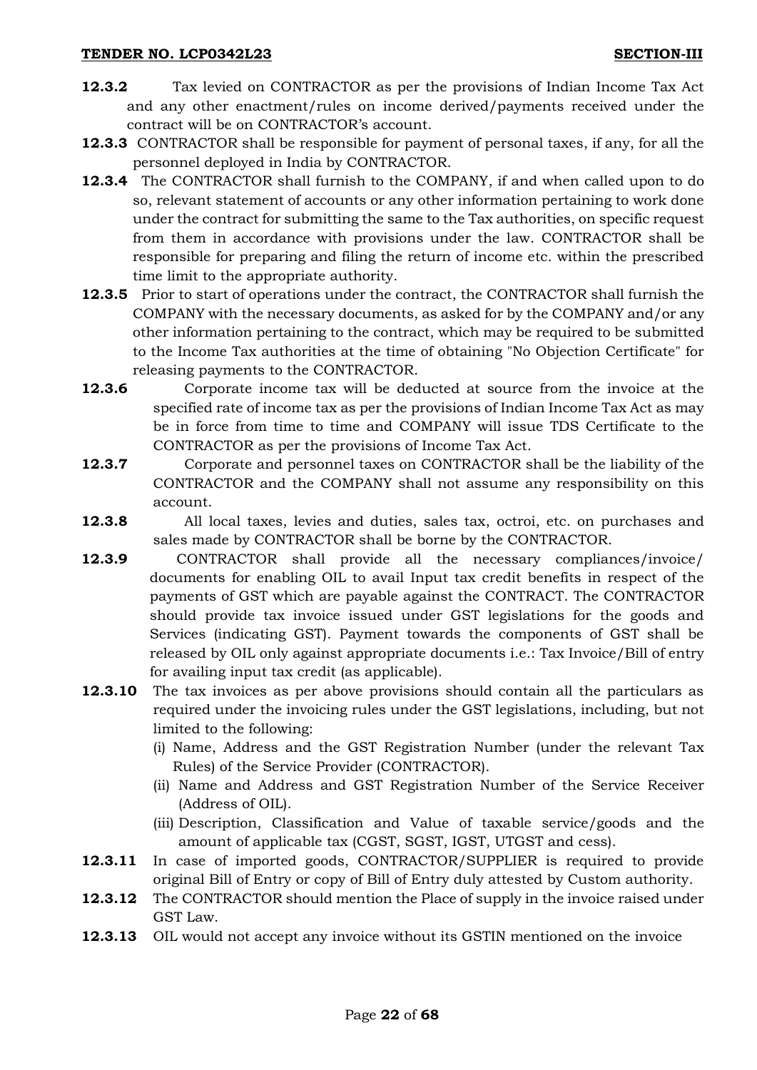**12.3.2** Tax levied on CONTRACTOR as per the provisions of Indian Income Tax Act and any other enactment/rules on income derived/payments received under the contract will be on CONTRACTOR's account.

**12.3.3** CONTRACTOR shall be responsible for payment of personal taxes, if any, for all the personnel deployed in India by CONTRACTOR.

**12.3.4** The CONTRACTOR shall furnish to the COMPANY, if and when called upon to do so, relevant statement of accounts or any other information pertaining to work done under the contract for submitting the same to the Tax authorities, on specific request from them in accordance with provisions under the law. CONTRACTOR shall be responsible for preparing and filing the return of income etc. within the prescribed time limit to the appropriate authority.

**12.3.5** Prior to start of operations under the contract, the CONTRACTOR shall furnish the COMPANY with the necessary documents, as asked for by the COMPANY and/or any other information pertaining to the contract, which may be required to be submitted to the Income Tax authorities at the time of obtaining "No Objection Certificate" for releasing payments to the CONTRACTOR.

**12.3.6** Corporate income tax will be deducted at source from the invoice at the specified rate of income tax as per the provisions of Indian Income Tax Act as may be in force from time to time and COMPANY will issue TDS Certificate to the CONTRACTOR as per the provisions of Income Tax Act.

**12.3.7** Corporate and personnel taxes on CONTRACTOR shall be the liability of the CONTRACTOR and the COMPANY shall not assume any responsibility on this account.

**12.3.8** All local taxes, levies and duties, sales tax, octroi, etc. on purchases and sales made by CONTRACTOR shall be borne by the CONTRACTOR.

**12.3.9** CONTRACTOR shall provide all the necessary compliances/invoice/ documents for enabling OIL to avail Input tax credit benefits in respect of the payments of GST which are payable against the CONTRACT. The CONTRACTOR should provide tax invoice issued under GST legislations for the goods and Services (indicating GST). Payment towards the components of GST shall be released by OIL only against appropriate documents i.e.: Tax Invoice/Bill of entry for availing input tax credit (as applicable).

**12.3.10** The tax invoices as per above provisions should contain all the particulars as required under the invoicing rules under the GST legislations, including, but not limited to the following:

(i) Name, Address and the GST Registration Number (under the relevant Tax Rules) of the Service Provider (CONTRACTOR).

(ii) Name and Address and GST Registration Number of the Service Receiver (Address of OIL).

(iii) Description, Classification and Value of taxable service/goods and the amount of applicable tax (CGST, SGST, IGST, UTGST and cess).

**12.3.11** In case of imported goods, CONTRACTOR/SUPPLIER is required to provide original Bill of Entry or copy of Bill of Entry duly attested by Custom authority.

**12.3.12** The CONTRACTOR should mention the Place of supply in the invoice raised under GST Law.

**12.3.13** OIL would not accept any invoice without its GSTIN mentioned on the invoice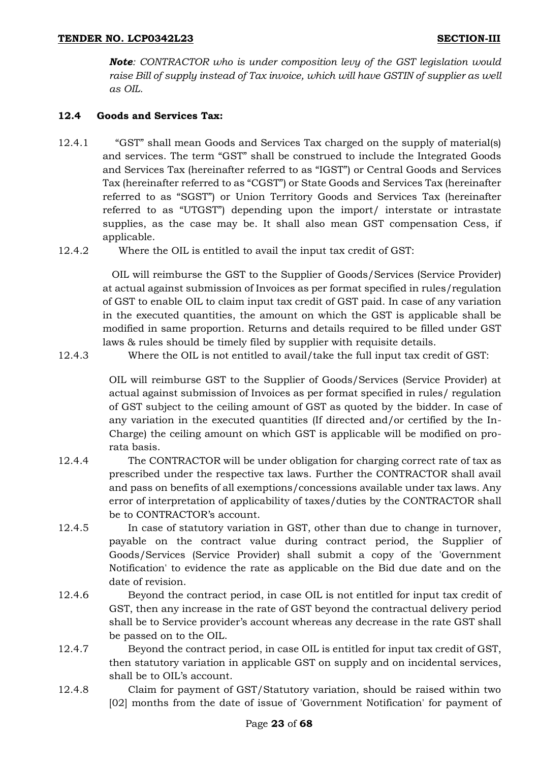***Note**: CONTRACTOR who is under composition levy of the GST legislation would raise Bill of supply instead of Tax invoice, which will have GSTIN of supplier as well as OIL.*

### 12.4 Goods and Services Tax:

12.4.1 "GST" shall mean Goods and Services Tax charged on the supply of material(s) and services. The term "GST" shall be construed to include the Integrated Goods and Services Tax (hereinafter referred to as "IGST") or Central Goods and Services Tax (hereinafter referred to as "CGST") or State Goods and Services Tax (hereinafter referred to as "SGST") or Union Territory Goods and Services Tax (hereinafter referred to as "UTGST") depending upon the import/ interstate or intrastate supplies, as the case may be. It shall also mean GST compensation Cess, if applicable.

12.4.2 Where the OIL is entitled to avail the input tax credit of GST:

OIL will reimburse the GST to the Supplier of Goods/Services (Service Provider) at actual against submission of Invoices as per format specified in rules/regulation of GST to enable OIL to claim input tax credit of GST paid. In case of any variation in the executed quantities, the amount on which the GST is applicable shall be modified in same proportion. Returns and details required to be filled under GST laws & rules should be timely filed by supplier with requisite details.

12.4.3 Where the OIL is not entitled to avail/take the full input tax credit of GST:

OIL will reimburse GST to the Supplier of Goods/Services (Service Provider) at actual against submission of Invoices as per format specified in rules/ regulation of GST subject to the ceiling amount of GST as quoted by the bidder. In case of any variation in the executed quantities (If directed and/or certified by the In-Charge) the ceiling amount on which GST is applicable will be modified on pro-rata basis.

12.4.4 The CONTRACTOR will be under obligation for charging correct rate of tax as prescribed under the respective tax laws. Further the CONTRACTOR shall avail and pass on benefits of all exemptions/concessions available under tax laws. Any error of interpretation of applicability of taxes/duties by the CONTRACTOR shall be to CONTRACTOR's account.

12.4.5 In case of statutory variation in GST, other than due to change in turnover, payable on the contract value during contract period, the Supplier of Goods/Services (Service Provider) shall submit a copy of the 'Government Notification' to evidence the rate as applicable on the Bid due date and on the date of revision.

12.4.6 Beyond the contract period, in case OIL is not entitled for input tax credit of GST, then any increase in the rate of GST beyond the contractual delivery period shall be to Service provider's account whereas any decrease in the rate GST shall be passed on to the OIL.

12.4.7 Beyond the contract period, in case OIL is entitled for input tax credit of GST, then statutory variation in applicable GST on supply and on incidental services, shall be to OIL's account.

12.4.8 Claim for payment of GST/Statutory variation, should be raised within two [02] months from the date of issue of 'Government Notification' for payment of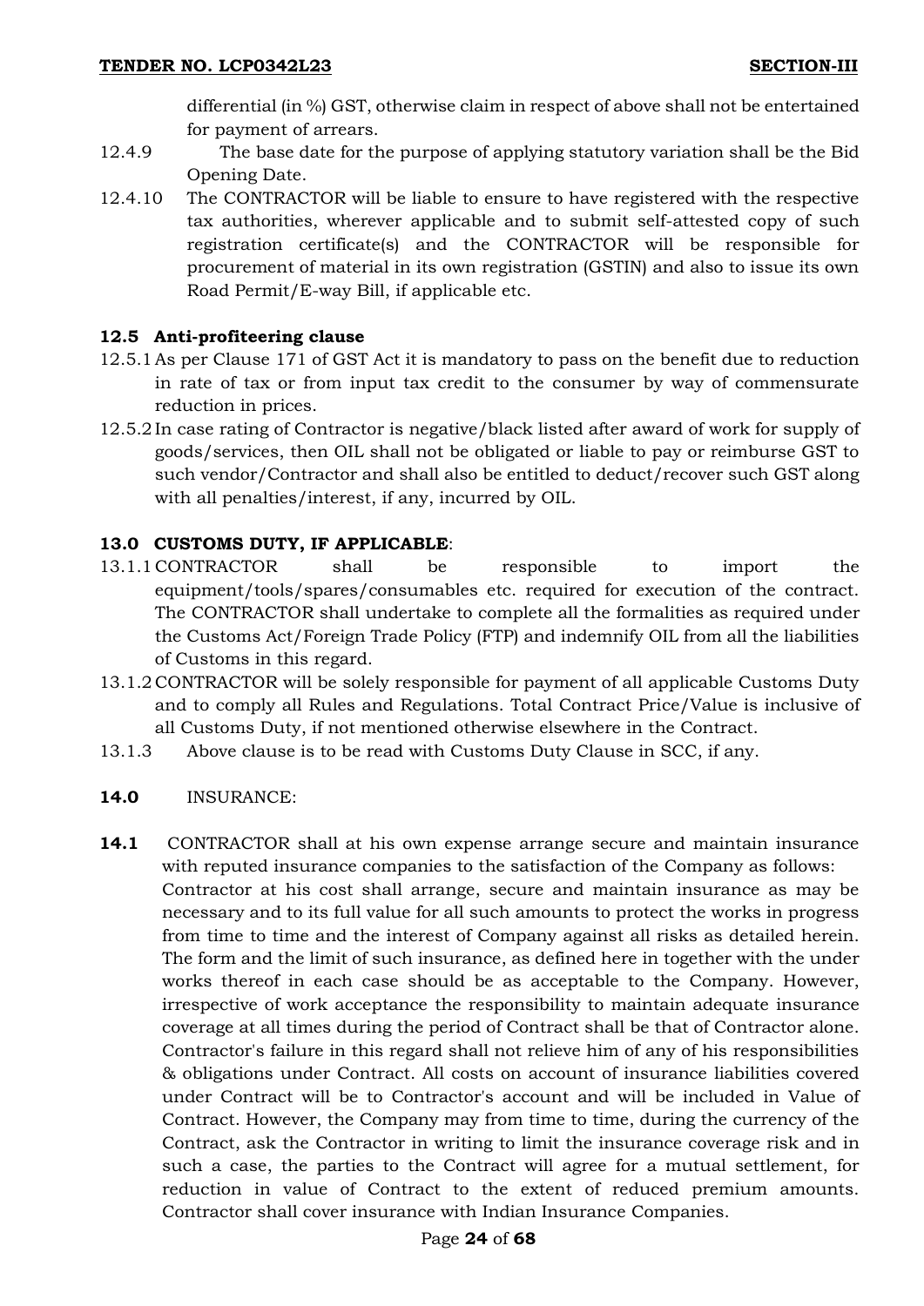differential (in %) GST, otherwise claim in respect of above shall not be entertained for payment of arrears.

12.4.9 The base date for the purpose of applying statutory variation shall be the Bid Opening Date.

12.4.10 The CONTRACTOR will be liable to ensure to have registered with the respective tax authorities, wherever applicable and to submit self-attested copy of such registration certificate(s) and the CONTRACTOR will be responsible for procurement of material in its own registration (GSTIN) and also to issue its own Road Permit/E-way Bill, if applicable etc.

### 12.5 Anti-profiteering clause

12.5.1 As per Clause 171 of GST Act it is mandatory to pass on the benefit due to reduction in rate of tax or from input tax credit to the consumer by way of commensurate reduction in prices.

12.5.2 In case rating of Contractor is negative/black listed after award of work for supply of goods/services, then OIL shall not be obligated or liable to pay or reimburse GST to such vendor/Contractor and shall also be entitled to deduct/recover such GST along with all penalties/interest, if any, incurred by OIL.

### 13.0 CUSTOMS DUTY, IF APPLICABLE:

13.1.1 CONTRACTOR shall be responsible to import the equipment/tools/spares/consumables etc. required for execution of the contract. The CONTRACTOR shall undertake to complete all the formalities as required under the Customs Act/Foreign Trade Policy (FTP) and indemnify OIL from all the liabilities of Customs in this regard.

13.1.2 CONTRACTOR will be solely responsible for payment of all applicable Customs Duty and to comply all Rules and Regulations. Total Contract Price/Value is inclusive of all Customs Duty, if not mentioned otherwise elsewhere in the Contract.

13.1.3 Above clause is to be read with Customs Duty Clause in SCC, if any.

### 14.0 INSURANCE:

**14.1** CONTRACTOR shall at his own expense arrange secure and maintain insurance with reputed insurance companies to the satisfaction of the Company as follows:
Contractor at his cost shall arrange, secure and maintain insurance as may be necessary and to its full value for all such amounts to protect the works in progress from time to time and the interest of Company against all risks as detailed herein. The form and the limit of such insurance, as defined here in together with the under works thereof in each case should be as acceptable to the Company. However, irrespective of work acceptance the responsibility to maintain adequate insurance coverage at all times during the period of Contract shall be that of Contractor alone. Contractor's failure in this regard shall not relieve him of any of his responsibilities & obligations under Contract. All costs on account of insurance liabilities covered under Contract will be to Contractor's account and will be included in Value of Contract. However, the Company may from time to time, during the currency of the Contract, ask the Contractor in writing to limit the insurance coverage risk and in such a case, the parties to the Contract will agree for a mutual settlement, for reduction in value of Contract to the extent of reduced premium amounts. Contractor shall cover insurance with Indian Insurance Companies.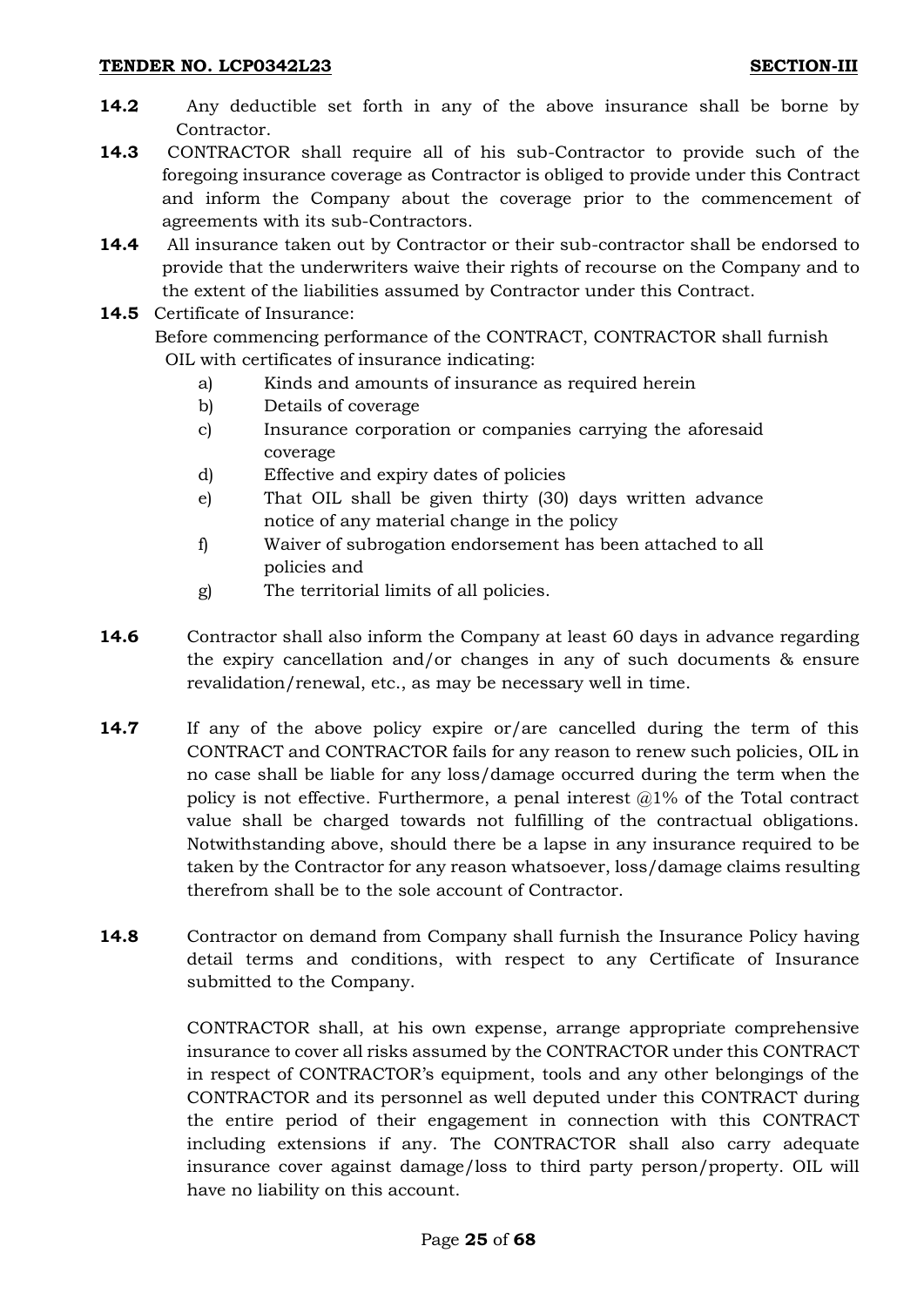**14.2** Any deductible set forth in any of the above insurance shall be borne by Contractor.

**14.3** CONTRACTOR shall require all of his sub-Contractor to provide such of the foregoing insurance coverage as Contractor is obliged to provide under this Contract and inform the Company about the coverage prior to the commencement of agreements with its sub-Contractors.

**14.4** All insurance taken out by Contractor or their sub-contractor shall be endorsed to provide that the underwriters waive their rights of recourse on the Company and to the extent of the liabilities assumed by Contractor under this Contract.

**14.5** Certificate of Insurance:

Before commencing performance of the CONTRACT, CONTRACTOR shall furnish OIL with certificates of insurance indicating:

a) Kinds and amounts of insurance as required herein
b) Details of coverage
c) Insurance corporation or companies carrying the aforesaid coverage
d) Effective and expiry dates of policies
e) That OIL shall be given thirty (30) days written advance notice of any material change in the policy
f) Waiver of subrogation endorsement has been attached to all policies and
g) The territorial limits of all policies.

**14.6** Contractor shall also inform the Company at least 60 days in advance regarding the expiry cancellation and/or changes in any of such documents & ensure revalidation/renewal, etc., as may be necessary well in time.

**14.7** If any of the above policy expire or/are cancelled during the term of this CONTRACT and CONTRACTOR fails for any reason to renew such policies, OIL in no case shall be liable for any loss/damage occurred during the term when the policy is not effective. Furthermore, a penal interest @1% of the Total contract value shall be charged towards not fulfilling of the contractual obligations. Notwithstanding above, should there be a lapse in any insurance required to be taken by the Contractor for any reason whatsoever, loss/damage claims resulting therefrom shall be to the sole account of Contractor.

**14.8** Contractor on demand from Company shall furnish the Insurance Policy having detail terms and conditions, with respect to any Certificate of Insurance submitted to the Company.

CONTRACTOR shall, at his own expense, arrange appropriate comprehensive insurance to cover all risks assumed by the CONTRACTOR under this CONTRACT in respect of CONTRACTOR's equipment, tools and any other belongings of the CONTRACTOR and its personnel as well deputed under this CONTRACT during the entire period of their engagement in connection with this CONTRACT including extensions if any. The CONTRACTOR shall also carry adequate insurance cover against damage/loss to third party person/property. OIL will have no liability on this account.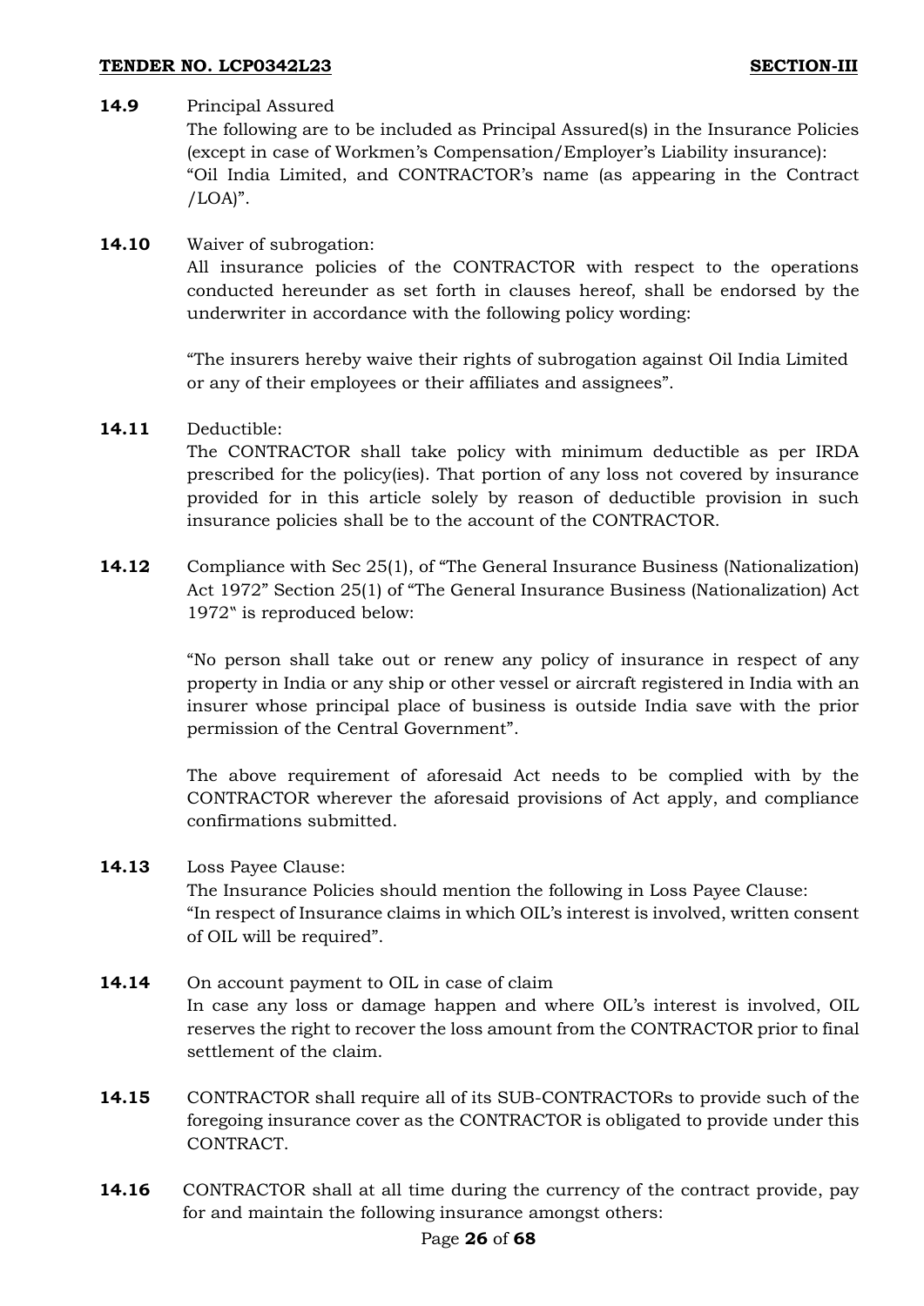**14.9** Principal Assured

The following are to be included as Principal Assured(s) in the Insurance Policies (except in case of Workmen's Compensation/Employer's Liability insurance):
"Oil India Limited, and CONTRACTOR's name (as appearing in the Contract /LOA)".

**14.10** Waiver of subrogation:

All insurance policies of the CONTRACTOR with respect to the operations conducted hereunder as set forth in clauses hereof, shall be endorsed by the underwriter in accordance with the following policy wording:

"The insurers hereby waive their rights of subrogation against Oil India Limited or any of their employees or their affiliates and assignees".

**14.11** Deductible:

The CONTRACTOR shall take policy with minimum deductible as per IRDA prescribed for the policy(ies). That portion of any loss not covered by insurance provided for in this article solely by reason of deductible provision in such insurance policies shall be to the account of the CONTRACTOR.

**14.12** Compliance with Sec 25(1), of "The General Insurance Business (Nationalization) Act 1972" Section 25(1) of "The General Insurance Business (Nationalization) Act 1972" is reproduced below:

"No person shall take out or renew any policy of insurance in respect of any property in India or any ship or other vessel or aircraft registered in India with an insurer whose principal place of business is outside India save with the prior permission of the Central Government".

The above requirement of aforesaid Act needs to be complied with by the CONTRACTOR wherever the aforesaid provisions of Act apply, and compliance confirmations submitted.

**14.13** Loss Payee Clause:

The Insurance Policies should mention the following in Loss Payee Clause:
"In respect of Insurance claims in which OIL's interest is involved, written consent of OIL will be required".

**14.14** On account payment to OIL in case of claim

In case any loss or damage happen and where OIL's interest is involved, OIL reserves the right to recover the loss amount from the CONTRACTOR prior to final settlement of the claim.

**14.15** CONTRACTOR shall require all of its SUB-CONTRACTORs to provide such of the foregoing insurance cover as the CONTRACTOR is obligated to provide under this CONTRACT.

**14.16** CONTRACTOR shall at all time during the currency of the contract provide, pay for and maintain the following insurance amongst others: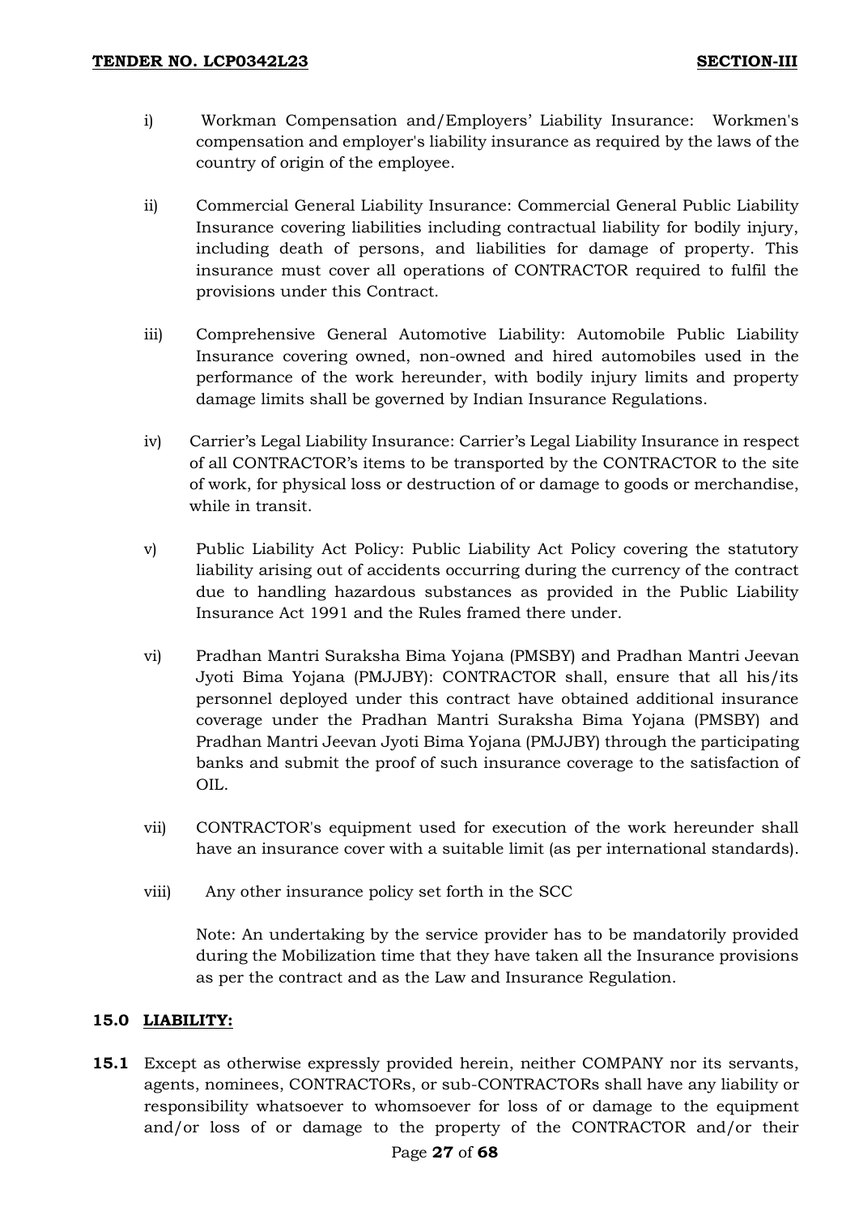i) Workman Compensation and/Employers' Liability Insurance: Workmen's compensation and employer's liability insurance as required by the laws of the country of origin of the employee.

ii) Commercial General Liability Insurance: Commercial General Public Liability Insurance covering liabilities including contractual liability for bodily injury, including death of persons, and liabilities for damage of property. This insurance must cover all operations of CONTRACTOR required to fulfil the provisions under this Contract.

iii) Comprehensive General Automotive Liability: Automobile Public Liability Insurance covering owned, non-owned and hired automobiles used in the performance of the work hereunder, with bodily injury limits and property damage limits shall be governed by Indian Insurance Regulations.

iv) Carrier's Legal Liability Insurance: Carrier's Legal Liability Insurance in respect of all CONTRACTOR's items to be transported by the CONTRACTOR to the site of work, for physical loss or destruction of or damage to goods or merchandise, while in transit.

v) Public Liability Act Policy: Public Liability Act Policy covering the statutory liability arising out of accidents occurring during the currency of the contract due to handling hazardous substances as provided in the Public Liability Insurance Act 1991 and the Rules framed there under.

vi) Pradhan Mantri Suraksha Bima Yojana (PMSBY) and Pradhan Mantri Jeevan Jyoti Bima Yojana (PMJJBY): CONTRACTOR shall, ensure that all his/its personnel deployed under this contract have obtained additional insurance coverage under the Pradhan Mantri Suraksha Bima Yojana (PMSBY) and Pradhan Mantri Jeevan Jyoti Bima Yojana (PMJJBY) through the participating banks and submit the proof of such insurance coverage to the satisfaction of OIL.

vii) CONTRACTOR's equipment used for execution of the work hereunder shall have an insurance cover with a suitable limit (as per international standards).

viii) Any other insurance policy set forth in the SCC

Note: An undertaking by the service provider has to be mandatorily provided during the Mobilization time that they have taken all the Insurance provisions as per the contract and as the Law and Insurance Regulation.

## 15.0 LIABILITY:

**15.1** Except as otherwise expressly provided herein, neither COMPANY nor its servants, agents, nominees, CONTRACTORs, or sub-CONTRACTORs shall have any liability or responsibility whatsoever to whomsoever for loss of or damage to the equipment and/or loss of or damage to the property of the CONTRACTOR and/or their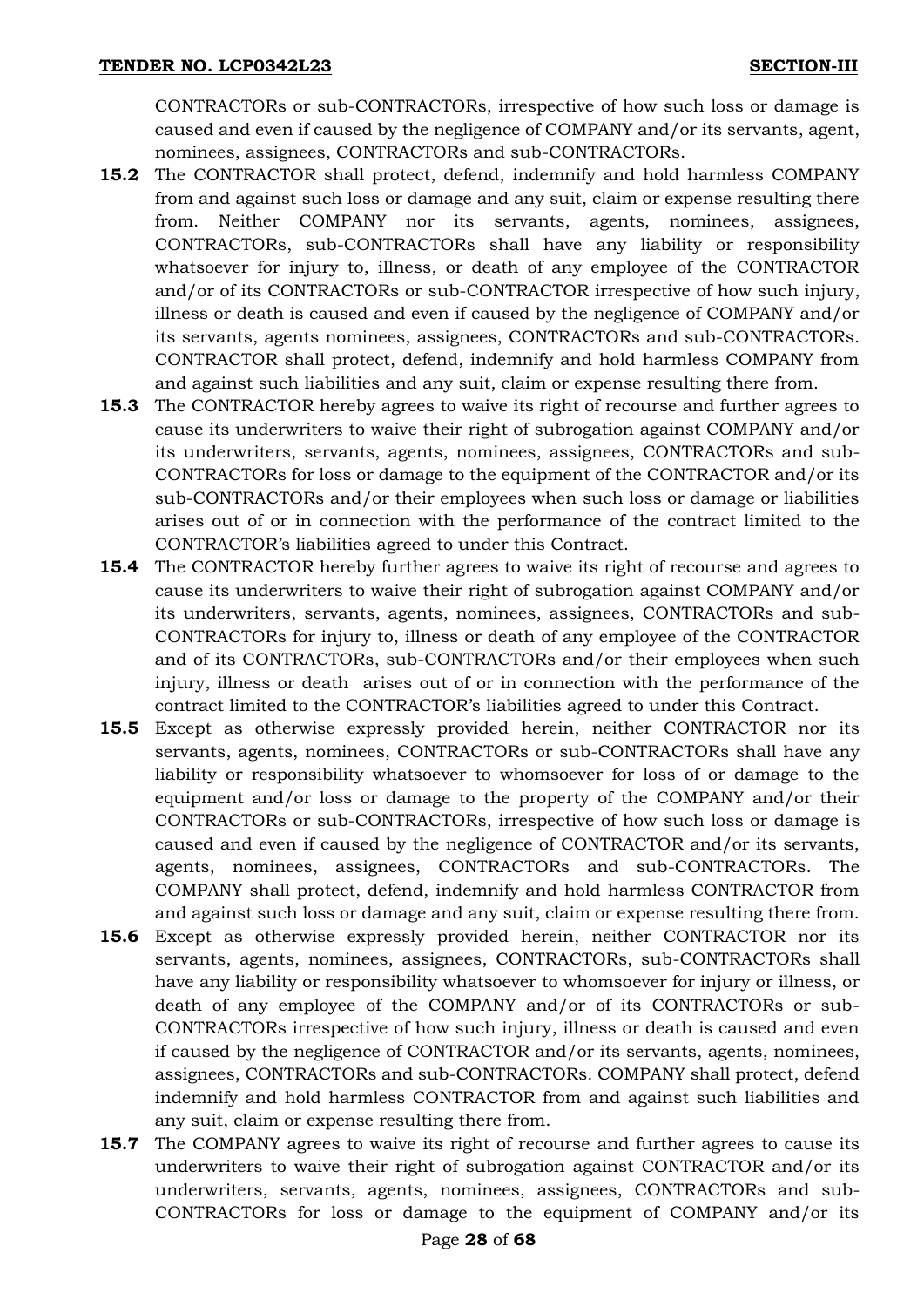CONTRACTORs or sub-CONTRACTORs, irrespective of how such loss or damage is caused and even if caused by the negligence of COMPANY and/or its servants, agent, nominees, assignees, CONTRACTORs and sub-CONTRACTORs.

**15.2** The CONTRACTOR shall protect, defend, indemnify and hold harmless COMPANY from and against such loss or damage and any suit, claim or expense resulting there from. Neither COMPANY nor its servants, agents, nominees, assignees, CONTRACTORs, sub-CONTRACTORs shall have any liability or responsibility whatsoever for injury to, illness, or death of any employee of the CONTRACTOR and/or of its CONTRACTORs or sub-CONTRACTOR irrespective of how such injury, illness or death is caused and even if caused by the negligence of COMPANY and/or its servants, agents nominees, assignees, CONTRACTORs and sub-CONTRACTORs. CONTRACTOR shall protect, defend, indemnify and hold harmless COMPANY from and against such liabilities and any suit, claim or expense resulting there from.

**15.3** The CONTRACTOR hereby agrees to waive its right of recourse and further agrees to cause its underwriters to waive their right of subrogation against COMPANY and/or its underwriters, servants, agents, nominees, assignees, CONTRACTORs and sub-CONTRACTORs for loss or damage to the equipment of the CONTRACTOR and/or its sub-CONTRACTORs and/or their employees when such loss or damage or liabilities arises out of or in connection with the performance of the contract limited to the CONTRACTOR's liabilities agreed to under this Contract.

**15.4** The CONTRACTOR hereby further agrees to waive its right of recourse and agrees to cause its underwriters to waive their right of subrogation against COMPANY and/or its underwriters, servants, agents, nominees, assignees, CONTRACTORs and sub-CONTRACTORs for injury to, illness or death of any employee of the CONTRACTOR and of its CONTRACTORs, sub-CONTRACTORs and/or their employees when such injury, illness or death arises out of or in connection with the performance of the contract limited to the CONTRACTOR's liabilities agreed to under this Contract.

**15.5** Except as otherwise expressly provided herein, neither CONTRACTOR nor its servants, agents, nominees, CONTRACTORs or sub-CONTRACTORs shall have any liability or responsibility whatsoever to whomsoever for loss of or damage to the equipment and/or loss or damage to the property of the COMPANY and/or their CONTRACTORs or sub-CONTRACTORs, irrespective of how such loss or damage is caused and even if caused by the negligence of CONTRACTOR and/or its servants, agents, nominees, assignees, CONTRACTORs and sub-CONTRACTORs. The COMPANY shall protect, defend, indemnify and hold harmless CONTRACTOR from and against such loss or damage and any suit, claim or expense resulting there from.

**15.6** Except as otherwise expressly provided herein, neither CONTRACTOR nor its servants, agents, nominees, assignees, CONTRACTORs, sub-CONTRACTORs shall have any liability or responsibility whatsoever to whomsoever for injury or illness, or death of any employee of the COMPANY and/or of its CONTRACTORs or sub-CONTRACTORs irrespective of how such injury, illness or death is caused and even if caused by the negligence of CONTRACTOR and/or its servants, agents, nominees, assignees, CONTRACTORs and sub-CONTRACTORs. COMPANY shall protect, defend indemnify and hold harmless CONTRACTOR from and against such liabilities and any suit, claim or expense resulting there from.

**15.7** The COMPANY agrees to waive its right of recourse and further agrees to cause its underwriters to waive their right of subrogation against CONTRACTOR and/or its underwriters, servants, agents, nominees, assignees, CONTRACTORs and sub-CONTRACTORs for loss or damage to the equipment of COMPANY and/or its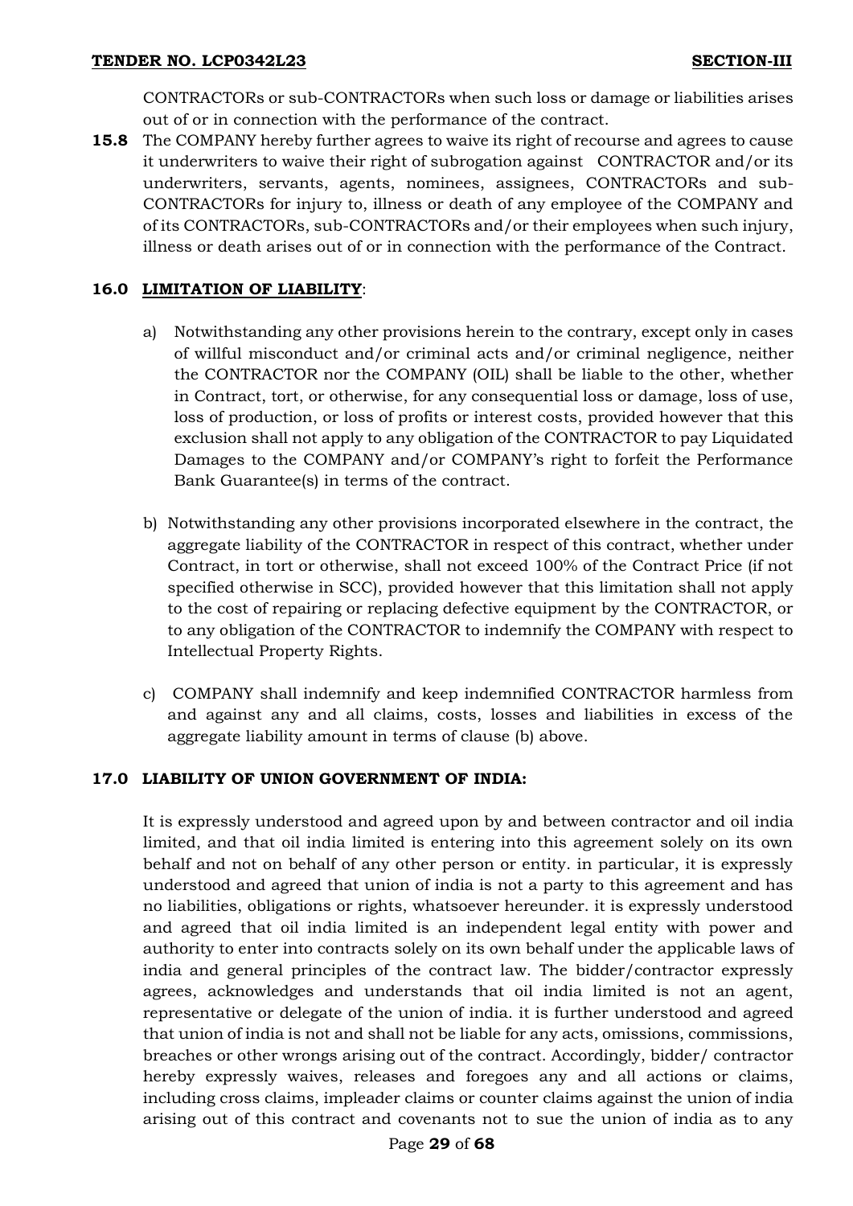CONTRACTORs or sub-CONTRACTORs when such loss or damage or liabilities arises out of or in connection with the performance of the contract.

**15.8** The COMPANY hereby further agrees to waive its right of recourse and agrees to cause it underwriters to waive their right of subrogation against CONTRACTOR and/or its underwriters, servants, agents, nominees, assignees, CONTRACTORs and sub-CONTRACTORs for injury to, illness or death of any employee of the COMPANY and of its CONTRACTORs, sub-CONTRACTORs and/or their employees when such injury, illness or death arises out of or in connection with the performance of the Contract.

## 16.0 LIMITATION OF LIABILITY:

a) Notwithstanding any other provisions herein to the contrary, except only in cases of willful misconduct and/or criminal acts and/or criminal negligence, neither the CONTRACTOR nor the COMPANY (OIL) shall be liable to the other, whether in Contract, tort, or otherwise, for any consequential loss or damage, loss of use, loss of production, or loss of profits or interest costs, provided however that this exclusion shall not apply to any obligation of the CONTRACTOR to pay Liquidated Damages to the COMPANY and/or COMPANY's right to forfeit the Performance Bank Guarantee(s) in terms of the contract.

b) Notwithstanding any other provisions incorporated elsewhere in the contract, the aggregate liability of the CONTRACTOR in respect of this contract, whether under Contract, in tort or otherwise, shall not exceed 100% of the Contract Price (if not specified otherwise in SCC), provided however that this limitation shall not apply to the cost of repairing or replacing defective equipment by the CONTRACTOR, or to any obligation of the CONTRACTOR to indemnify the COMPANY with respect to Intellectual Property Rights.

c) COMPANY shall indemnify and keep indemnified CONTRACTOR harmless from and against any and all claims, costs, losses and liabilities in excess of the aggregate liability amount in terms of clause (b) above.

## 17.0 LIABILITY OF UNION GOVERNMENT OF INDIA:

It is expressly understood and agreed upon by and between contractor and oil india limited, and that oil india limited is entering into this agreement solely on its own behalf and not on behalf of any other person or entity. in particular, it is expressly understood and agreed that union of india is not a party to this agreement and has no liabilities, obligations or rights, whatsoever hereunder. it is expressly understood and agreed that oil india limited is an independent legal entity with power and authority to enter into contracts solely on its own behalf under the applicable laws of india and general principles of the contract law. The bidder/contractor expressly agrees, acknowledges and understands that oil india limited is not an agent, representative or delegate of the union of india. it is further understood and agreed that union of india is not and shall not be liable for any acts, omissions, commissions, breaches or other wrongs arising out of the contract. Accordingly, bidder/ contractor hereby expressly waives, releases and foregoes any and all actions or claims, including cross claims, impleader claims or counter claims against the union of india arising out of this contract and covenants not to sue the union of india as to any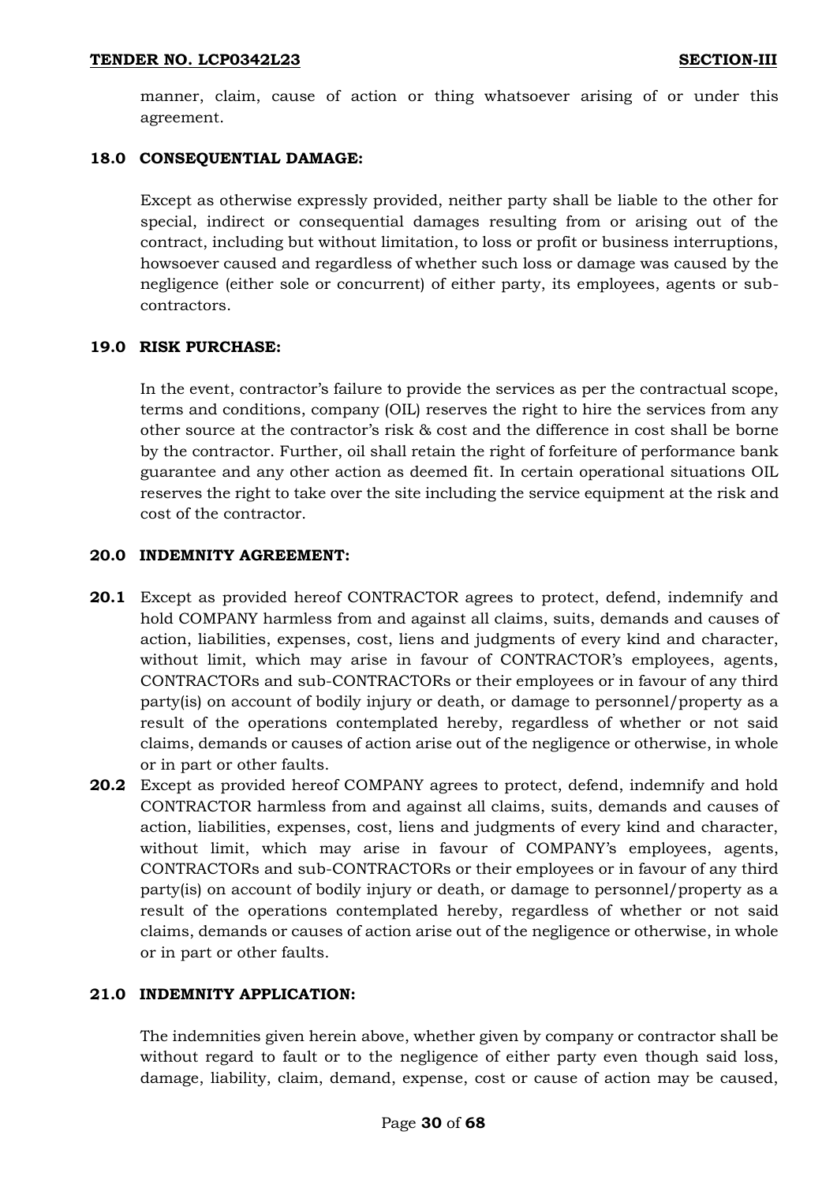manner, claim, cause of action or thing whatsoever arising of or under this agreement.

### 18.0 CONSEQUENTIAL DAMAGE:

Except as otherwise expressly provided, neither party shall be liable to the other for special, indirect or consequential damages resulting from or arising out of the contract, including but without limitation, to loss or profit or business interruptions, howsoever caused and regardless of whether such loss or damage was caused by the negligence (either sole or concurrent) of either party, its employees, agents or sub-contractors.

### 19.0 RISK PURCHASE:

In the event, contractor's failure to provide the services as per the contractual scope, terms and conditions, company (OIL) reserves the right to hire the services from any other source at the contractor's risk & cost and the difference in cost shall be borne by the contractor. Further, oil shall retain the right of forfeiture of performance bank guarantee and any other action as deemed fit. In certain operational situations OIL reserves the right to take over the site including the service equipment at the risk and cost of the contractor.

### 20.0 INDEMNITY AGREEMENT:

**20.1** Except as provided hereof CONTRACTOR agrees to protect, defend, indemnify and hold COMPANY harmless from and against all claims, suits, demands and causes of action, liabilities, expenses, cost, liens and judgments of every kind and character, without limit, which may arise in favour of CONTRACTOR's employees, agents, CONTRACTORs and sub-CONTRACTORs or their employees or in favour of any third party(is) on account of bodily injury or death, or damage to personnel/property as a result of the operations contemplated hereby, regardless of whether or not said claims, demands or causes of action arise out of the negligence or otherwise, in whole or in part or other faults.

**20.2** Except as provided hereof COMPANY agrees to protect, defend, indemnify and hold CONTRACTOR harmless from and against all claims, suits, demands and causes of action, liabilities, expenses, cost, liens and judgments of every kind and character, without limit, which may arise in favour of COMPANY's employees, agents, CONTRACTORs and sub-CONTRACTORs or their employees or in favour of any third party(is) on account of bodily injury or death, or damage to personnel/property as a result of the operations contemplated hereby, regardless of whether or not said claims, demands or causes of action arise out of the negligence or otherwise, in whole or in part or other faults.

### 21.0 INDEMNITY APPLICATION:

The indemnities given herein above, whether given by company or contractor shall be without regard to fault or to the negligence of either party even though said loss, damage, liability, claim, demand, expense, cost or cause of action may be caused,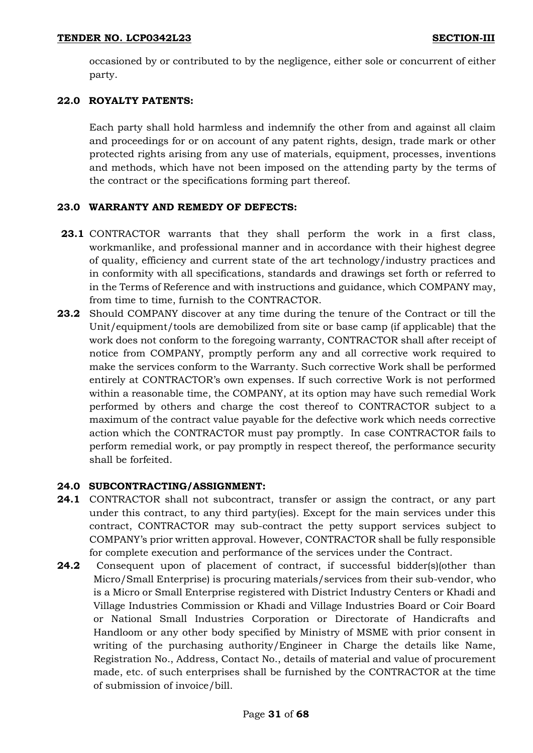occasioned by or contributed to by the negligence, either sole or concurrent of either party.

**22.0 ROYALTY PATENTS:**

Each party shall hold harmless and indemnify the other from and against all claim and proceedings for or on account of any patent rights, design, trade mark or other protected rights arising from any use of materials, equipment, processes, inventions and methods, which have not been imposed on the attending party by the terms of the contract or the specifications forming part thereof.

**23.0 WARRANTY AND REMEDY OF DEFECTS:**

**23.1** CONTRACTOR warrants that they shall perform the work in a first class, workmanlike, and professional manner and in accordance with their highest degree of quality, efficiency and current state of the art technology/industry practices and in conformity with all specifications, standards and drawings set forth or referred to in the Terms of Reference and with instructions and guidance, which COMPANY may, from time to time, furnish to the CONTRACTOR.

**23.2** Should COMPANY discover at any time during the tenure of the Contract or till the Unit/equipment/tools are demobilized from site or base camp (if applicable) that the work does not conform to the foregoing warranty, CONTRACTOR shall after receipt of notice from COMPANY, promptly perform any and all corrective work required to make the services conform to the Warranty. Such corrective Work shall be performed entirely at CONTRACTOR's own expenses. If such corrective Work is not performed within a reasonable time, the COMPANY, at its option may have such remedial Work performed by others and charge the cost thereof to CONTRACTOR subject to a maximum of the contract value payable for the defective work which needs corrective action which the CONTRACTOR must pay promptly. In case CONTRACTOR fails to perform remedial work, or pay promptly in respect thereof, the performance security shall be forfeited.

**24.0 SUBCONTRACTING/ASSIGNMENT:**

**24.1** CONTRACTOR shall not subcontract, transfer or assign the contract, or any part under this contract, to any third party(ies). Except for the main services under this contract, CONTRACTOR may sub-contract the petty support services subject to COMPANY's prior written approval. However, CONTRACTOR shall be fully responsible for complete execution and performance of the services under the Contract.

**24.2** Consequent upon of placement of contract, if successful bidder(s)(other than Micro/Small Enterprise) is procuring materials/services from their sub-vendor, who is a Micro or Small Enterprise registered with District Industry Centers or Khadi and Village Industries Commission or Khadi and Village Industries Board or Coir Board or National Small Industries Corporation or Directorate of Handicrafts and Handloom or any other body specified by Ministry of MSME with prior consent in writing of the purchasing authority/Engineer in Charge the details like Name, Registration No., Address, Contact No., details of material and value of procurement made, etc. of such enterprises shall be furnished by the CONTRACTOR at the time of submission of invoice/bill.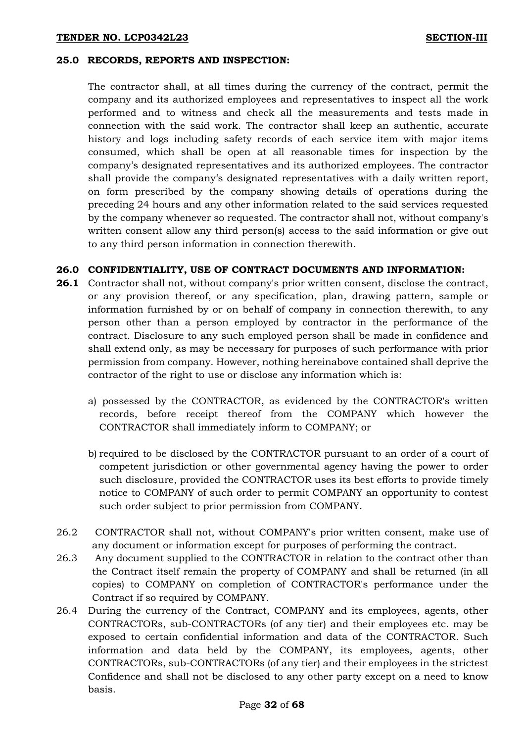### 25.0 RECORDS, REPORTS AND INSPECTION:

The contractor shall, at all times during the currency of the contract, permit the company and its authorized employees and representatives to inspect all the work performed and to witness and check all the measurements and tests made in connection with the said work. The contractor shall keep an authentic, accurate history and logs including safety records of each service item with major items consumed, which shall be open at all reasonable times for inspection by the company's designated representatives and its authorized employees. The contractor shall provide the company's designated representatives with a daily written report, on form prescribed by the company showing details of operations during the preceding 24 hours and any other information related to the said services requested by the company whenever so requested. The contractor shall not, without company's written consent allow any third person(s) access to the said information or give out to any third person information in connection therewith.

### 26.0 CONFIDENTIALITY, USE OF CONTRACT DOCUMENTS AND INFORMATION:

**26.1** Contractor shall not, without company's prior written consent, disclose the contract, or any provision thereof, or any specification, plan, drawing pattern, sample or information furnished by or on behalf of company in connection therewith, to any person other than a person employed by contractor in the performance of the contract. Disclosure to any such employed person shall be made in confidence and shall extend only, as may be necessary for purposes of such performance with prior permission from company. However, nothing hereinabove contained shall deprive the contractor of the right to use or disclose any information which is:

a) possessed by the CONTRACTOR, as evidenced by the CONTRACTOR's written records, before receipt thereof from the COMPANY which however the CONTRACTOR shall immediately inform to COMPANY; or

b) required to be disclosed by the CONTRACTOR pursuant to an order of a court of competent jurisdiction or other governmental agency having the power to order such disclosure, provided the CONTRACTOR uses its best efforts to provide timely notice to COMPANY of such order to permit COMPANY an opportunity to contest such order subject to prior permission from COMPANY.

26.2 CONTRACTOR shall not, without COMPANY's prior written consent, make use of any document or information except for purposes of performing the contract.

26.3 Any document supplied to the CONTRACTOR in relation to the contract other than the Contract itself remain the property of COMPANY and shall be returned (in all copies) to COMPANY on completion of CONTRACTOR's performance under the Contract if so required by COMPANY.

26.4 During the currency of the Contract, COMPANY and its employees, agents, other CONTRACTORs, sub-CONTRACTORs (of any tier) and their employees etc. may be exposed to certain confidential information and data of the CONTRACTOR. Such information and data held by the COMPANY, its employees, agents, other CONTRACTORs, sub-CONTRACTORs (of any tier) and their employees in the strictest Confidence and shall not be disclosed to any other party except on a need to know basis.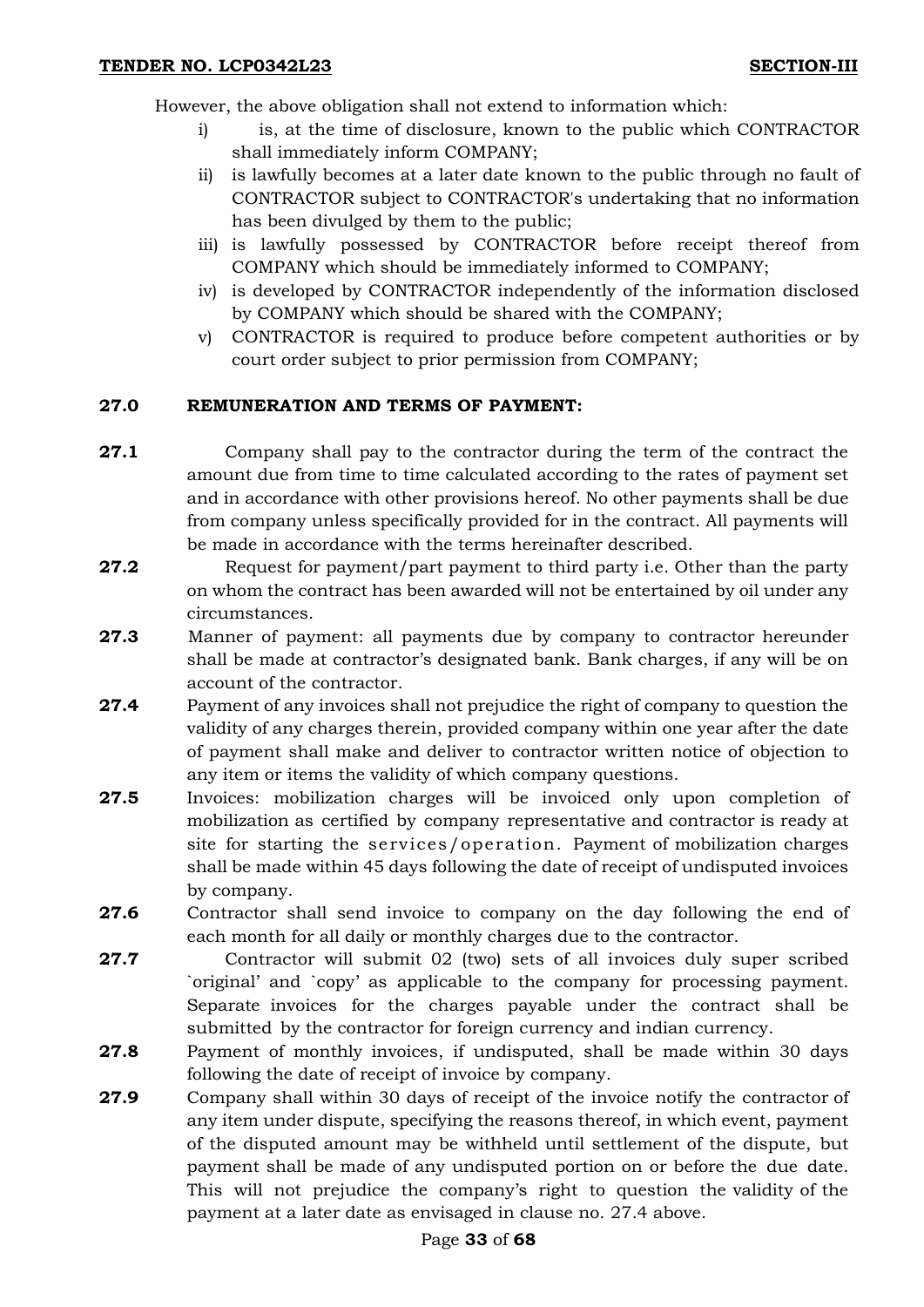However, the above obligation shall not extend to information which:

i) is, at the time of disclosure, known to the public which CONTRACTOR shall immediately inform COMPANY;
ii) is lawfully becomes at a later date known to the public through no fault of CONTRACTOR subject to CONTRACTOR's undertaking that no information has been divulged by them to the public;
iii) is lawfully possessed by CONTRACTOR before receipt thereof from COMPANY which should be immediately informed to COMPANY;
iv) is developed by CONTRACTOR independently of the information disclosed by COMPANY which should be shared with the COMPANY;
v) CONTRACTOR is required to produce before competent authorities or by court order subject to prior permission from COMPANY;

**27.0 REMUNERATION AND TERMS OF PAYMENT:**

**27.1** Company shall pay to the contractor during the term of the contract the amount due from time to time calculated according to the rates of payment set and in accordance with other provisions hereof. No other payments shall be due from company unless specifically provided for in the contract. All payments will be made in accordance with the terms hereinafter described.

**27.2** Request for payment/part payment to third party i.e. Other than the party on whom the contract has been awarded will not be entertained by oil under any circumstances.

**27.3** Manner of payment: all payments due by company to contractor hereunder shall be made at contractor's designated bank. Bank charges, if any will be on account of the contractor.

**27.4** Payment of any invoices shall not prejudice the right of company to question the validity of any charges therein, provided company within one year after the date of payment shall make and deliver to contractor written notice of objection to any item or items the validity of which company questions.

**27.5** Invoices: mobilization charges will be invoiced only upon completion of mobilization as certified by company representative and contractor is ready at site for starting the services/operation. Payment of mobilization charges shall be made within 45 days following the date of receipt of undisputed invoices by company.

**27.6** Contractor shall send invoice to company on the day following the end of each month for all daily or monthly charges due to the contractor.

**27.7** Contractor will submit 02 (two) sets of all invoices duly super scribed `original' and `copy' as applicable to the company for processing payment. Separate invoices for the charges payable under the contract shall be submitted by the contractor for foreign currency and indian currency.

**27.8** Payment of monthly invoices, if undisputed, shall be made within 30 days following the date of receipt of invoice by company.

**27.9** Company shall within 30 days of receipt of the invoice notify the contractor of any item under dispute, specifying the reasons thereof, in which event, payment of the disputed amount may be withheld until settlement of the dispute, but payment shall be made of any undisputed portion on or before the due date. This will not prejudice the company's right to question the validity of the payment at a later date as envisaged in clause no. 27.4 above.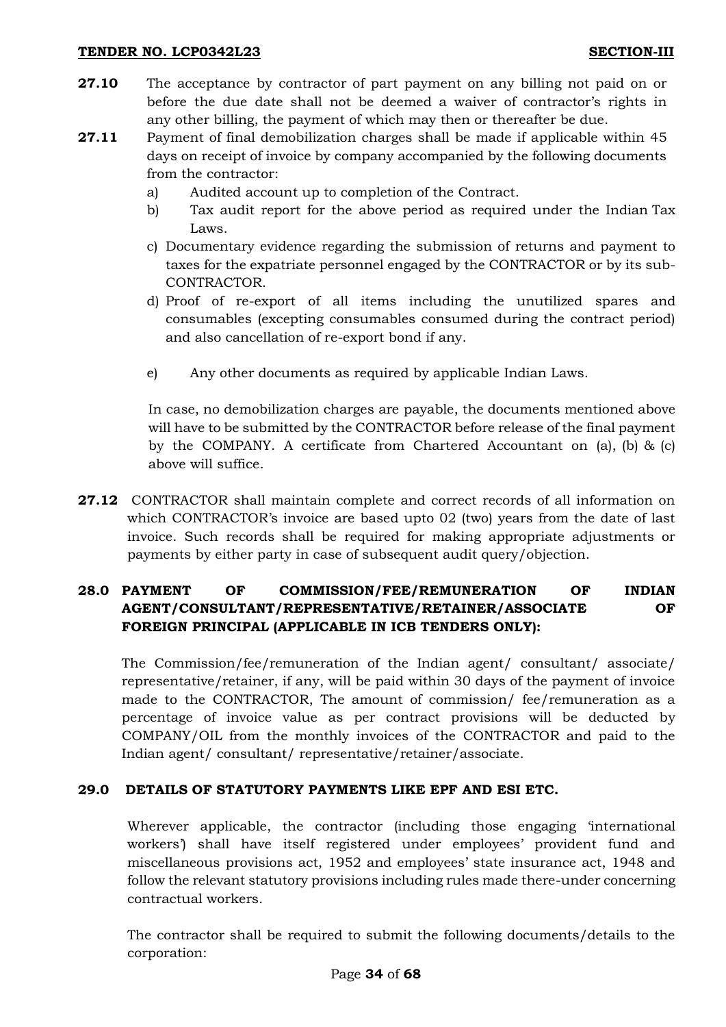**27.10** The acceptance by contractor of part payment on any billing not paid on or before the due date shall not be deemed a waiver of contractor's rights in any other billing, the payment of which may then or thereafter be due.

**27.11** Payment of final demobilization charges shall be made if applicable within 45 days on receipt of invoice by company accompanied by the following documents from the contractor:

a) Audited account up to completion of the Contract.

b) Tax audit report for the above period as required under the Indian Tax Laws.

c) Documentary evidence regarding the submission of returns and payment to taxes for the expatriate personnel engaged by the CONTRACTOR or by its sub-CONTRACTOR.

d) Proof of re-export of all items including the unutilized spares and consumables (excepting consumables consumed during the contract period) and also cancellation of re-export bond if any.

e) Any other documents as required by applicable Indian Laws.

In case, no demobilization charges are payable, the documents mentioned above will have to be submitted by the CONTRACTOR before release of the final payment by the COMPANY. A certificate from Chartered Accountant on (a), (b) & (c) above will suffice.

**27.12** CONTRACTOR shall maintain complete and correct records of all information on which CONTRACTOR's invoice are based upto 02 (two) years from the date of last invoice. Such records shall be required for making appropriate adjustments or payments by either party in case of subsequent audit query/objection.

## 28.0 PAYMENT OF COMMISSION/FEE/REMUNERATION OF INDIAN AGENT/CONSULTANT/REPRESENTATIVE/RETAINER/ASSOCIATE OF FOREIGN PRINCIPAL (APPLICABLE IN ICB TENDERS ONLY):

The Commission/fee/remuneration of the Indian agent/ consultant/ associate/ representative/retainer, if any, will be paid within 30 days of the payment of invoice made to the CONTRACTOR, The amount of commission/ fee/remuneration as a percentage of invoice value as per contract provisions will be deducted by COMPANY/OIL from the monthly invoices of the CONTRACTOR and paid to the Indian agent/ consultant/ representative/retainer/associate.

## 29.0 DETAILS OF STATUTORY PAYMENTS LIKE EPF AND ESI ETC.

Wherever applicable, the contractor (including those engaging 'international workers') shall have itself registered under employees' provident fund and miscellaneous provisions act, 1952 and employees' state insurance act, 1948 and follow the relevant statutory provisions including rules made there-under concerning contractual workers.

The contractor shall be required to submit the following documents/details to the corporation: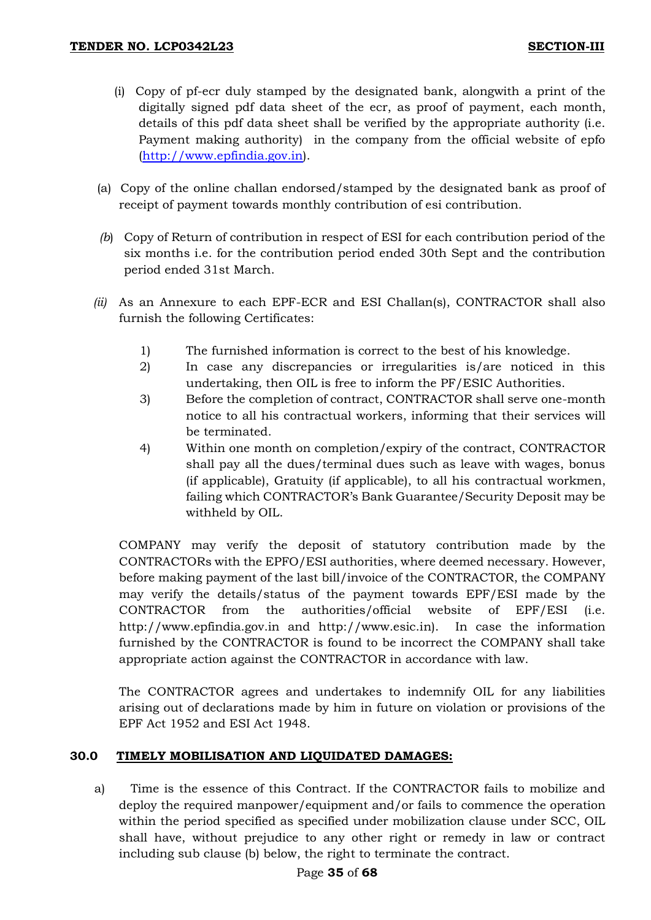(i) Copy of pf-ecr duly stamped by the designated bank, alongwith a print of the digitally signed pdf data sheet of the ecr, as proof of payment, each month, details of this pdf data sheet shall be verified by the appropriate authority (i.e. Payment making authority) in the company from the official website of epfo (http://www.epfindia.gov.in).

(a) Copy of the online challan endorsed/stamped by the designated bank as proof of receipt of payment towards monthly contribution of esi contribution.

*(b)* Copy of Return of contribution in respect of ESI for each contribution period of the six months i.e. for the contribution period ended 30th Sept and the contribution period ended 31st March.

*(ii)* As an Annexure to each EPF-ECR and ESI Challan(s), CONTRACTOR shall also furnish the following Certificates:

1) The furnished information is correct to the best of his knowledge.
2) In case any discrepancies or irregularities is/are noticed in this undertaking, then OIL is free to inform the PF/ESIC Authorities.
3) Before the completion of contract, CONTRACTOR shall serve one-month notice to all his contractual workers, informing that their services will be terminated.
4) Within one month on completion/expiry of the contract, CONTRACTOR shall pay all the dues/terminal dues such as leave with wages, bonus (if applicable), Gratuity (if applicable), to all his contractual workmen, failing which CONTRACTOR's Bank Guarantee/Security Deposit may be withheld by OIL.

COMPANY may verify the deposit of statutory contribution made by the CONTRACTORs with the EPFO/ESI authorities, where deemed necessary. However, before making payment of the last bill/invoice of the CONTRACTOR, the COMPANY may verify the details/status of the payment towards EPF/ESI made by the CONTRACTOR from the authorities/official website of EPF/ESI (i.e. http://www.epfindia.gov.in and http://www.esic.in). In case the information furnished by the CONTRACTOR is found to be incorrect the COMPANY shall take appropriate action against the CONTRACTOR in accordance with law.

The CONTRACTOR agrees and undertakes to indemnify OIL for any liabilities arising out of declarations made by him in future on violation or provisions of the EPF Act 1952 and ESI Act 1948.

## 30.0 TIMELY MOBILISATION AND LIQUIDATED DAMAGES:

a) Time is the essence of this Contract. If the CONTRACTOR fails to mobilize and deploy the required manpower/equipment and/or fails to commence the operation within the period specified as specified under mobilization clause under SCC, OIL shall have, without prejudice to any other right or remedy in law or contract including sub clause (b) below, the right to terminate the contract.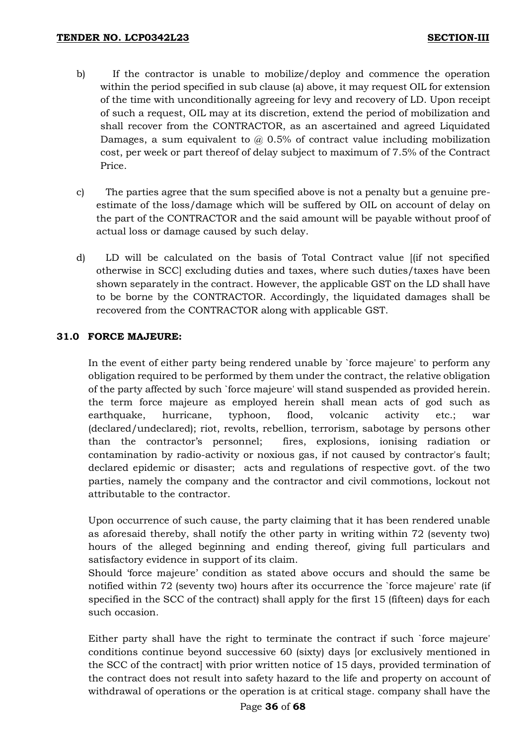b) If the contractor is unable to mobilize/deploy and commence the operation within the period specified in sub clause (a) above, it may request OIL for extension of the time with unconditionally agreeing for levy and recovery of LD. Upon receipt of such a request, OIL may at its discretion, extend the period of mobilization and shall recover from the CONTRACTOR, as an ascertained and agreed Liquidated Damages, a sum equivalent to @ 0.5% of contract value including mobilization cost, per week or part thereof of delay subject to maximum of 7.5% of the Contract Price.

c) The parties agree that the sum specified above is not a penalty but a genuine pre-estimate of the loss/damage which will be suffered by OIL on account of delay on the part of the CONTRACTOR and the said amount will be payable without proof of actual loss or damage caused by such delay.

d) LD will be calculated on the basis of Total Contract value [(if not specified otherwise in SCC] excluding duties and taxes, where such duties/taxes have been shown separately in the contract. However, the applicable GST on the LD shall have to be borne by the CONTRACTOR. Accordingly, the liquidated damages shall be recovered from the CONTRACTOR along with applicable GST.

**31.0 FORCE MAJEURE:**

In the event of either party being rendered unable by `force majeure' to perform any obligation required to be performed by them under the contract, the relative obligation of the party affected by such `force majeure' will stand suspended as provided herein. the term force majeure as employed herein shall mean acts of god such as earthquake, hurricane, typhoon, flood, volcanic activity etc.; war (declared/undeclared); riot, revolts, rebellion, terrorism, sabotage by persons other than the contractor's personnel; fires, explosions, ionising radiation or contamination by radio-activity or noxious gas, if not caused by contractor's fault; declared epidemic or disaster; acts and regulations of respective govt. of the two parties, namely the company and the contractor and civil commotions, lockout not attributable to the contractor.

Upon occurrence of such cause, the party claiming that it has been rendered unable as aforesaid thereby, shall notify the other party in writing within 72 (seventy two) hours of the alleged beginning and ending thereof, giving full particulars and satisfactory evidence in support of its claim.
Should 'force majeure' condition as stated above occurs and should the same be notified within 72 (seventy two) hours after its occurrence the `force majeure' rate (if specified in the SCC of the contract) shall apply for the first 15 (fifteen) days for each such occasion.

Either party shall have the right to terminate the contract if such `force majeure' conditions continue beyond successive 60 (sixty) days [or exclusively mentioned in the SCC of the contract] with prior written notice of 15 days, provided termination of the contract does not result into safety hazard to the life and property on account of withdrawal of operations or the operation is at critical stage. company shall have the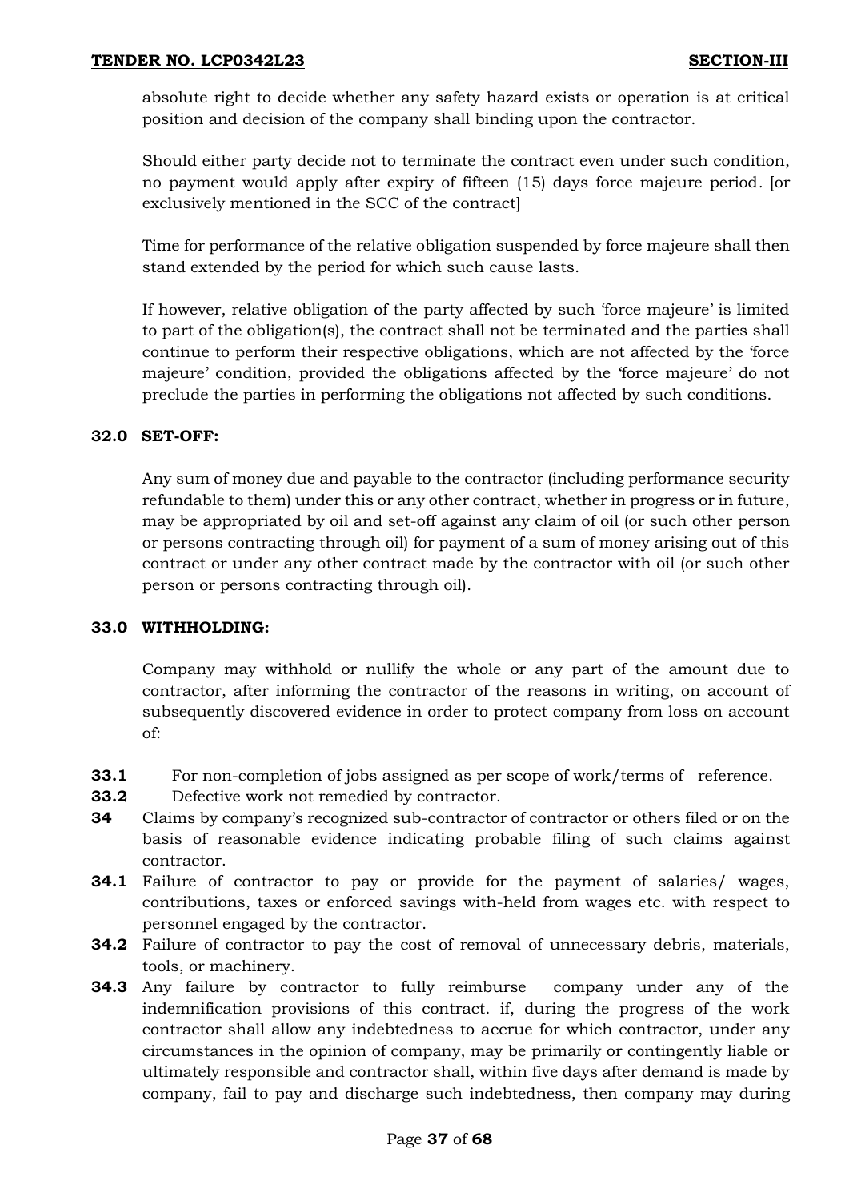absolute right to decide whether any safety hazard exists or operation is at critical position and decision of the company shall binding upon the contractor.

Should either party decide not to terminate the contract even under such condition, no payment would apply after expiry of fifteen (15) days force majeure period. [or exclusively mentioned in the SCC of the contract]

Time for performance of the relative obligation suspended by force majeure shall then stand extended by the period for which such cause lasts.

If however, relative obligation of the party affected by such 'force majeure' is limited to part of the obligation(s), the contract shall not be terminated and the parties shall continue to perform their respective obligations, which are not affected by the 'force majeure' condition, provided the obligations affected by the 'force majeure' do not preclude the parties in performing the obligations not affected by such conditions.

**32.0 SET-OFF:**

Any sum of money due and payable to the contractor (including performance security refundable to them) under this or any other contract, whether in progress or in future, may be appropriated by oil and set-off against any claim of oil (or such other person or persons contracting through oil) for payment of a sum of money arising out of this contract or under any other contract made by the contractor with oil (or such other person or persons contracting through oil).

**33.0 WITHHOLDING:**

Company may withhold or nullify the whole or any part of the amount due to contractor, after informing the contractor of the reasons in writing, on account of subsequently discovered evidence in order to protect company from loss on account of:

**33.1** For non-completion of jobs assigned as per scope of work/terms of reference.

**33.2** Defective work not remedied by contractor.

**34** Claims by company's recognized sub-contractor of contractor or others filed or on the basis of reasonable evidence indicating probable filing of such claims against contractor.

**34.1** Failure of contractor to pay or provide for the payment of salaries/ wages, contributions, taxes or enforced savings with-held from wages etc. with respect to personnel engaged by the contractor.

**34.2** Failure of contractor to pay the cost of removal of unnecessary debris, materials, tools, or machinery.

**34.3** Any failure by contractor to fully reimburse company under any of the indemnification provisions of this contract. if, during the progress of the work contractor shall allow any indebtedness to accrue for which contractor, under any circumstances in the opinion of company, may be primarily or contingently liable or ultimately responsible and contractor shall, within five days after demand is made by company, fail to pay and discharge such indebtedness, then company may during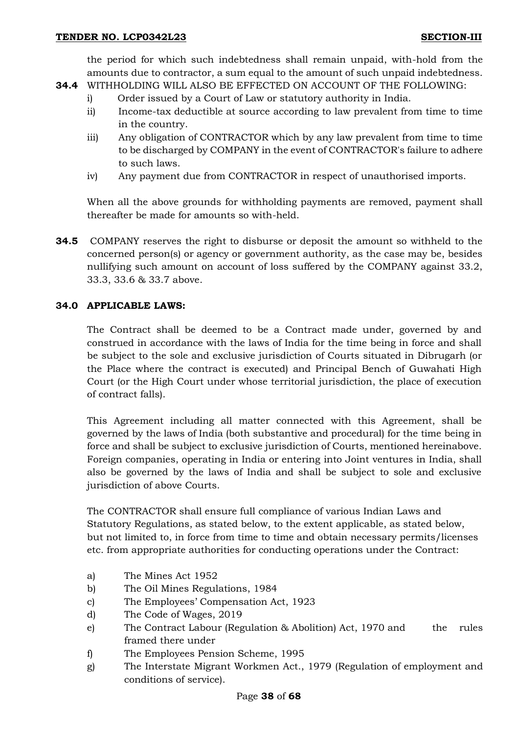the period for which such indebtedness shall remain unpaid, with-hold from the amounts due to contractor, a sum equal to the amount of such unpaid indebtedness.

**34.4** WITHHOLDING WILL ALSO BE EFFECTED ON ACCOUNT OF THE FOLLOWING:

- i) Order issued by a Court of Law or statutory authority in India.
- ii) Income-tax deductible at source according to law prevalent from time to time in the country.
- iii) Any obligation of CONTRACTOR which by any law prevalent from time to time to be discharged by COMPANY in the event of CONTRACTOR's failure to adhere to such laws.
- iv) Any payment due from CONTRACTOR in respect of unauthorised imports.

When all the above grounds for withholding payments are removed, payment shall thereafter be made for amounts so with-held.

**34.5** COMPANY reserves the right to disburse or deposit the amount so withheld to the concerned person(s) or agency or government authority, as the case may be, besides nullifying such amount on account of loss suffered by the COMPANY against 33.2, 33.3, 33.6 & 33.7 above.

**34.0 APPLICABLE LAWS:**

The Contract shall be deemed to be a Contract made under, governed by and construed in accordance with the laws of India for the time being in force and shall be subject to the sole and exclusive jurisdiction of Courts situated in Dibrugarh (or the Place where the contract is executed) and Principal Bench of Guwahati High Court (or the High Court under whose territorial jurisdiction, the place of execution of contract falls).

This Agreement including all matter connected with this Agreement, shall be governed by the laws of India (both substantive and procedural) for the time being in force and shall be subject to exclusive jurisdiction of Courts, mentioned hereinabove. Foreign companies, operating in India or entering into Joint ventures in India, shall also be governed by the laws of India and shall be subject to sole and exclusive jurisdiction of above Courts.

The CONTRACTOR shall ensure full compliance of various Indian Laws and Statutory Regulations, as stated below, to the extent applicable, as stated below, but not limited to, in force from time to time and obtain necessary permits/licenses etc. from appropriate authorities for conducting operations under the Contract:

- a) The Mines Act 1952
- b) The Oil Mines Regulations, 1984
- c) The Employees' Compensation Act, 1923
- d) The Code of Wages, 2019
- e) The Contract Labour (Regulation & Abolition) Act, 1970 and the rules framed there under
- f) The Employees Pension Scheme, 1995
- g) The Interstate Migrant Workmen Act., 1979 (Regulation of employment and conditions of service).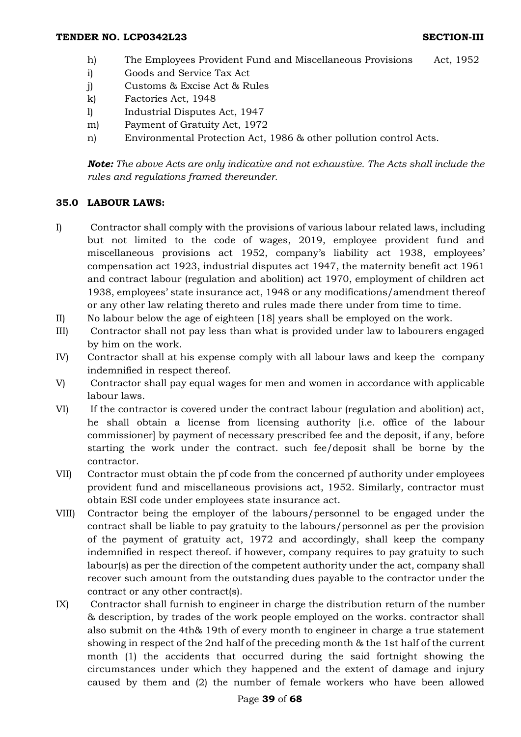h) The Employees Provident Fund and Miscellaneous Provisions Act, 1952
i) Goods and Service Tax Act
j) Customs & Excise Act & Rules
k) Factories Act, 1948
l) Industrial Disputes Act, 1947
m) Payment of Gratuity Act, 1972
n) Environmental Protection Act, 1986 & other pollution control Acts.

***Note:*** *The above Acts are only indicative and not exhaustive. The Acts shall include the rules and regulations framed thereunder.*

**35.0 LABOUR LAWS:**

I) Contractor shall comply with the provisions of various labour related laws, including but not limited to the code of wages, 2019, employee provident fund and miscellaneous provisions act 1952, company's liability act 1938, employees' compensation act 1923, industrial disputes act 1947, the maternity benefit act 1961 and contract labour (regulation and abolition) act 1970, employment of children act 1938, employees' state insurance act, 1948 or any modifications/amendment thereof or any other law relating thereto and rules made there under from time to time.

II) No labour below the age of eighteen [18] years shall be employed on the work.

III) Contractor shall not pay less than what is provided under law to labourers engaged by him on the work.

IV) Contractor shall at his expense comply with all labour laws and keep the company indemnified in respect thereof.

V) Contractor shall pay equal wages for men and women in accordance with applicable labour laws.

VI) If the contractor is covered under the contract labour (regulation and abolition) act, he shall obtain a license from licensing authority [i.e. office of the labour commissioner] by payment of necessary prescribed fee and the deposit, if any, before starting the work under the contract. such fee/deposit shall be borne by the contractor.

VII) Contractor must obtain the pf code from the concerned pf authority under employees provident fund and miscellaneous provisions act, 1952. Similarly, contractor must obtain ESI code under employees state insurance act.

VIII) Contractor being the employer of the labours/personnel to be engaged under the contract shall be liable to pay gratuity to the labours/personnel as per the provision of the payment of gratuity act, 1972 and accordingly, shall keep the company indemnified in respect thereof. if however, company requires to pay gratuity to such labour(s) as per the direction of the competent authority under the act, company shall recover such amount from the outstanding dues payable to the contractor under the contract or any other contract(s).

IX) Contractor shall furnish to engineer in charge the distribution return of the number & description, by trades of the work people employed on the works. contractor shall also submit on the 4th& 19th of every month to engineer in charge a true statement showing in respect of the 2nd half of the preceding month & the 1st half of the current month (1) the accidents that occurred during the said fortnight showing the circumstances under which they happened and the extent of damage and injury caused by them and (2) the number of female workers who have been allowed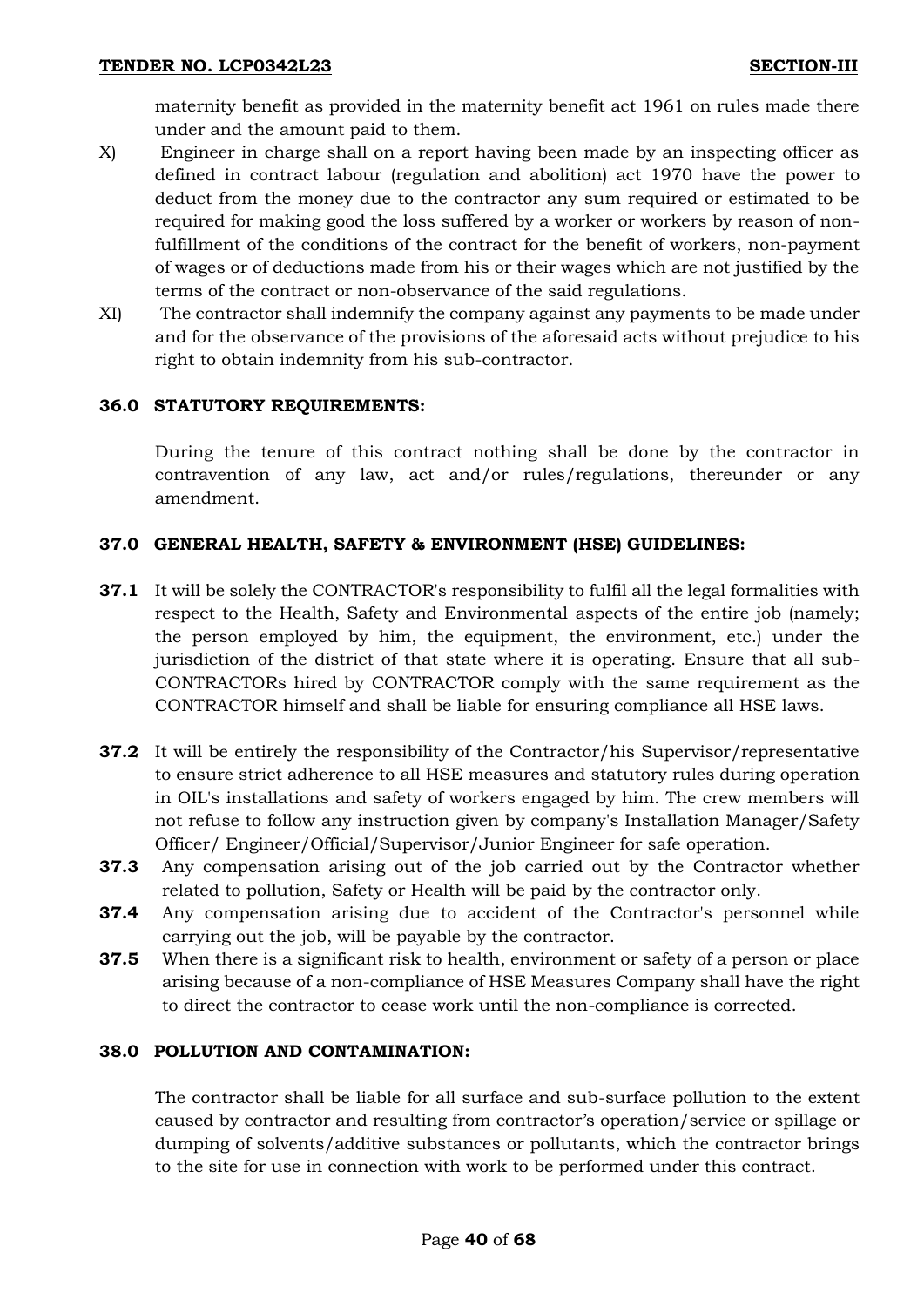maternity benefit as provided in the maternity benefit act 1961 on rules made there under and the amount paid to them.

X) Engineer in charge shall on a report having been made by an inspecting officer as defined in contract labour (regulation and abolition) act 1970 have the power to deduct from the money due to the contractor any sum required or estimated to be required for making good the loss suffered by a worker or workers by reason of non-fulfillment of the conditions of the contract for the benefit of workers, non-payment of wages or of deductions made from his or their wages which are not justified by the terms of the contract or non-observance of the said regulations.

XI) The contractor shall indemnify the company against any payments to be made under and for the observance of the provisions of the aforesaid acts without prejudice to his right to obtain indemnity from his sub-contractor.

### 36.0 STATUTORY REQUIREMENTS:

During the tenure of this contract nothing shall be done by the contractor in contravention of any law, act and/or rules/regulations, thereunder or any amendment.

### 37.0 GENERAL HEALTH, SAFETY & ENVIRONMENT (HSE) GUIDELINES:

**37.1** It will be solely the CONTRACTOR's responsibility to fulfil all the legal formalities with respect to the Health, Safety and Environmental aspects of the entire job (namely; the person employed by him, the equipment, the environment, etc.) under the jurisdiction of the district of that state where it is operating. Ensure that all sub-CONTRACTORs hired by CONTRACTOR comply with the same requirement as the CONTRACTOR himself and shall be liable for ensuring compliance all HSE laws.

**37.2** It will be entirely the responsibility of the Contractor/his Supervisor/representative to ensure strict adherence to all HSE measures and statutory rules during operation in OIL's installations and safety of workers engaged by him. The crew members will not refuse to follow any instruction given by company's Installation Manager/Safety Officer/ Engineer/Official/Supervisor/Junior Engineer for safe operation.

**37.3** Any compensation arising out of the job carried out by the Contractor whether related to pollution, Safety or Health will be paid by the contractor only.

**37.4** Any compensation arising due to accident of the Contractor's personnel while carrying out the job, will be payable by the contractor.

**37.5** When there is a significant risk to health, environment or safety of a person or place arising because of a non-compliance of HSE Measures Company shall have the right to direct the contractor to cease work until the non-compliance is corrected.

### 38.0 POLLUTION AND CONTAMINATION:

The contractor shall be liable for all surface and sub-surface pollution to the extent caused by contractor and resulting from contractor's operation/service or spillage or dumping of solvents/additive substances or pollutants, which the contractor brings to the site for use in connection with work to be performed under this contract.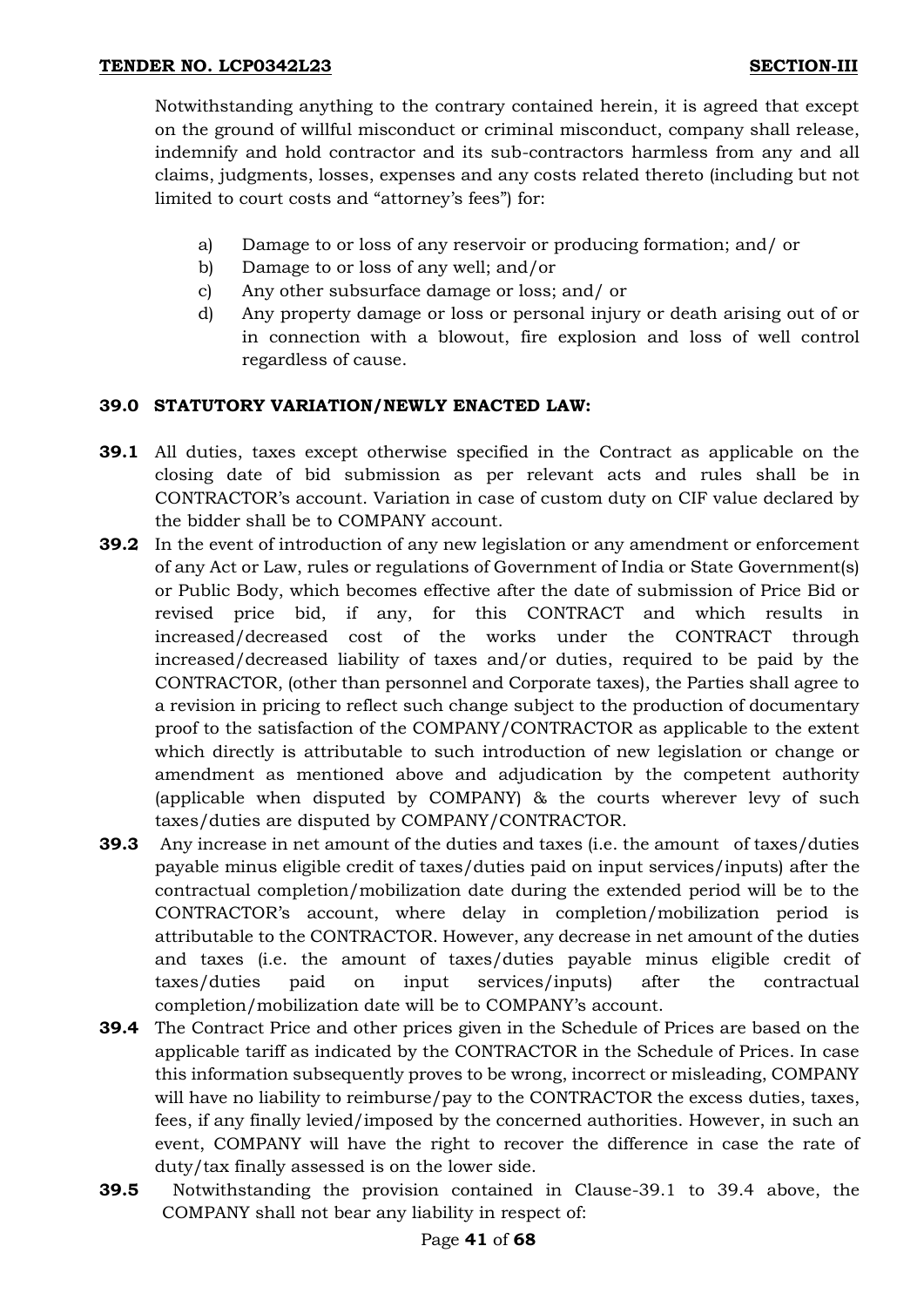Notwithstanding anything to the contrary contained herein, it is agreed that except on the ground of willful misconduct or criminal misconduct, company shall release, indemnify and hold contractor and its sub-contractors harmless from any and all claims, judgments, losses, expenses and any costs related thereto (including but not limited to court costs and "attorney's fees") for:

a) Damage to or loss of any reservoir or producing formation; and/ or
b) Damage to or loss of any well; and/or
c) Any other subsurface damage or loss; and/ or
d) Any property damage or loss or personal injury or death arising out of or in connection with a blowout, fire explosion and loss of well control regardless of cause.

**39.0 STATUTORY VARIATION/NEWLY ENACTED LAW:**

**39.1** All duties, taxes except otherwise specified in the Contract as applicable on the closing date of bid submission as per relevant acts and rules shall be in CONTRACTOR's account. Variation in case of custom duty on CIF value declared by the bidder shall be to COMPANY account.

**39.2** In the event of introduction of any new legislation or any amendment or enforcement of any Act or Law, rules or regulations of Government of India or State Government(s) or Public Body, which becomes effective after the date of submission of Price Bid or revised price bid, if any, for this CONTRACT and which results in increased/decreased cost of the works under the CONTRACT through increased/decreased liability of taxes and/or duties, required to be paid by the CONTRACTOR, (other than personnel and Corporate taxes), the Parties shall agree to a revision in pricing to reflect such change subject to the production of documentary proof to the satisfaction of the COMPANY/CONTRACTOR as applicable to the extent which directly is attributable to such introduction of new legislation or change or amendment as mentioned above and adjudication by the competent authority (applicable when disputed by COMPANY) & the courts wherever levy of such taxes/duties are disputed by COMPANY/CONTRACTOR.

**39.3** Any increase in net amount of the duties and taxes (i.e. the amount of taxes/duties payable minus eligible credit of taxes/duties paid on input services/inputs) after the contractual completion/mobilization date during the extended period will be to the CONTRACTOR's account, where delay in completion/mobilization period is attributable to the CONTRACTOR. However, any decrease in net amount of the duties and taxes (i.e. the amount of taxes/duties payable minus eligible credit of taxes/duties paid on input services/inputs) after the contractual completion/mobilization date will be to COMPANY's account.

**39.4** The Contract Price and other prices given in the Schedule of Prices are based on the applicable tariff as indicated by the CONTRACTOR in the Schedule of Prices. In case this information subsequently proves to be wrong, incorrect or misleading, COMPANY will have no liability to reimburse/pay to the CONTRACTOR the excess duties, taxes, fees, if any finally levied/imposed by the concerned authorities. However, in such an event, COMPANY will have the right to recover the difference in case the rate of duty/tax finally assessed is on the lower side.

**39.5** Notwithstanding the provision contained in Clause-39.1 to 39.4 above, the COMPANY shall not bear any liability in respect of: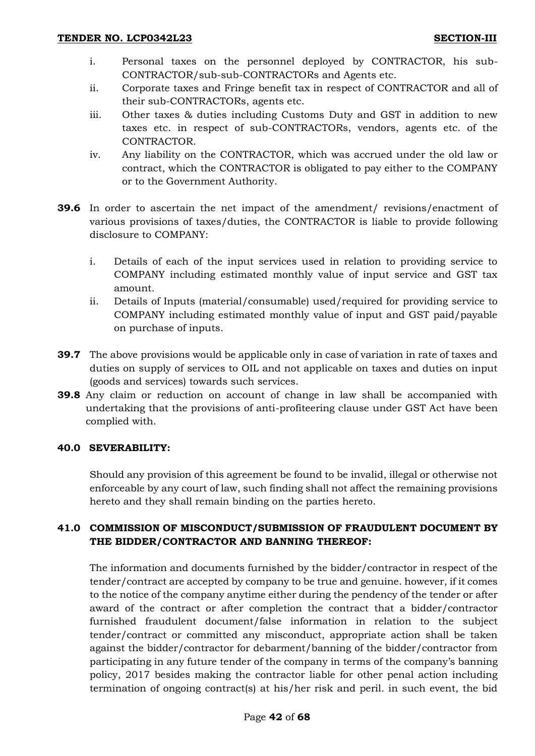i. Personal taxes on the personnel deployed by CONTRACTOR, his sub-CONTRACTOR/sub-sub-CONTRACTORs and Agents etc.
ii. Corporate taxes and Fringe benefit tax in respect of CONTRACTOR and all of their sub-CONTRACTORs, agents etc.
iii. Other taxes & duties including Customs Duty and GST in addition to new taxes etc. in respect of sub-CONTRACTORs, vendors, agents etc. of the CONTRACTOR.
iv. Any liability on the CONTRACTOR, which was accrued under the old law or contract, which the CONTRACTOR is obligated to pay either to the COMPANY or to the Government Authority.

**39.6** In order to ascertain the net impact of the amendment/ revisions/enactment of various provisions of taxes/duties, the CONTRACTOR is liable to provide following disclosure to COMPANY:

i. Details of each of the input services used in relation to providing service to COMPANY including estimated monthly value of input service and GST tax amount.
ii. Details of Inputs (material/consumable) used/required for providing service to COMPANY including estimated monthly value of input and GST paid/payable on purchase of inputs.

**39.7** The above provisions would be applicable only in case of variation in rate of taxes and duties on supply of services to OIL and not applicable on taxes and duties on input (goods and services) towards such services.

**39.8** Any claim or reduction on account of change in law shall be accompanied with undertaking that the provisions of anti-profiteering clause under GST Act have been complied with.

### 40.0 SEVERABILITY:

Should any provision of this agreement be found to be invalid, illegal or otherwise not enforceable by any court of law, such finding shall not affect the remaining provisions hereto and they shall remain binding on the parties hereto.

### 41.0 COMMISSION OF MISCONDUCT/SUBMISSION OF FRAUDULENT DOCUMENT BY THE BIDDER/CONTRACTOR AND BANNING THEREOF:

The information and documents furnished by the bidder/contractor in respect of the tender/contract are accepted by company to be true and genuine. however, if it comes to the notice of the company anytime either during the pendency of the tender or after award of the contract or after completion the contract that a bidder/contractor furnished fraudulent document/false information in relation to the subject tender/contract or committed any misconduct, appropriate action shall be taken against the bidder/contractor for debarment/banning of the bidder/contractor from participating in any future tender of the company in terms of the company's banning policy, 2017 besides making the contractor liable for other penal action including termination of ongoing contract(s) at his/her risk and peril. in such event, the bid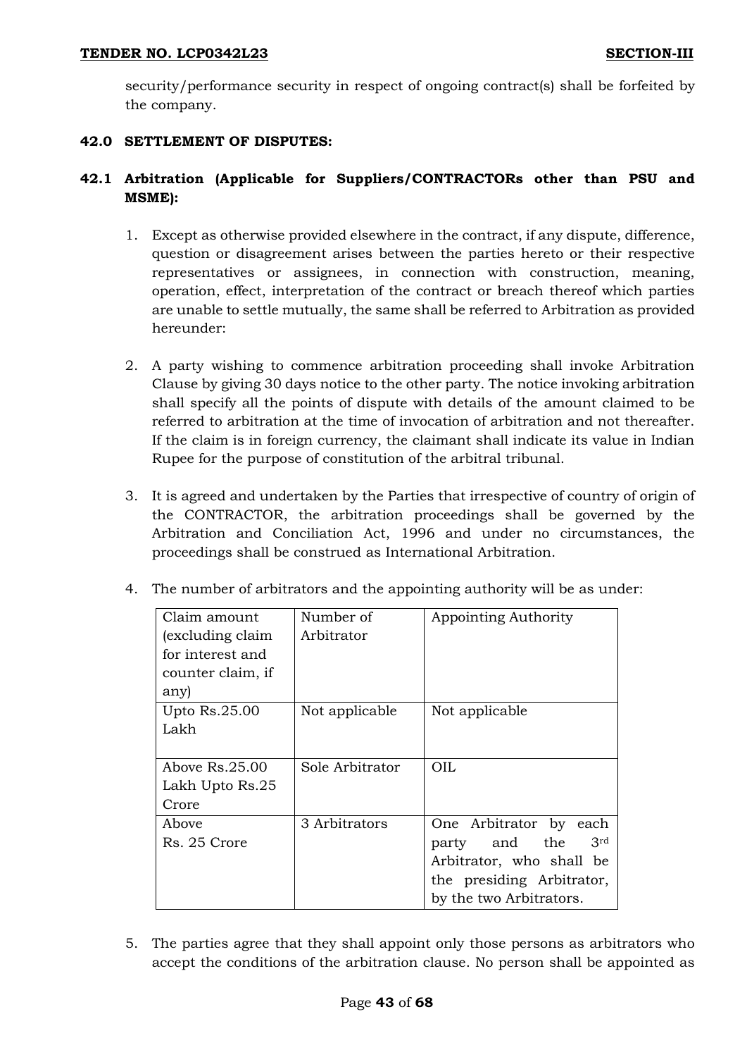security/performance security in respect of ongoing contract(s) shall be forfeited by the company.

**42.0 SETTLEMENT OF DISPUTES:**

**42.1 Arbitration (Applicable for Suppliers/CONTRACTORs other than PSU and MSME):**

1. Except as otherwise provided elsewhere in the contract, if any dispute, difference, question or disagreement arises between the parties hereto or their respective representatives or assignees, in connection with construction, meaning, operation, effect, interpretation of the contract or breach thereof which parties are unable to settle mutually, the same shall be referred to Arbitration as provided hereunder:

2. A party wishing to commence arbitration proceeding shall invoke Arbitration Clause by giving 30 days notice to the other party. The notice invoking arbitration shall specify all the points of dispute with details of the amount claimed to be referred to arbitration at the time of invocation of arbitration and not thereafter. If the claim is in foreign currency, the claimant shall indicate its value in Indian Rupee for the purpose of constitution of the arbitral tribunal.

3. It is agreed and undertaken by the Parties that irrespective of country of origin of the CONTRACTOR, the arbitration proceedings shall be governed by the Arbitration and Conciliation Act, 1996 and under no circumstances, the proceedings shall be construed as International Arbitration.

4. The number of arbitrators and the appointing authority will be as under:

| Claim amount (excluding claim for interest and counter claim, if any) | Number of Arbitrator | Appointing Authority |
|---|---|---|
| Upto Rs.25.00 Lakh | Not applicable | Not applicable |
| Above Rs.25.00 Lakh Upto Rs.25 Crore | Sole Arbitrator | OIL |
| Above Rs. 25 Crore | 3 Arbitrators | One Arbitrator by each party and the 3rd Arbitrator, who shall be the presiding Arbitrator, by the two Arbitrators. |

5. The parties agree that they shall appoint only those persons as arbitrators who accept the conditions of the arbitration clause. No person shall be appointed as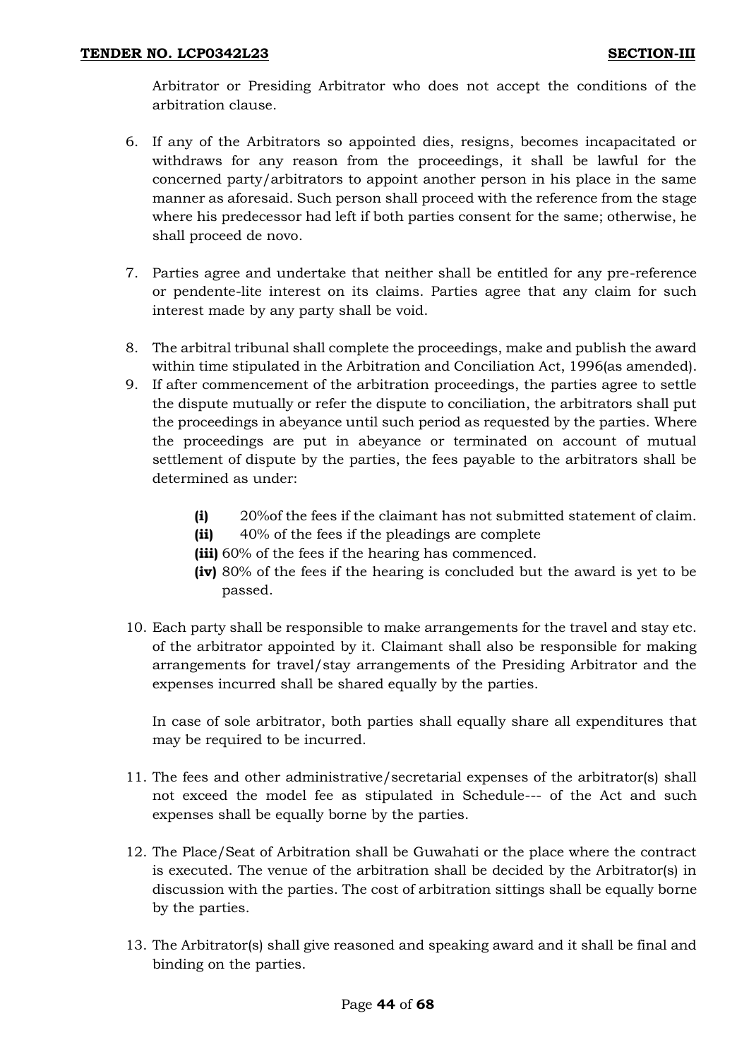Arbitrator or Presiding Arbitrator who does not accept the conditions of the arbitration clause.

6. If any of the Arbitrators so appointed dies, resigns, becomes incapacitated or withdraws for any reason from the proceedings, it shall be lawful for the concerned party/arbitrators to appoint another person in his place in the same manner as aforesaid. Such person shall proceed with the reference from the stage where his predecessor had left if both parties consent for the same; otherwise, he shall proceed de novo.

7. Parties agree and undertake that neither shall be entitled for any pre-reference or pendente-lite interest on its claims. Parties agree that any claim for such interest made by any party shall be void.

8. The arbitral tribunal shall complete the proceedings, make and publish the award within time stipulated in the Arbitration and Conciliation Act, 1996(as amended).

9. If after commencement of the arbitration proceedings, the parties agree to settle the dispute mutually or refer the dispute to conciliation, the arbitrators shall put the proceedings in abeyance until such period as requested by the parties. Where the proceedings are put in abeyance or terminated on account of mutual settlement of dispute by the parties, the fees payable to the arbitrators shall be determined as under:

   **(i)** 20%of the fees if the claimant has not submitted statement of claim.
   **(ii)** 40% of the fees if the pleadings are complete
   **(iii)** 60% of the fees if the hearing has commenced.
   **(iv)** 80% of the fees if the hearing is concluded but the award is yet to be passed.

10. Each party shall be responsible to make arrangements for the travel and stay etc. of the arbitrator appointed by it. Claimant shall also be responsible for making arrangements for travel/stay arrangements of the Presiding Arbitrator and the expenses incurred shall be shared equally by the parties.

    In case of sole arbitrator, both parties shall equally share all expenditures that may be required to be incurred.

11. The fees and other administrative/secretarial expenses of the arbitrator(s) shall not exceed the model fee as stipulated in Schedule--- of the Act and such expenses shall be equally borne by the parties.

12. The Place/Seat of Arbitration shall be Guwahati or the place where the contract is executed. The venue of the arbitration shall be decided by the Arbitrator(s) in discussion with the parties. The cost of arbitration sittings shall be equally borne by the parties.

13. The Arbitrator(s) shall give reasoned and speaking award and it shall be final and binding on the parties.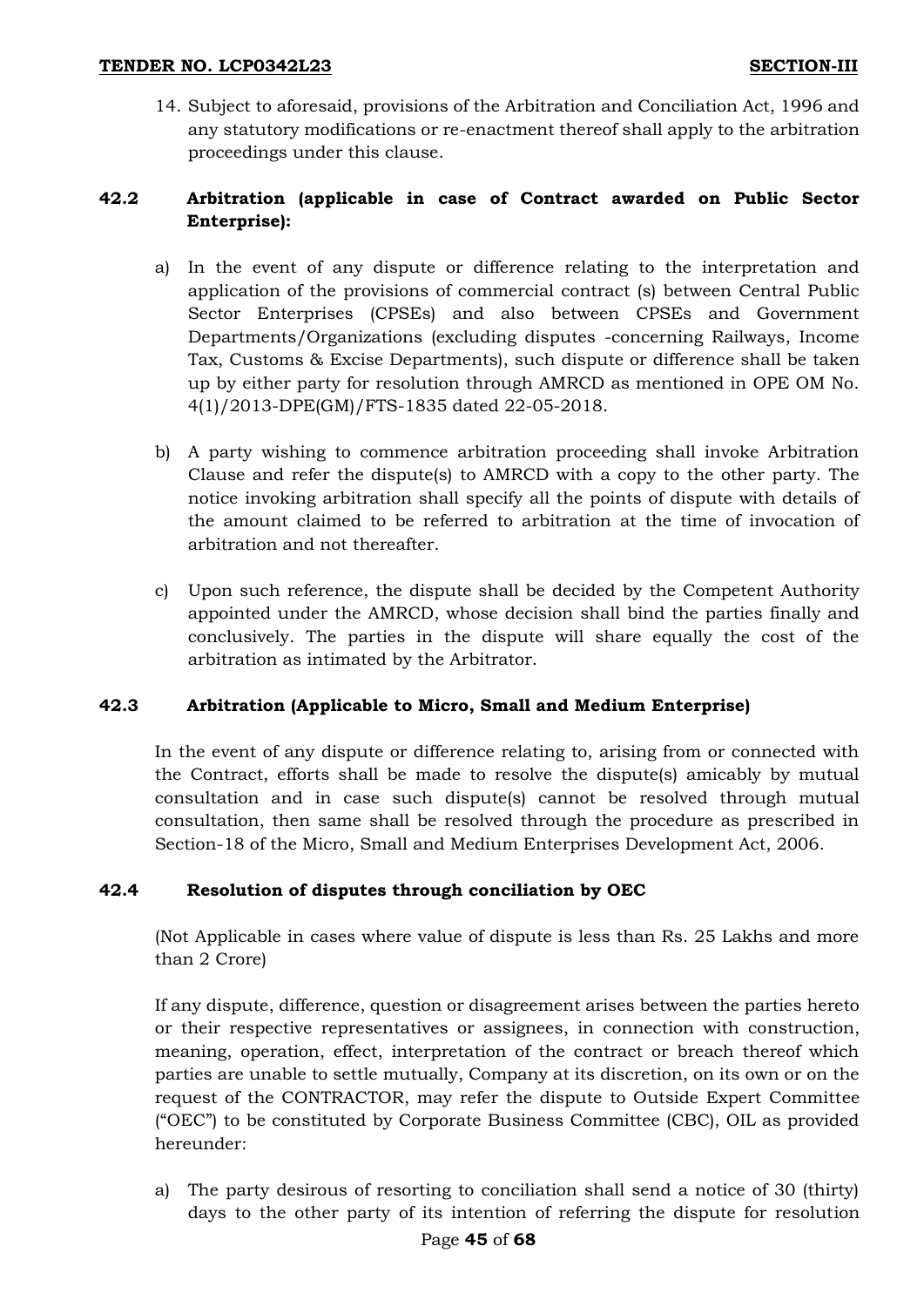14. Subject to aforesaid, provisions of the Arbitration and Conciliation Act, 1996 and any statutory modifications or re-enactment thereof shall apply to the arbitration proceedings under this clause.

### 42.2 Arbitration (applicable in case of Contract awarded on Public Sector Enterprise):

a) In the event of any dispute or difference relating to the interpretation and application of the provisions of commercial contract (s) between Central Public Sector Enterprises (CPSEs) and also between CPSEs and Government Departments/Organizations (excluding disputes -concerning Railways, Income Tax, Customs & Excise Departments), such dispute or difference shall be taken up by either party for resolution through AMRCD as mentioned in OPE OM No. 4(1)/2013-DPE(GM)/FTS-1835 dated 22-05-2018.

b) A party wishing to commence arbitration proceeding shall invoke Arbitration Clause and refer the dispute(s) to AMRCD with a copy to the other party. The notice invoking arbitration shall specify all the points of dispute with details of the amount claimed to be referred to arbitration at the time of invocation of arbitration and not thereafter.

c) Upon such reference, the dispute shall be decided by the Competent Authority appointed under the AMRCD, whose decision shall bind the parties finally and conclusively. The parties in the dispute will share equally the cost of the arbitration as intimated by the Arbitrator.

### 42.3 Arbitration (Applicable to Micro, Small and Medium Enterprise)

In the event of any dispute or difference relating to, arising from or connected with the Contract, efforts shall be made to resolve the dispute(s) amicably by mutual consultation and in case such dispute(s) cannot be resolved through mutual consultation, then same shall be resolved through the procedure as prescribed in Section-18 of the Micro, Small and Medium Enterprises Development Act, 2006.

### 42.4 Resolution of disputes through conciliation by OEC

(Not Applicable in cases where value of dispute is less than Rs. 25 Lakhs and more than 2 Crore)

If any dispute, difference, question or disagreement arises between the parties hereto or their respective representatives or assignees, in connection with construction, meaning, operation, effect, interpretation of the contract or breach thereof which parties are unable to settle mutually, Company at its discretion, on its own or on the request of the CONTRACTOR, may refer the dispute to Outside Expert Committee ("OEC") to be constituted by Corporate Business Committee (CBC), OIL as provided hereunder:

a) The party desirous of resorting to conciliation shall send a notice of 30 (thirty) days to the other party of its intention of referring the dispute for resolution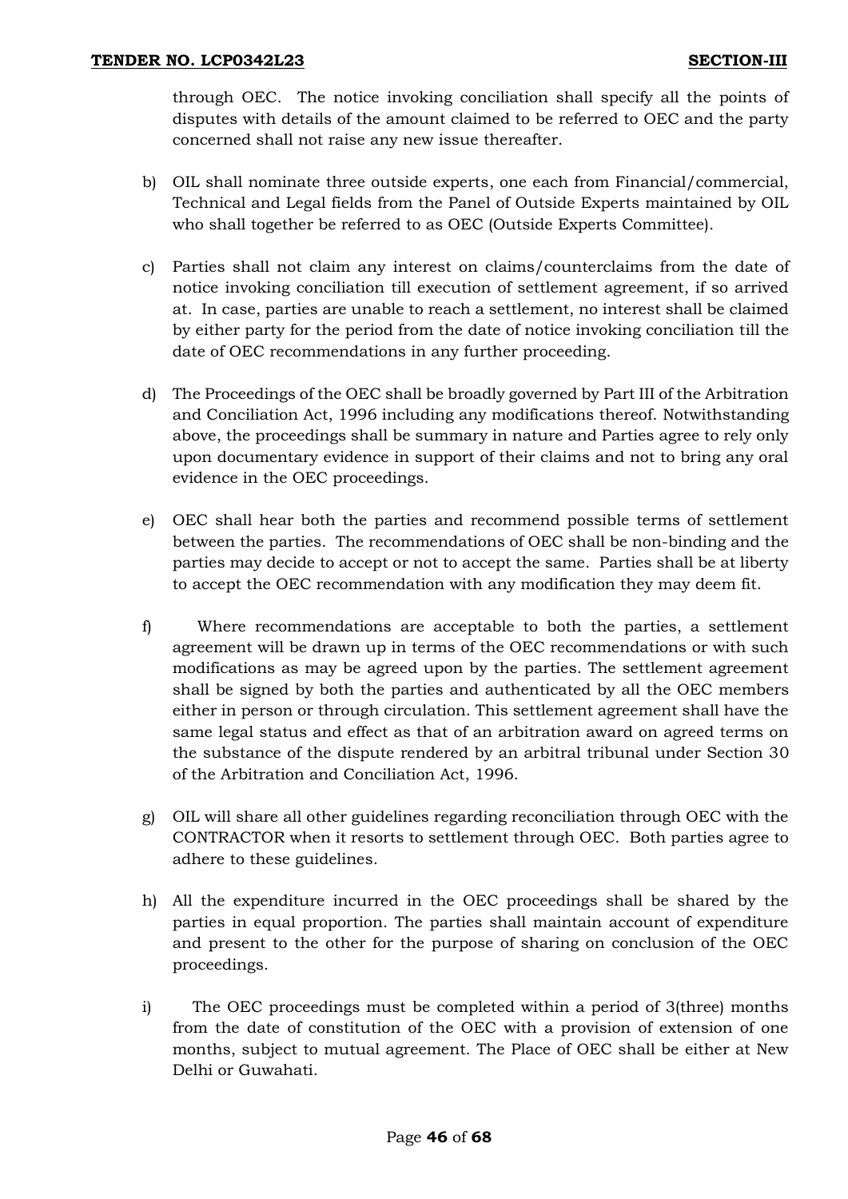through OEC. The notice invoking conciliation shall specify all the points of disputes with details of the amount claimed to be referred to OEC and the party concerned shall not raise any new issue thereafter.

b) OIL shall nominate three outside experts, one each from Financial/commercial, Technical and Legal fields from the Panel of Outside Experts maintained by OIL who shall together be referred to as OEC (Outside Experts Committee).

c) Parties shall not claim any interest on claims/counterclaims from the date of notice invoking conciliation till execution of settlement agreement, if so arrived at. In case, parties are unable to reach a settlement, no interest shall be claimed by either party for the period from the date of notice invoking conciliation till the date of OEC recommendations in any further proceeding.

d) The Proceedings of the OEC shall be broadly governed by Part III of the Arbitration and Conciliation Act, 1996 including any modifications thereof. Notwithstanding above, the proceedings shall be summary in nature and Parties agree to rely only upon documentary evidence in support of their claims and not to bring any oral evidence in the OEC proceedings.

e) OEC shall hear both the parties and recommend possible terms of settlement between the parties. The recommendations of OEC shall be non-binding and the parties may decide to accept or not to accept the same. Parties shall be at liberty to accept the OEC recommendation with any modification they may deem fit.

f) Where recommendations are acceptable to both the parties, a settlement agreement will be drawn up in terms of the OEC recommendations or with such modifications as may be agreed upon by the parties. The settlement agreement shall be signed by both the parties and authenticated by all the OEC members either in person or through circulation. This settlement agreement shall have the same legal status and effect as that of an arbitration award on agreed terms on the substance of the dispute rendered by an arbitral tribunal under Section 30 of the Arbitration and Conciliation Act, 1996.

g) OIL will share all other guidelines regarding reconciliation through OEC with the CONTRACTOR when it resorts to settlement through OEC. Both parties agree to adhere to these guidelines.

h) All the expenditure incurred in the OEC proceedings shall be shared by the parties in equal proportion. The parties shall maintain account of expenditure and present to the other for the purpose of sharing on conclusion of the OEC proceedings.

i) The OEC proceedings must be completed within a period of 3(three) months from the date of constitution of the OEC with a provision of extension of one months, subject to mutual agreement. The Place of OEC shall be either at New Delhi or Guwahati.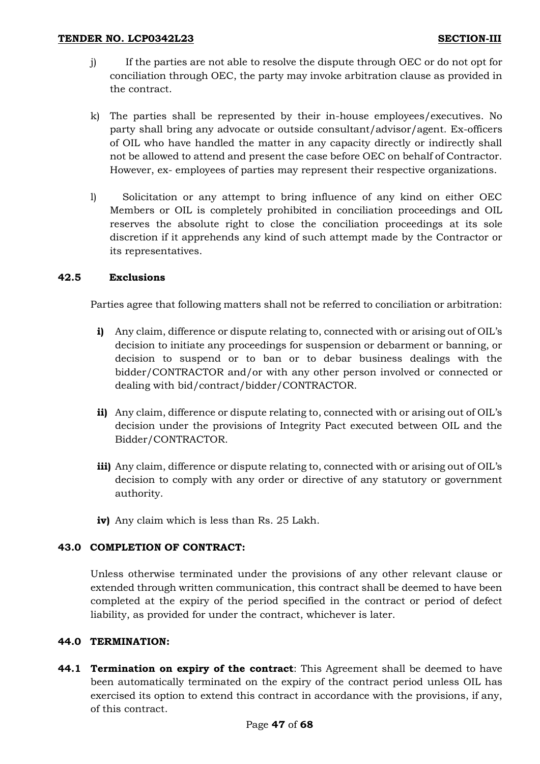j) If the parties are not able to resolve the dispute through OEC or do not opt for conciliation through OEC, the party may invoke arbitration clause as provided in the contract.

k) The parties shall be represented by their in-house employees/executives. No party shall bring any advocate or outside consultant/advisor/agent. Ex-officers of OIL who have handled the matter in any capacity directly or indirectly shall not be allowed to attend and present the case before OEC on behalf of Contractor. However, ex- employees of parties may represent their respective organizations.

l) Solicitation or any attempt to bring influence of any kind on either OEC Members or OIL is completely prohibited in conciliation proceedings and OIL reserves the absolute right to close the conciliation proceedings at its sole discretion if it apprehends any kind of such attempt made by the Contractor or its representatives.

**42.5 Exclusions**

Parties agree that following matters shall not be referred to conciliation or arbitration:

**i)** Any claim, difference or dispute relating to, connected with or arising out of OIL's decision to initiate any proceedings for suspension or debarment or banning, or decision to suspend or to ban or to debar business dealings with the bidder/CONTRACTOR and/or with any other person involved or connected or dealing with bid/contract/bidder/CONTRACTOR.

**ii)** Any claim, difference or dispute relating to, connected with or arising out of OIL's decision under the provisions of Integrity Pact executed between OIL and the Bidder/CONTRACTOR.

**iii)** Any claim, difference or dispute relating to, connected with or arising out of OIL's decision to comply with any order or directive of any statutory or government authority.

**iv)** Any claim which is less than Rs. 25 Lakh.

**43.0 COMPLETION OF CONTRACT:**

Unless otherwise terminated under the provisions of any other relevant clause or extended through written communication, this contract shall be deemed to have been completed at the expiry of the period specified in the contract or period of defect liability, as provided for under the contract, whichever is later.

**44.0 TERMINATION:**

**44.1 Termination on expiry of the contract**: This Agreement shall be deemed to have been automatically terminated on the expiry of the contract period unless OIL has exercised its option to extend this contract in accordance with the provisions, if any, of this contract.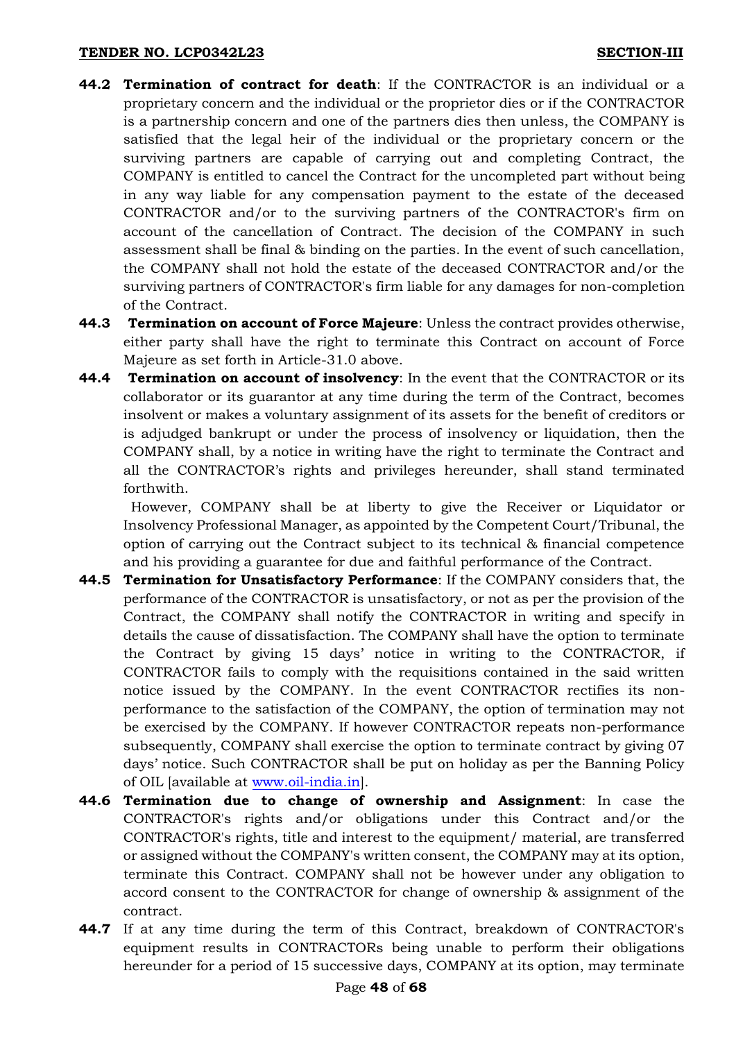**44.2 Termination of contract for death**: If the CONTRACTOR is an individual or a proprietary concern and the individual or the proprietor dies or if the CONTRACTOR is a partnership concern and one of the partners dies then unless, the COMPANY is satisfied that the legal heir of the individual or the proprietary concern or the surviving partners are capable of carrying out and completing Contract, the COMPANY is entitled to cancel the Contract for the uncompleted part without being in any way liable for any compensation payment to the estate of the deceased CONTRACTOR and/or to the surviving partners of the CONTRACTOR's firm on account of the cancellation of Contract. The decision of the COMPANY in such assessment shall be final & binding on the parties. In the event of such cancellation, the COMPANY shall not hold the estate of the deceased CONTRACTOR and/or the surviving partners of CONTRACTOR's firm liable for any damages for non-completion of the Contract.

**44.3 Termination on account of Force Majeure**: Unless the contract provides otherwise, either party shall have the right to terminate this Contract on account of Force Majeure as set forth in Article-31.0 above.

**44.4 Termination on account of insolvency**: In the event that the CONTRACTOR or its collaborator or its guarantor at any time during the term of the Contract, becomes insolvent or makes a voluntary assignment of its assets for the benefit of creditors or is adjudged bankrupt or under the process of insolvency or liquidation, then the COMPANY shall, by a notice in writing have the right to terminate the Contract and all the CONTRACTOR's rights and privileges hereunder, shall stand terminated forthwith.

However, COMPANY shall be at liberty to give the Receiver or Liquidator or Insolvency Professional Manager, as appointed by the Competent Court/Tribunal, the option of carrying out the Contract subject to its technical & financial competence and his providing a guarantee for due and faithful performance of the Contract.

**44.5 Termination for Unsatisfactory Performance**: If the COMPANY considers that, the performance of the CONTRACTOR is unsatisfactory, or not as per the provision of the Contract, the COMPANY shall notify the CONTRACTOR in writing and specify in details the cause of dissatisfaction. The COMPANY shall have the option to terminate the Contract by giving 15 days' notice in writing to the CONTRACTOR, if CONTRACTOR fails to comply with the requisitions contained in the said written notice issued by the COMPANY. In the event CONTRACTOR rectifies its non-performance to the satisfaction of the COMPANY, the option of termination may not be exercised by the COMPANY. If however CONTRACTOR repeats non-performance subsequently, COMPANY shall exercise the option to terminate contract by giving 07 days' notice. Such CONTRACTOR shall be put on holiday as per the Banning Policy of OIL [available at www.oil-india.in].

**44.6 Termination due to change of ownership and Assignment**: In case the CONTRACTOR's rights and/or obligations under this Contract and/or the CONTRACTOR's rights, title and interest to the equipment/ material, are transferred or assigned without the COMPANY's written consent, the COMPANY may at its option, terminate this Contract. COMPANY shall not be however under any obligation to accord consent to the CONTRACTOR for change of ownership & assignment of the contract.

**44.7** If at any time during the term of this Contract, breakdown of CONTRACTOR's equipment results in CONTRACTORs being unable to perform their obligations hereunder for a period of 15 successive days, COMPANY at its option, may terminate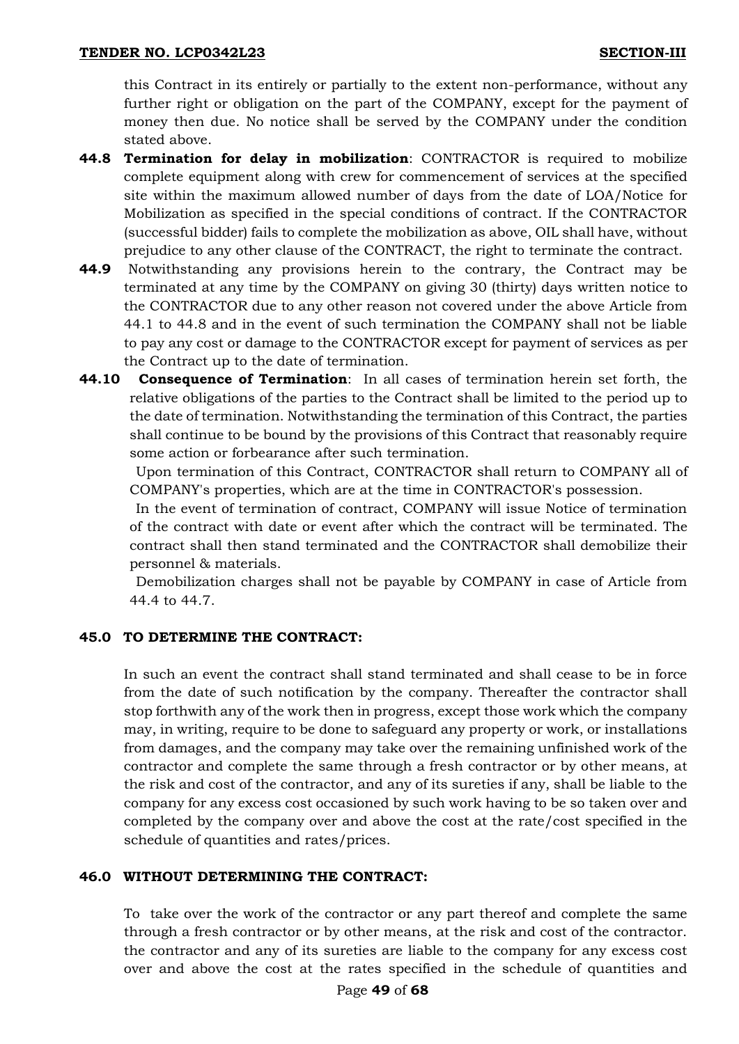this Contract in its entirely or partially to the extent non-performance, without any further right or obligation on the part of the COMPANY, except for the payment of money then due. No notice shall be served by the COMPANY under the condition stated above.

**44.8** **Termination for delay in mobilization**: CONTRACTOR is required to mobilize complete equipment along with crew for commencement of services at the specified site within the maximum allowed number of days from the date of LOA/Notice for Mobilization as specified in the special conditions of contract. If the CONTRACTOR (successful bidder) fails to complete the mobilization as above, OIL shall have, without prejudice to any other clause of the CONTRACT, the right to terminate the contract.

**44.9** Notwithstanding any provisions herein to the contrary, the Contract may be terminated at any time by the COMPANY on giving 30 (thirty) days written notice to the CONTRACTOR due to any other reason not covered under the above Article from 44.1 to 44.8 and in the event of such termination the COMPANY shall not be liable to pay any cost or damage to the CONTRACTOR except for payment of services as per the Contract up to the date of termination.

**44.10** **Consequence of Termination**: In all cases of termination herein set forth, the relative obligations of the parties to the Contract shall be limited to the period up to the date of termination. Notwithstanding the termination of this Contract, the parties shall continue to be bound by the provisions of this Contract that reasonably require some action or forbearance after such termination.

Upon termination of this Contract, CONTRACTOR shall return to COMPANY all of COMPANY's properties, which are at the time in CONTRACTOR's possession.

In the event of termination of contract, COMPANY will issue Notice of termination of the contract with date or event after which the contract will be terminated. The contract shall then stand terminated and the CONTRACTOR shall demobilize their personnel & materials.

Demobilization charges shall not be payable by COMPANY in case of Article from 44.4 to 44.7.

### 45.0 TO DETERMINE THE CONTRACT:

In such an event the contract shall stand terminated and shall cease to be in force from the date of such notification by the company. Thereafter the contractor shall stop forthwith any of the work then in progress, except those work which the company may, in writing, require to be done to safeguard any property or work, or installations from damages, and the company may take over the remaining unfinished work of the contractor and complete the same through a fresh contractor or by other means, at the risk and cost of the contractor, and any of its sureties if any, shall be liable to the company for any excess cost occasioned by such work having to be so taken over and completed by the company over and above the cost at the rate/cost specified in the schedule of quantities and rates/prices.

### 46.0 WITHOUT DETERMINING THE CONTRACT:

To take over the work of the contractor or any part thereof and complete the same through a fresh contractor or by other means, at the risk and cost of the contractor. the contractor and any of its sureties are liable to the company for any excess cost over and above the cost at the rates specified in the schedule of quantities and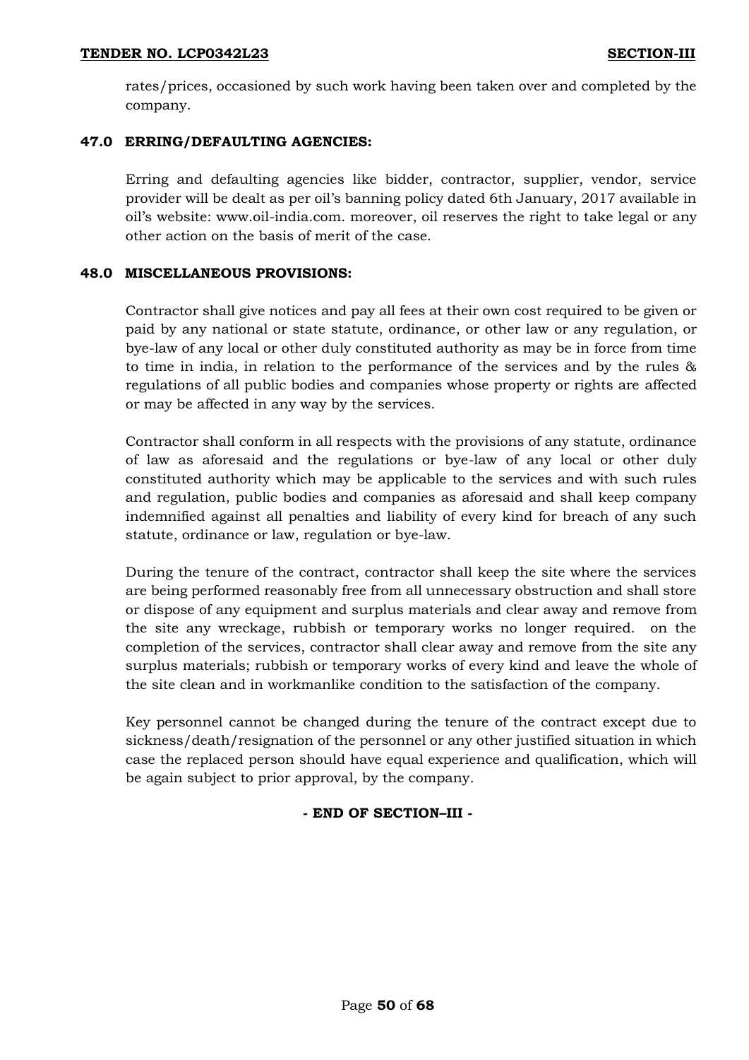rates/prices, occasioned by such work having been taken over and completed by the company.

### 47.0 ERRING/DEFAULTING AGENCIES:

Erring and defaulting agencies like bidder, contractor, supplier, vendor, service provider will be dealt as per oil's banning policy dated 6th January, 2017 available in oil's website: www.oil-india.com. moreover, oil reserves the right to take legal or any other action on the basis of merit of the case.

### 48.0 MISCELLANEOUS PROVISIONS:

Contractor shall give notices and pay all fees at their own cost required to be given or paid by any national or state statute, ordinance, or other law or any regulation, or bye-law of any local or other duly constituted authority as may be in force from time to time in india, in relation to the performance of the services and by the rules & regulations of all public bodies and companies whose property or rights are affected or may be affected in any way by the services.

Contractor shall conform in all respects with the provisions of any statute, ordinance of law as aforesaid and the regulations or bye-law of any local or other duly constituted authority which may be applicable to the services and with such rules and regulation, public bodies and companies as aforesaid and shall keep company indemnified against all penalties and liability of every kind for breach of any such statute, ordinance or law, regulation or bye-law.

During the tenure of the contract, contractor shall keep the site where the services are being performed reasonably free from all unnecessary obstruction and shall store or dispose of any equipment and surplus materials and clear away and remove from the site any wreckage, rubbish or temporary works no longer required. on the completion of the services, contractor shall clear away and remove from the site any surplus materials; rubbish or temporary works of every kind and leave the whole of the site clean and in workmanlike condition to the satisfaction of the company.

Key personnel cannot be changed during the tenure of the contract except due to sickness/death/resignation of the personnel or any other justified situation in which case the replaced person should have equal experience and qualification, which will be again subject to prior approval, by the company.

**- END OF SECTION–III -**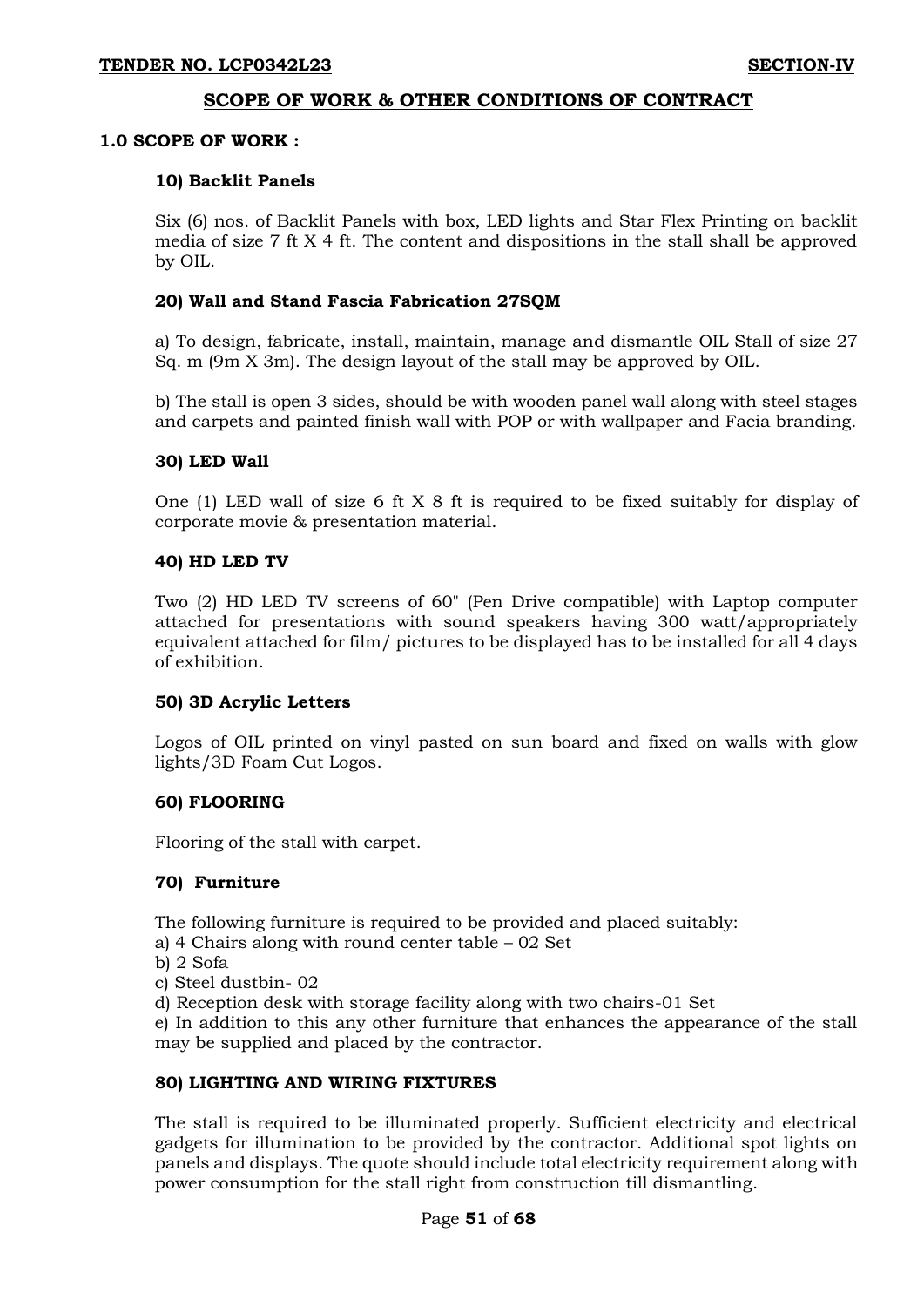## SCOPE OF WORK & OTHER CONDITIONS OF CONTRACT

### 1.0 SCOPE OF WORK :

**10) Backlit Panels**

Six (6) nos. of Backlit Panels with box, LED lights and Star Flex Printing on backlit media of size 7 ft X 4 ft. The content and dispositions in the stall shall be approved by OIL.

**20) Wall and Stand Fascia Fabrication 27SQM**

a) To design, fabricate, install, maintain, manage and dismantle OIL Stall of size 27 Sq. m (9m X 3m). The design layout of the stall may be approved by OIL.

b) The stall is open 3 sides, should be with wooden panel wall along with steel stages and carpets and painted finish wall with POP or with wallpaper and Facia branding.

**30) LED Wall**

One (1) LED wall of size 6 ft X 8 ft is required to be fixed suitably for display of corporate movie & presentation material.

**40) HD LED TV**

Two (2) HD LED TV screens of 60" (Pen Drive compatible) with Laptop computer attached for presentations with sound speakers having 300 watt/appropriately equivalent attached for film/ pictures to be displayed has to be installed for all 4 days of exhibition.

**50) 3D Acrylic Letters**

Logos of OIL printed on vinyl pasted on sun board and fixed on walls with glow lights/3D Foam Cut Logos.

**60) FLOORING**

Flooring of the stall with carpet.

**70) Furniture**

The following furniture is required to be provided and placed suitably:
a) 4 Chairs along with round center table – 02 Set
b) 2 Sofa
c) Steel dustbin- 02
d) Reception desk with storage facility along with two chairs-01 Set
e) In addition to this any other furniture that enhances the appearance of the stall may be supplied and placed by the contractor.

**80) LIGHTING AND WIRING FIXTURES**

The stall is required to be illuminated properly. Sufficient electricity and electrical gadgets for illumination to be provided by the contractor. Additional spot lights on panels and displays. The quote should include total electricity requirement along with power consumption for the stall right from construction till dismantling.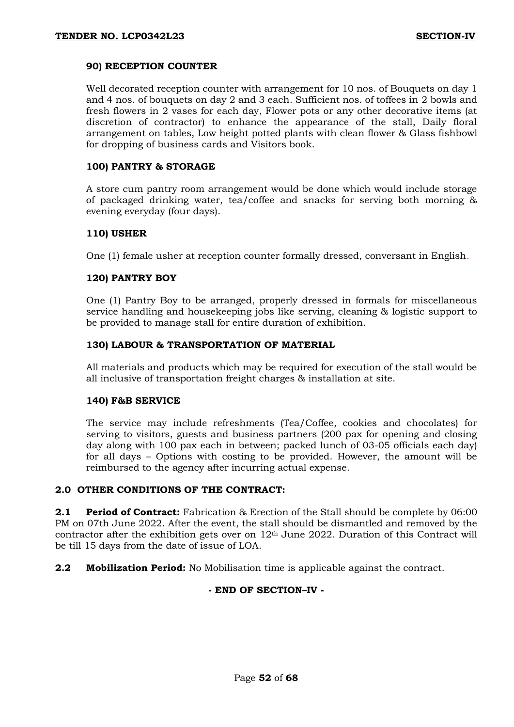#### 90) RECEPTION COUNTER

Well decorated reception counter with arrangement for 10 nos. of Bouquets on day 1 and 4 nos. of bouquets on day 2 and 3 each. Sufficient nos. of toffees in 2 bowls and fresh flowers in 2 vases for each day, Flower pots or any other decorative items (at discretion of contractor) to enhance the appearance of the stall, Daily floral arrangement on tables, Low height potted plants with clean flower & Glass fishbowl for dropping of business cards and Visitors book.

#### 100) PANTRY & STORAGE

A store cum pantry room arrangement would be done which would include storage of packaged drinking water, tea/coffee and snacks for serving both morning & evening everyday (four days).

#### 110) USHER

One (1) female usher at reception counter formally dressed, conversant in English.

#### 120) PANTRY BOY

One (1) Pantry Boy to be arranged, properly dressed in formals for miscellaneous service handling and housekeeping jobs like serving, cleaning & logistic support to be provided to manage stall for entire duration of exhibition.

#### 130) LABOUR & TRANSPORTATION OF MATERIAL

All materials and products which may be required for execution of the stall would be all inclusive of transportation freight charges & installation at site.

#### 140) F&B SERVICE

The service may include refreshments (Tea/Coffee, cookies and chocolates) for serving to visitors, guests and business partners (200 pax for opening and closing day along with 100 pax each in between; packed lunch of 03-05 officials each day) for all days – Options with costing to be provided. However, the amount will be reimbursed to the agency after incurring actual expense.

### 2.0 OTHER CONDITIONS OF THE CONTRACT:

**2.1 Period of Contract:** Fabrication & Erection of the Stall should be complete by 06:00 PM on 07th June 2022. After the event, the stall should be dismantled and removed by the contractor after the exhibition gets over on 12th June 2022. Duration of this Contract will be till 15 days from the date of issue of LOA.

**2.2 Mobilization Period:** No Mobilisation time is applicable against the contract.

**- END OF SECTION–IV -**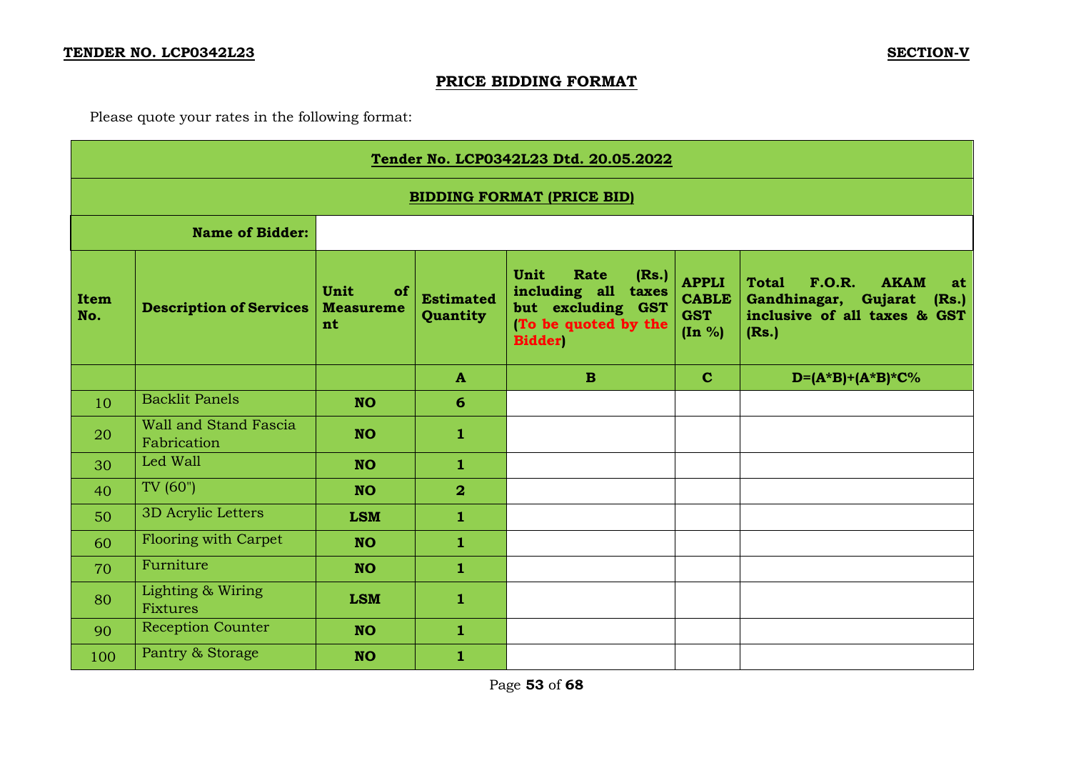**TENDER NO. LCP0342L23** **SECTION-V**

## PRICE BIDDING FORMAT

Please quote your rates in the following format:

| Tender No. LCP0342L23 Dtd. 20.05.2022 | | | | | | |
|---|---|---|---|---|---|---|
| **BIDDING FORMAT (PRICE BID)** | | | | | | |
| **Name of Bidder:** | | | | | | |
| **Item No.** | **Description of Services** | **Unit of Measurement** | **Estimated Quantity** | **Unit Rate (Rs.) including all taxes but excluding GST (To be quoted by the Bidder)** | **APPLICABLE GST (In %)** | **Total F.O.R. AKAM at Gandhinagar, Gujarat (Rs.) inclusive of all taxes & GST (Rs.)** |
| | | | **A** | **B** | **C** | **D=(A*B)+(A*B)*C%** |
| 10 | Backlit Panels | **NO** | **6** | | | |
| 20 | Wall and Stand Fascia Fabrication | **NO** | **1** | | | |
| 30 | Led Wall | **NO** | **1** | | | |
| 40 | TV (60") | **NO** | **2** | | | |
| 50 | 3D Acrylic Letters | **LSM** | **1** | | | |
| 60 | Flooring with Carpet | **NO** | **1** | | | |
| 70 | Furniture | **NO** | **1** | | | |
| 80 | Lighting & Wiring Fixtures | **LSM** | **1** | | | |
| 90 | Reception Counter | **NO** | **1** | | | |
| 100 | Pantry & Storage | **NO** | **1** | | | |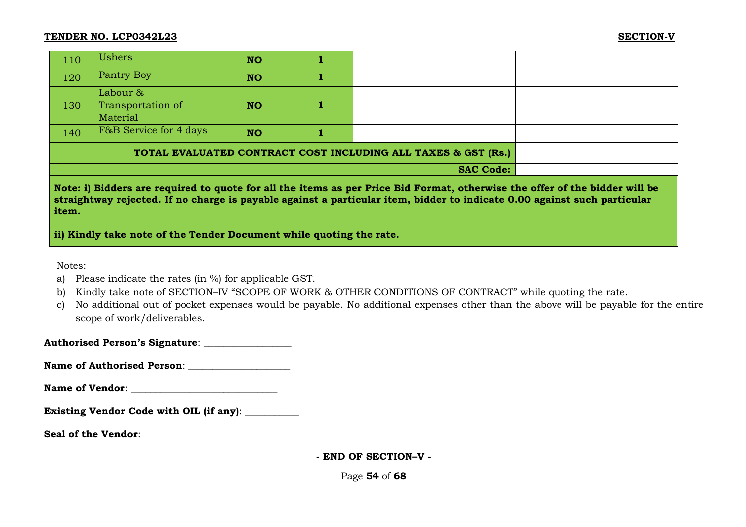| | | | | | | |
|---|---|---|---|---|---|---|
| 110 | Ushers | **NO** | **1** | | | |
| 120 | Pantry Boy | **NO** | **1** | | | |
| 130 | Labour & Transportation of Material | **NO** | **1** | | | |
| 140 | F&B Service for 4 days | **NO** | **1** | | | |
| **TOTAL EVALUATED CONTRACT COST INCLUDING ALL TAXES & GST (Rs.)** | | | | | | |
| **SAC Code:** | | | | | | |

**Note: i) Bidders are required to quote for all the items as per Price Bid Format, otherwise the offer of the bidder will be straightway rejected. If no charge is payable against a particular item, bidder to indicate 0.00 against such particular item.**

**ii) Kindly take note of the Tender Document while quoting the rate.**

Notes:

a) Please indicate the rates (in %) for applicable GST.

b) Kindly take note of SECTION–IV "SCOPE OF WORK & OTHER CONDITIONS OF CONTRACT" while quoting the rate.

c) No additional out of pocket expenses would be payable. No additional expenses other than the above will be payable for the entire scope of work/deliverables.

**Authorised Person's Signature**: ________________

**Name of Authorised Person**: ____________________

**Name of Vendor**: ____________________________

**Existing Vendor Code with OIL (if any)**: __________

**Seal of the Vendor**:

**- END OF SECTION–V -**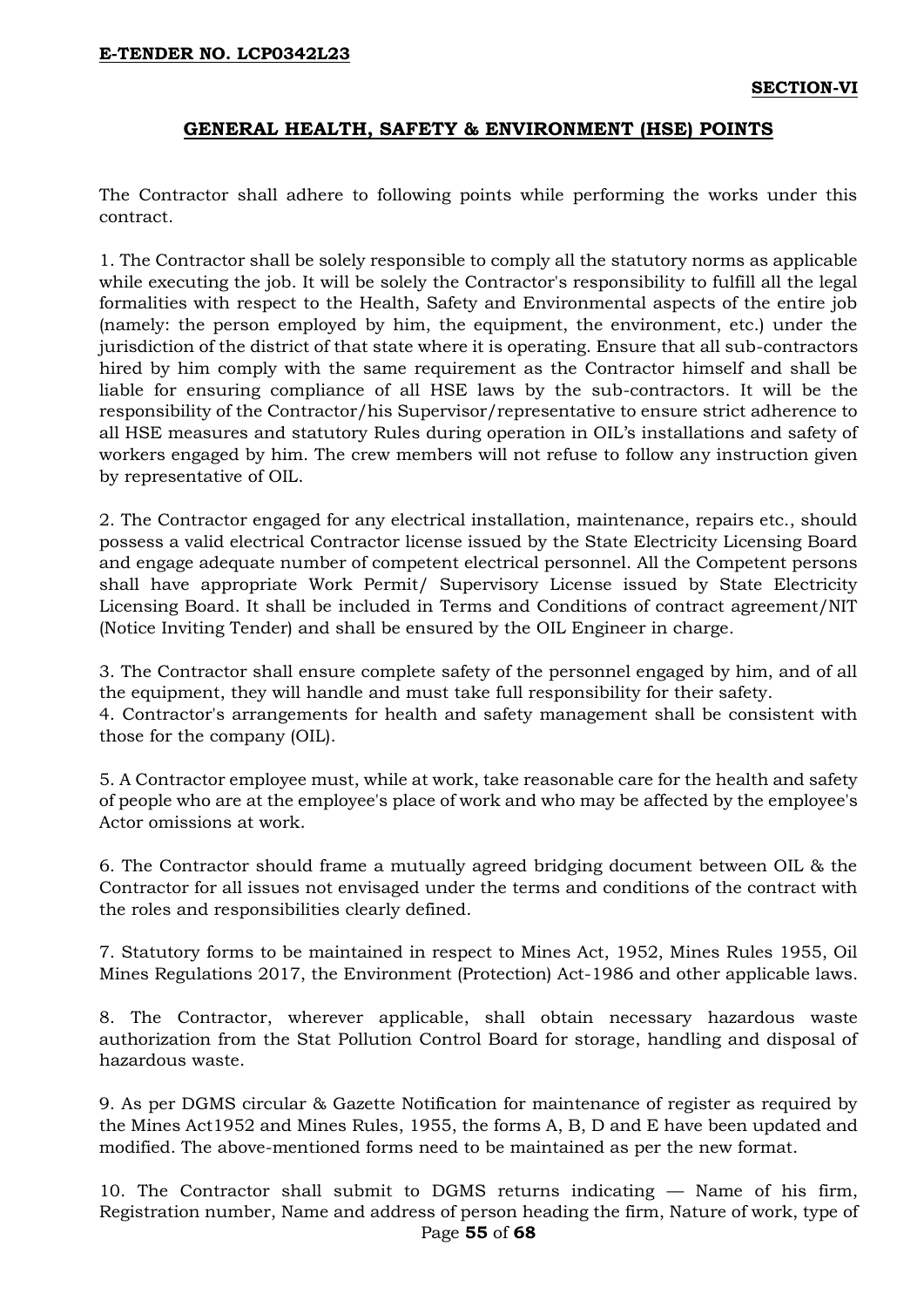**SECTION-VI**

## GENERAL HEALTH, SAFETY & ENVIRONMENT (HSE) POINTS

The Contractor shall adhere to following points while performing the works under this contract.

1. The Contractor shall be solely responsible to comply all the statutory norms as applicable while executing the job. It will be solely the Contractor's responsibility to fulfill all the legal formalities with respect to the Health, Safety and Environmental aspects of the entire job (namely: the person employed by him, the equipment, the environment, etc.) under the jurisdiction of the district of that state where it is operating. Ensure that all sub-contractors hired by him comply with the same requirement as the Contractor himself and shall be liable for ensuring compliance of all HSE laws by the sub-contractors. It will be the responsibility of the Contractor/his Supervisor/representative to ensure strict adherence to all HSE measures and statutory Rules during operation in OIL's installations and safety of workers engaged by him. The crew members will not refuse to follow any instruction given by representative of OIL.

2. The Contractor engaged for any electrical installation, maintenance, repairs etc., should possess a valid electrical Contractor license issued by the State Electricity Licensing Board and engage adequate number of competent electrical personnel. All the Competent persons shall have appropriate Work Permit/ Supervisory License issued by State Electricity Licensing Board. It shall be included in Terms and Conditions of contract agreement/NIT (Notice Inviting Tender) and shall be ensured by the OIL Engineer in charge.

3. The Contractor shall ensure complete safety of the personnel engaged by him, and of all the equipment, they will handle and must take full responsibility for their safety.

4. Contractor's arrangements for health and safety management shall be consistent with those for the company (OIL).

5. A Contractor employee must, while at work, take reasonable care for the health and safety of people who are at the employee's place of work and who may be affected by the employee's Actor omissions at work.

6. The Contractor should frame a mutually agreed bridging document between OIL & the Contractor for all issues not envisaged under the terms and conditions of the contract with the roles and responsibilities clearly defined.

7. Statutory forms to be maintained in respect to Mines Act, 1952, Mines Rules 1955, Oil Mines Regulations 2017, the Environment (Protection) Act-1986 and other applicable laws.

8. The Contractor, wherever applicable, shall obtain necessary hazardous waste authorization from the Stat Pollution Control Board for storage, handling and disposal of hazardous waste.

9. As per DGMS circular & Gazette Notification for maintenance of register as required by the Mines Act1952 and Mines Rules, 1955, the forms A, B, D and E have been updated and modified. The above-mentioned forms need to be maintained as per the new format.

10. The Contractor shall submit to DGMS returns indicating — Name of his firm, Registration number, Name and address of person heading the firm, Nature of work, type of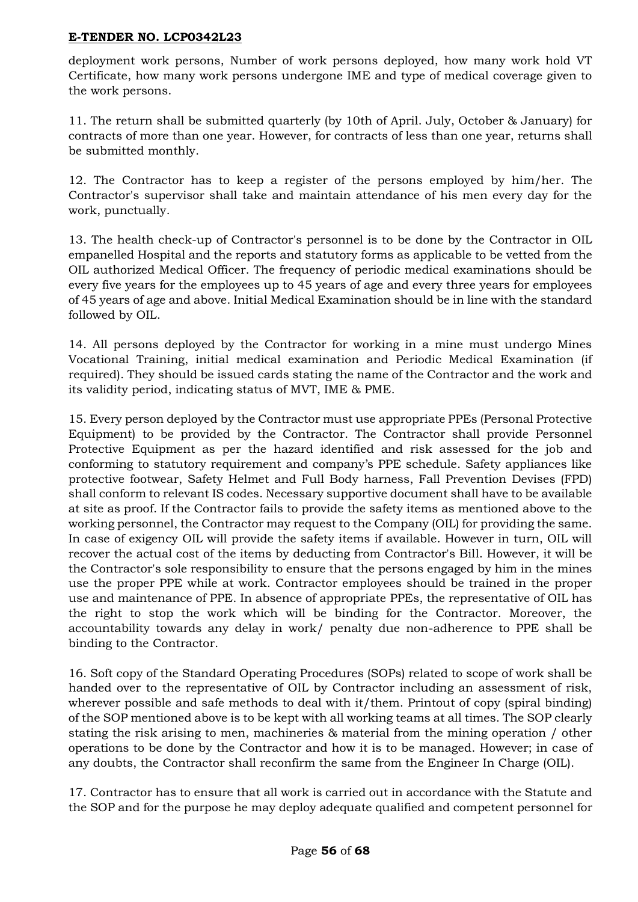deployment work persons, Number of work persons deployed, how many work hold VT Certificate, how many work persons undergone IME and type of medical coverage given to the work persons.

11. The return shall be submitted quarterly (by 10th of April. July, October & January) for contracts of more than one year. However, for contracts of less than one year, returns shall be submitted monthly.

12. The Contractor has to keep a register of the persons employed by him/her. The Contractor's supervisor shall take and maintain attendance of his men every day for the work, punctually.

13. The health check-up of Contractor's personnel is to be done by the Contractor in OIL empanelled Hospital and the reports and statutory forms as applicable to be vetted from the OIL authorized Medical Officer. The frequency of periodic medical examinations should be every five years for the employees up to 45 years of age and every three years for employees of 45 years of age and above. Initial Medical Examination should be in line with the standard followed by OIL.

14. All persons deployed by the Contractor for working in a mine must undergo Mines Vocational Training, initial medical examination and Periodic Medical Examination (if required). They should be issued cards stating the name of the Contractor and the work and its validity period, indicating status of MVT, IME & PME.

15. Every person deployed by the Contractor must use appropriate PPEs (Personal Protective Equipment) to be provided by the Contractor. The Contractor shall provide Personnel Protective Equipment as per the hazard identified and risk assessed for the job and conforming to statutory requirement and company's PPE schedule. Safety appliances like protective footwear, Safety Helmet and Full Body harness, Fall Prevention Devises (FPD) shall conform to relevant IS codes. Necessary supportive document shall have to be available at site as proof. If the Contractor fails to provide the safety items as mentioned above to the working personnel, the Contractor may request to the Company (OIL) for providing the same. In case of exigency OIL will provide the safety items if available. However in turn, OIL will recover the actual cost of the items by deducting from Contractor's Bill. However, it will be the Contractor's sole responsibility to ensure that the persons engaged by him in the mines use the proper PPE while at work. Contractor employees should be trained in the proper use and maintenance of PPE. In absence of appropriate PPEs, the representative of OIL has the right to stop the work which will be binding for the Contractor. Moreover, the accountability towards any delay in work/ penalty due non-adherence to PPE shall be binding to the Contractor.

16. Soft copy of the Standard Operating Procedures (SOPs) related to scope of work shall be handed over to the representative of OIL by Contractor including an assessment of risk, wherever possible and safe methods to deal with it/them. Printout of copy (spiral binding) of the SOP mentioned above is to be kept with all working teams at all times. The SOP clearly stating the risk arising to men, machineries & material from the mining operation / other operations to be done by the Contractor and how it is to be managed. However; in case of any doubts, the Contractor shall reconfirm the same from the Engineer In Charge (OIL).

17. Contractor has to ensure that all work is carried out in accordance with the Statute and the SOP and for the purpose he may deploy adequate qualified and competent personnel for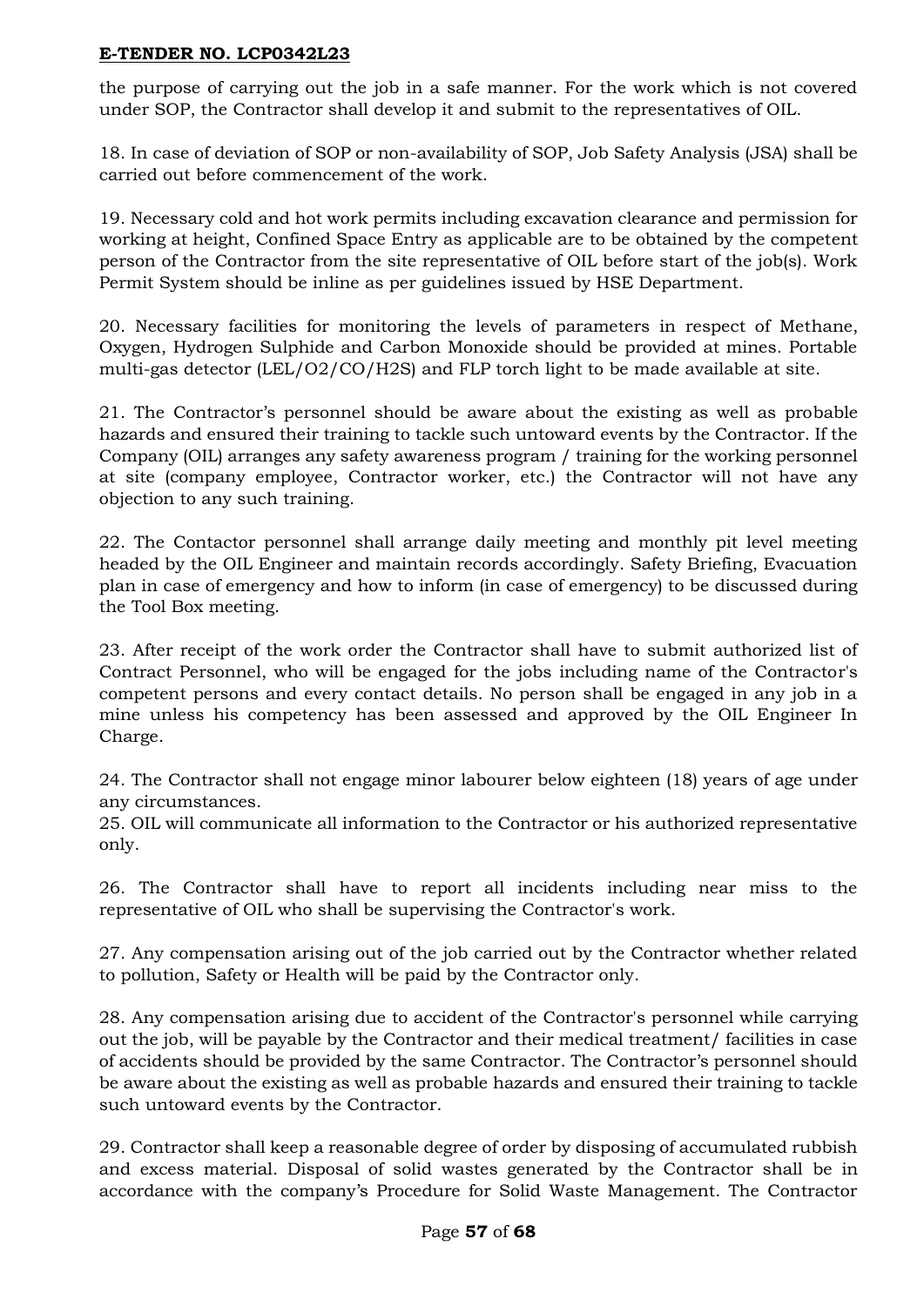the purpose of carrying out the job in a safe manner. For the work which is not covered under SOP, the Contractor shall develop it and submit to the representatives of OIL.

18. In case of deviation of SOP or non-availability of SOP, Job Safety Analysis (JSA) shall be carried out before commencement of the work.

19. Necessary cold and hot work permits including excavation clearance and permission for working at height, Confined Space Entry as applicable are to be obtained by the competent person of the Contractor from the site representative of OIL before start of the job(s). Work Permit System should be inline as per guidelines issued by HSE Department.

20. Necessary facilities for monitoring the levels of parameters in respect of Methane, Oxygen, Hydrogen Sulphide and Carbon Monoxide should be provided at mines. Portable multi-gas detector (LEL/O2/CO/H2S) and FLP torch light to be made available at site.

21. The Contractor's personnel should be aware about the existing as well as probable hazards and ensured their training to tackle such untoward events by the Contractor. If the Company (OIL) arranges any safety awareness program / training for the working personnel at site (company employee, Contractor worker, etc.) the Contractor will not have any objection to any such training.

22. The Contactor personnel shall arrange daily meeting and monthly pit level meeting headed by the OIL Engineer and maintain records accordingly. Safety Briefing, Evacuation plan in case of emergency and how to inform (in case of emergency) to be discussed during the Tool Box meeting.

23. After receipt of the work order the Contractor shall have to submit authorized list of Contract Personnel, who will be engaged for the jobs including name of the Contractor's competent persons and every contact details. No person shall be engaged in any job in a mine unless his competency has been assessed and approved by the OIL Engineer In Charge.

24. The Contractor shall not engage minor labourer below eighteen (18) years of age under any circumstances.

25. OIL will communicate all information to the Contractor or his authorized representative only.

26. The Contractor shall have to report all incidents including near miss to the representative of OIL who shall be supervising the Contractor's work.

27. Any compensation arising out of the job carried out by the Contractor whether related to pollution, Safety or Health will be paid by the Contractor only.

28. Any compensation arising due to accident of the Contractor's personnel while carrying out the job, will be payable by the Contractor and their medical treatment/ facilities in case of accidents should be provided by the same Contractor. The Contractor's personnel should be aware about the existing as well as probable hazards and ensured their training to tackle such untoward events by the Contractor.

29. Contractor shall keep a reasonable degree of order by disposing of accumulated rubbish and excess material. Disposal of solid wastes generated by the Contractor shall be in accordance with the company's Procedure for Solid Waste Management. The Contractor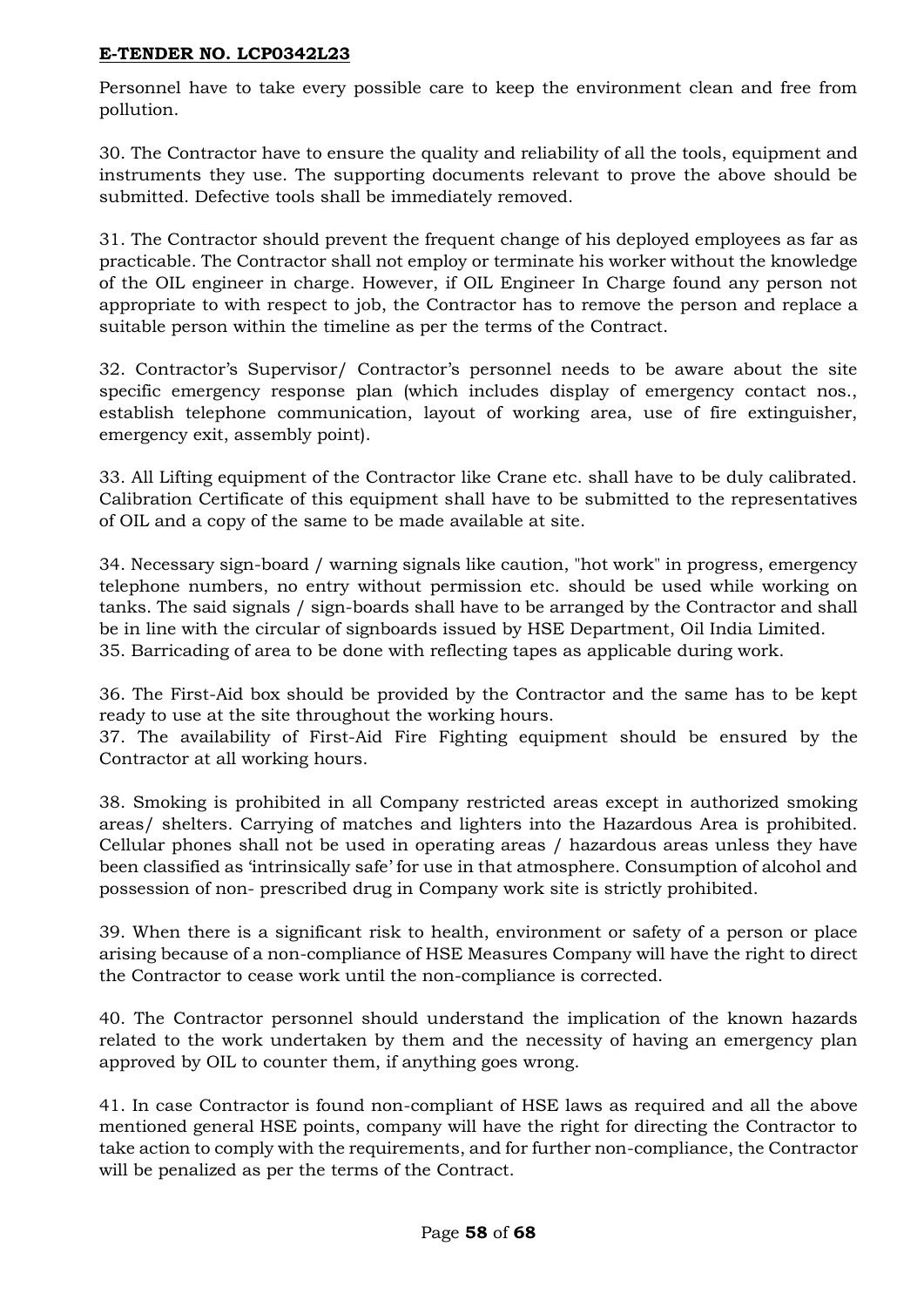Personnel have to take every possible care to keep the environment clean and free from pollution.

30. The Contractor have to ensure the quality and reliability of all the tools, equipment and instruments they use. The supporting documents relevant to prove the above should be submitted. Defective tools shall be immediately removed.

31. The Contractor should prevent the frequent change of his deployed employees as far as practicable. The Contractor shall not employ or terminate his worker without the knowledge of the OIL engineer in charge. However, if OIL Engineer In Charge found any person not appropriate to with respect to job, the Contractor has to remove the person and replace a suitable person within the timeline as per the terms of the Contract.

32. Contractor's Supervisor/ Contractor's personnel needs to be aware about the site specific emergency response plan (which includes display of emergency contact nos., establish telephone communication, layout of working area, use of fire extinguisher, emergency exit, assembly point).

33. All Lifting equipment of the Contractor like Crane etc. shall have to be duly calibrated. Calibration Certificate of this equipment shall have to be submitted to the representatives of OIL and a copy of the same to be made available at site.

34. Necessary sign-board / warning signals like caution, "hot work" in progress, emergency telephone numbers, no entry without permission etc. should be used while working on tanks. The said signals / sign-boards shall have to be arranged by the Contractor and shall be in line with the circular of signboards issued by HSE Department, Oil India Limited.

35. Barricading of area to be done with reflecting tapes as applicable during work.

36. The First-Aid box should be provided by the Contractor and the same has to be kept ready to use at the site throughout the working hours.

37. The availability of First-Aid Fire Fighting equipment should be ensured by the Contractor at all working hours.

38. Smoking is prohibited in all Company restricted areas except in authorized smoking areas/ shelters. Carrying of matches and lighters into the Hazardous Area is prohibited. Cellular phones shall not be used in operating areas / hazardous areas unless they have been classified as 'intrinsically safe' for use in that atmosphere. Consumption of alcohol and possession of non- prescribed drug in Company work site is strictly prohibited.

39. When there is a significant risk to health, environment or safety of a person or place arising because of a non-compliance of HSE Measures Company will have the right to direct the Contractor to cease work until the non-compliance is corrected.

40. The Contractor personnel should understand the implication of the known hazards related to the work undertaken by them and the necessity of having an emergency plan approved by OIL to counter them, if anything goes wrong.

41. In case Contractor is found non-compliant of HSE laws as required and all the above mentioned general HSE points, company will have the right for directing the Contractor to take action to comply with the requirements, and for further non-compliance, the Contractor will be penalized as per the terms of the Contract.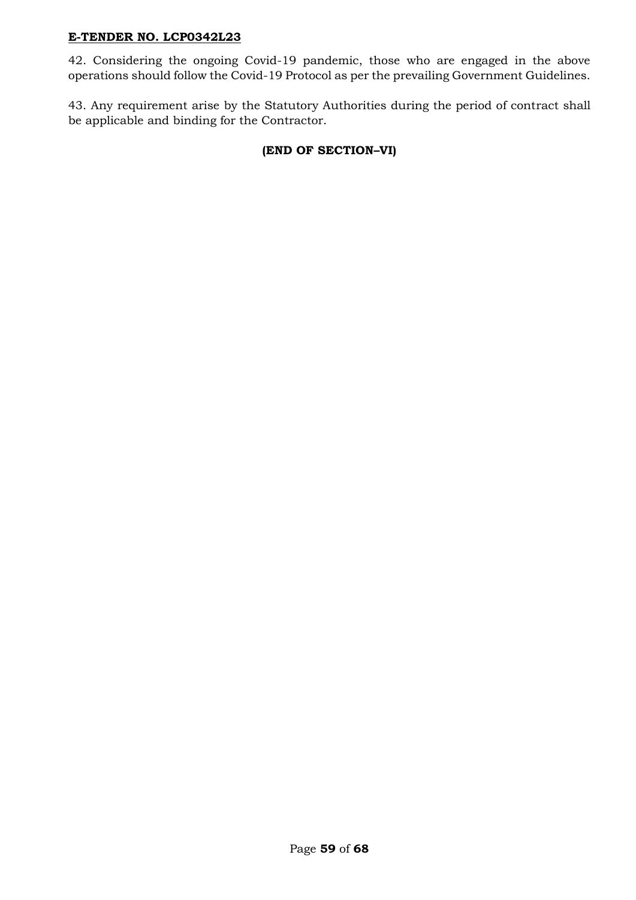42. Considering the ongoing Covid-19 pandemic, those who are engaged in the above operations should follow the Covid-19 Protocol as per the prevailing Government Guidelines.

43. Any requirement arise by the Statutory Authorities during the period of contract shall be applicable and binding for the Contractor.

**(END OF SECTION–VI)**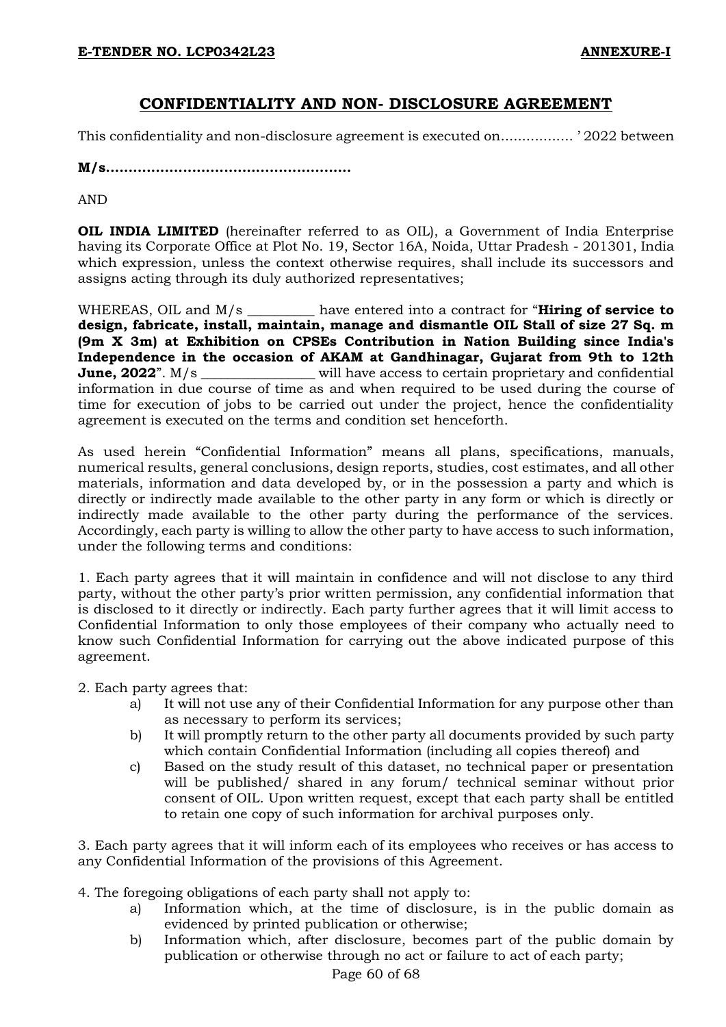## CONFIDENTIALITY AND NON- DISCLOSURE AGREEMENT

This confidentiality and non-disclosure agreement is executed on................ ' 2022 between

**M/s....................................................**

AND

**OIL INDIA LIMITED** (hereinafter referred to as OIL), a Government of India Enterprise having its Corporate Office at Plot No. 19, Sector 16A, Noida, Uttar Pradesh - 201301, India which expression, unless the context otherwise requires, shall include its successors and assigns acting through its duly authorized representatives;

WHEREAS, OIL and M/s __________ have entered into a contract for "**Hiring of service to design, fabricate, install, maintain, manage and dismantle OIL Stall of size 27 Sq. m (9m X 3m) at Exhibition on CPSEs Contribution in Nation Building since India's Independence in the occasion of AKAM at Gandhinagar, Gujarat from 9th to 12th June, 2022**". M/s ________________ will have access to certain proprietary and confidential information in due course of time as and when required to be used during the course of time for execution of jobs to be carried out under the project, hence the confidentiality agreement is executed on the terms and condition set henceforth.

As used herein "Confidential Information" means all plans, specifications, manuals, numerical results, general conclusions, design reports, studies, cost estimates, and all other materials, information and data developed by, or in the possession a party and which is directly or indirectly made available to the other party in any form or which is directly or indirectly made available to the other party during the performance of the services. Accordingly, each party is willing to allow the other party to have access to such information, under the following terms and conditions:

1. Each party agrees that it will maintain in confidence and will not disclose to any third party, without the other party's prior written permission, any confidential information that is disclosed to it directly or indirectly. Each party further agrees that it will limit access to Confidential Information to only those employees of their company who actually need to know such Confidential Information for carrying out the above indicated purpose of this agreement.

2. Each party agrees that:

   a) It will not use any of their Confidential Information for any purpose other than as necessary to perform its services;
   b) It will promptly return to the other party all documents provided by such party which contain Confidential Information (including all copies thereof) and
   c) Based on the study result of this dataset, no technical paper or presentation will be published/ shared in any forum/ technical seminar without prior consent of OIL. Upon written request, except that each party shall be entitled to retain one copy of such information for archival purposes only.

3. Each party agrees that it will inform each of its employees who receives or has access to any Confidential Information of the provisions of this Agreement.

4. The foregoing obligations of each party shall not apply to:

   a) Information which, at the time of disclosure, is in the public domain as evidenced by printed publication or otherwise;
   b) Information which, after disclosure, becomes part of the public domain by publication or otherwise through no act or failure to act of each party;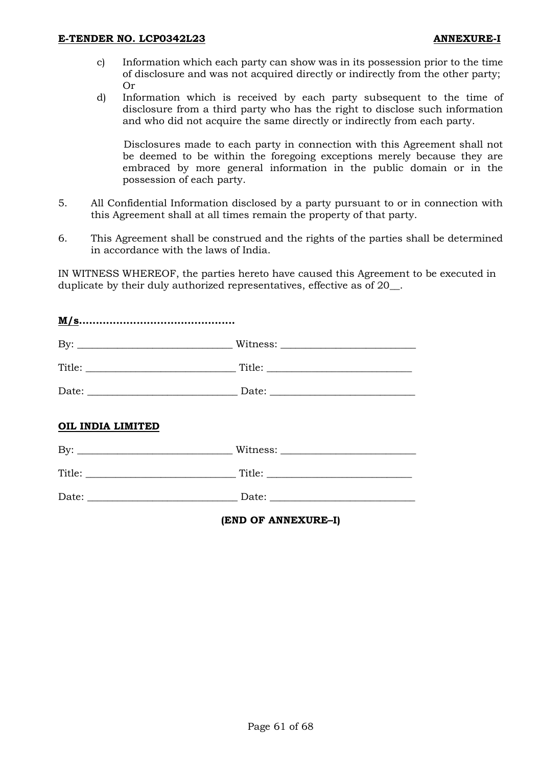c) Information which each party can show was in its possession prior to the time of disclosure and was not acquired directly or indirectly from the other party; Or

d) Information which is received by each party subsequent to the time of disclosure from a third party who has the right to disclose such information and who did not acquire the same directly or indirectly from each party.

Disclosures made to each party in connection with this Agreement shall not be deemed to be within the foregoing exceptions merely because they are embraced by more general information in the public domain or in the possession of each party.

5. All Confidential Information disclosed by a party pursuant to or in connection with this Agreement shall at all times remain the property of that party.

6. This Agreement shall be construed and the rights of the parties shall be determined in accordance with the laws of India.

IN WITNESS WHEREOF, the parties hereto have caused this Agreement to be executed in duplicate by their duly authorized representatives, effective as of 20__.

**M/s..............................................**

By: ______________________________ Witness: __________________________

Title: _____________________________ Title: ____________________________

Date: _____________________________ Date: ____________________________

**OIL INDIA LIMITED**

By: ______________________________ Witness: __________________________

Title: _____________________________ Title: ____________________________

Date: _____________________________ Date: ____________________________

**(END OF ANNEXURE–I)**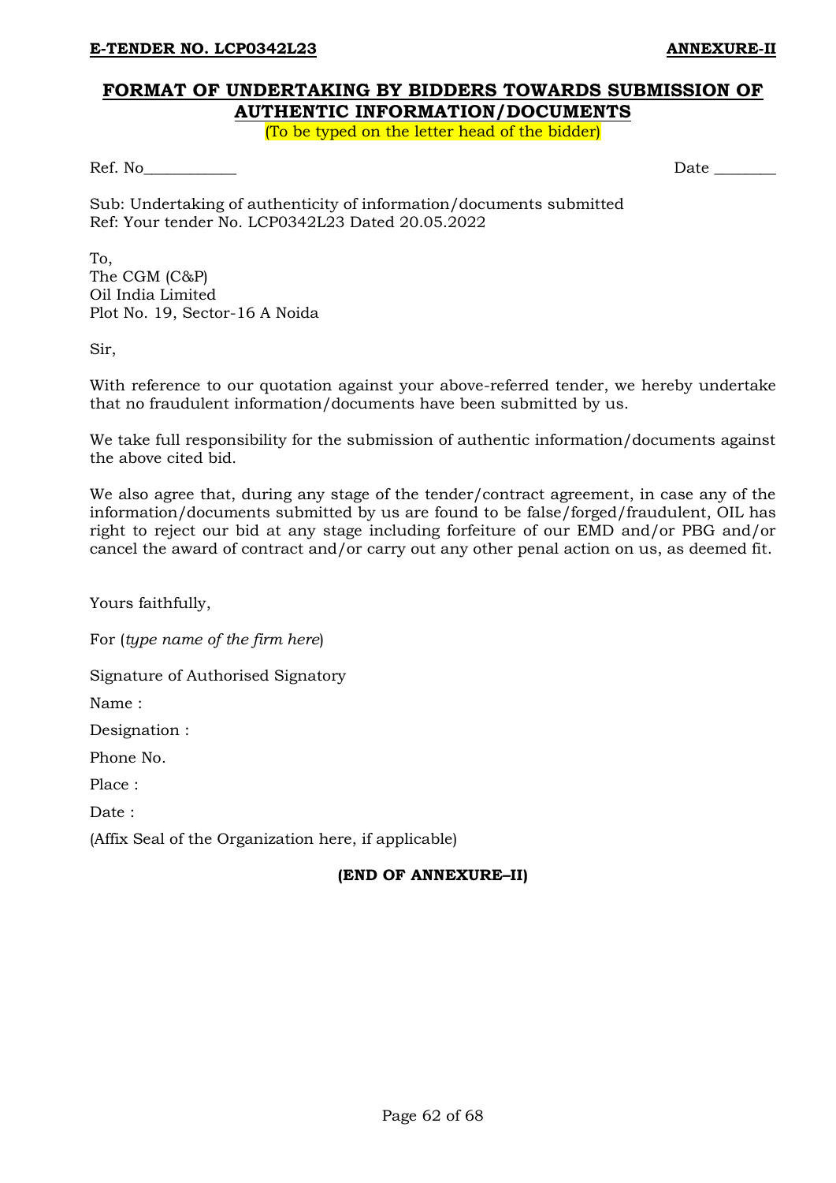**E-TENDER NO. LCP0342L23** **ANNEXURE-II**

# FORMAT OF UNDERTAKING BY BIDDERS TOWARDS SUBMISSION OF AUTHENTIC INFORMATION/DOCUMENTS

(To be typed on the letter head of the bidder)

Ref. No___________ Date ________

Sub: Undertaking of authenticity of information/documents submitted
Ref: Your tender No. LCP0342L23 Dated 20.05.2022

To,
The CGM (C&P)
Oil India Limited
Plot No. 19, Sector-16 A Noida

Sir,

With reference to our quotation against your above-referred tender, we hereby undertake that no fraudulent information/documents have been submitted by us.

We take full responsibility for the submission of authentic information/documents against the above cited bid.

We also agree that, during any stage of the tender/contract agreement, in case any of the information/documents submitted by us are found to be false/forged/fraudulent, OIL has right to reject our bid at any stage including forfeiture of our EMD and/or PBG and/or cancel the award of contract and/or carry out any other penal action on us, as deemed fit.

Yours faithfully,

For (*type name of the firm here*)

Signature of Authorised Signatory

Name :

Designation :

Phone No.

Place :

Date :

(Affix Seal of the Organization here, if applicable)

**(END OF ANNEXURE–II)**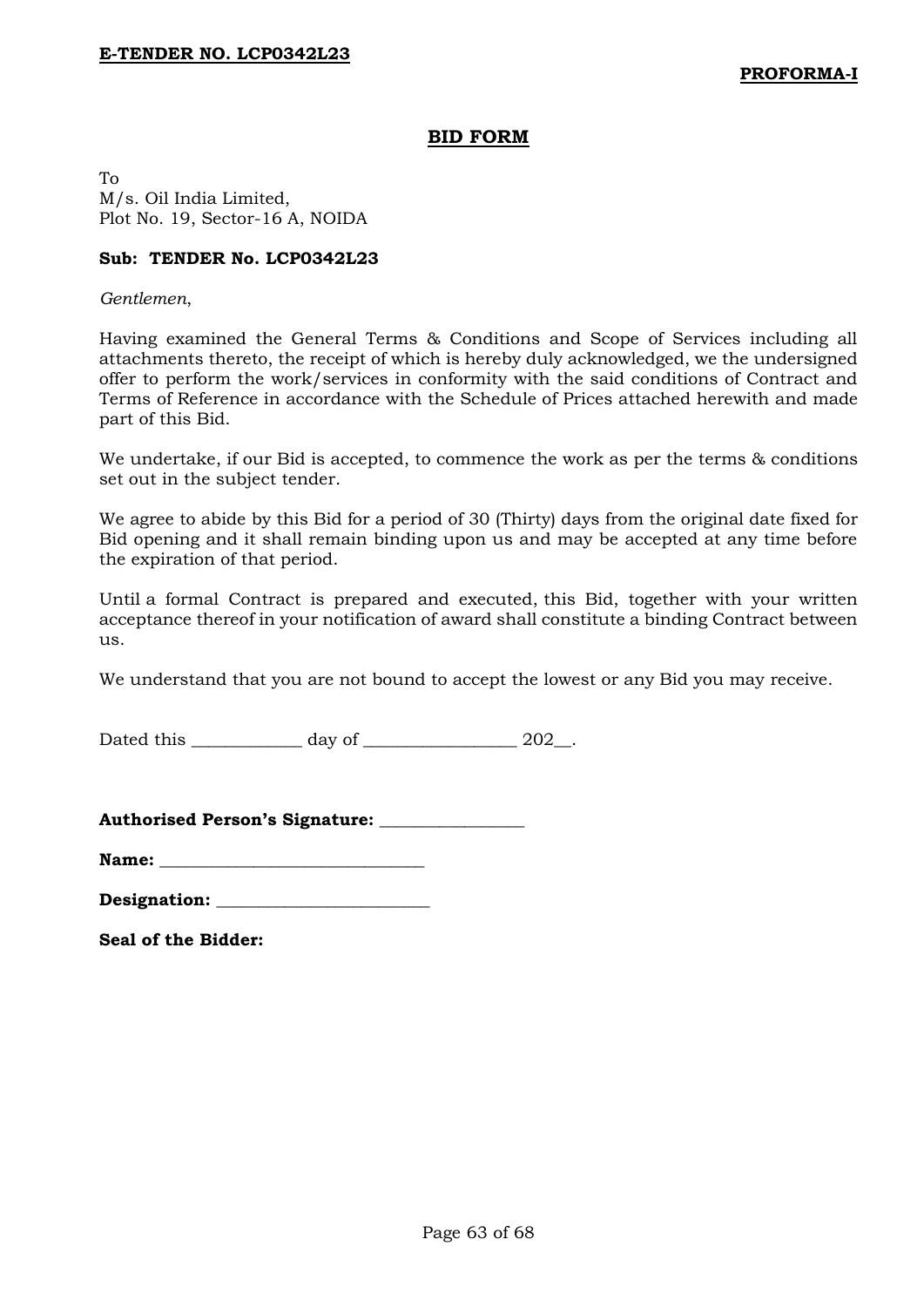**E-TENDER NO. LCP0342L23**

**PROFORMA-I**

## BID FORM

To
M/s. Oil India Limited,
Plot No. 19, Sector-16 A, NOIDA

**Sub: TENDER No. LCP0342L23**

*Gentlemen*,

Having examined the General Terms & Conditions and Scope of Services including all attachments thereto, the receipt of which is hereby duly acknowledged, we the undersigned offer to perform the work/services in conformity with the said conditions of Contract and Terms of Reference in accordance with the Schedule of Prices attached herewith and made part of this Bid.

We undertake, if our Bid is accepted, to commence the work as per the terms & conditions set out in the subject tender.

We agree to abide by this Bid for a period of 30 (Thirty) days from the original date fixed for Bid opening and it shall remain binding upon us and may be accepted at any time before the expiration of that period.

Until a formal Contract is prepared and executed, this Bid, together with your written acceptance thereof in your notification of award shall constitute a binding Contract between us.

We understand that you are not bound to accept the lowest or any Bid you may receive.

Dated this ____________ day of _________________ 202__.

**Authorised Person's Signature:** ________________

**Name:** ______________________________

**Designation:** ________________________

**Seal of the Bidder:**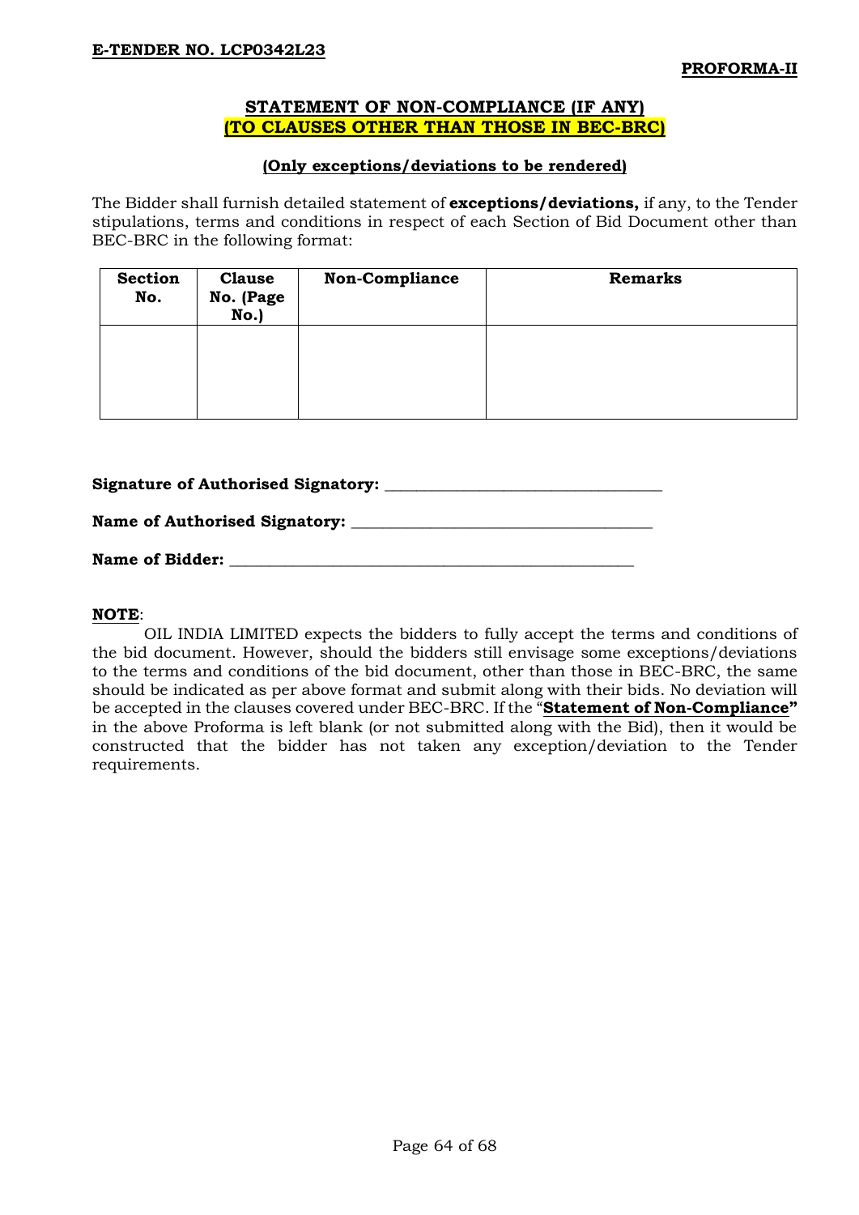**E-TENDER NO. LCP0342L23**

**PROFORMA-II**

## STATEMENT OF NON-COMPLIANCE (IF ANY) (TO CLAUSES OTHER THAN THOSE IN BEC-BRC)

**(Only exceptions/deviations to be rendered)**

The Bidder shall furnish detailed statement of **exceptions/deviations,** if any, to the Tender stipulations, terms and conditions in respect of each Section of Bid Document other than BEC-BRC in the following format:

| Section No. | Clause No. (Page No.) | Non-Compliance | Remarks |
|---|---|---|---|
| | | | |

**Signature of Authorised Signatory:** ________________________________

**Name of Authorised Signatory:** __________________________________

**Name of Bidder:** ______________________________________________

**NOTE**:

OIL INDIA LIMITED expects the bidders to fully accept the terms and conditions of the bid document. However, should the bidders still envisage some exceptions/deviations to the terms and conditions of the bid document, other than those in BEC-BRC, the same should be indicated as per above format and submit along with their bids. No deviation will be accepted in the clauses covered under BEC-BRC. If the "**Statement of Non-Compliance"** in the above Proforma is left blank (or not submitted along with the Bid), then it would be constructed that the bidder has not taken any exception/deviation to the Tender requirements.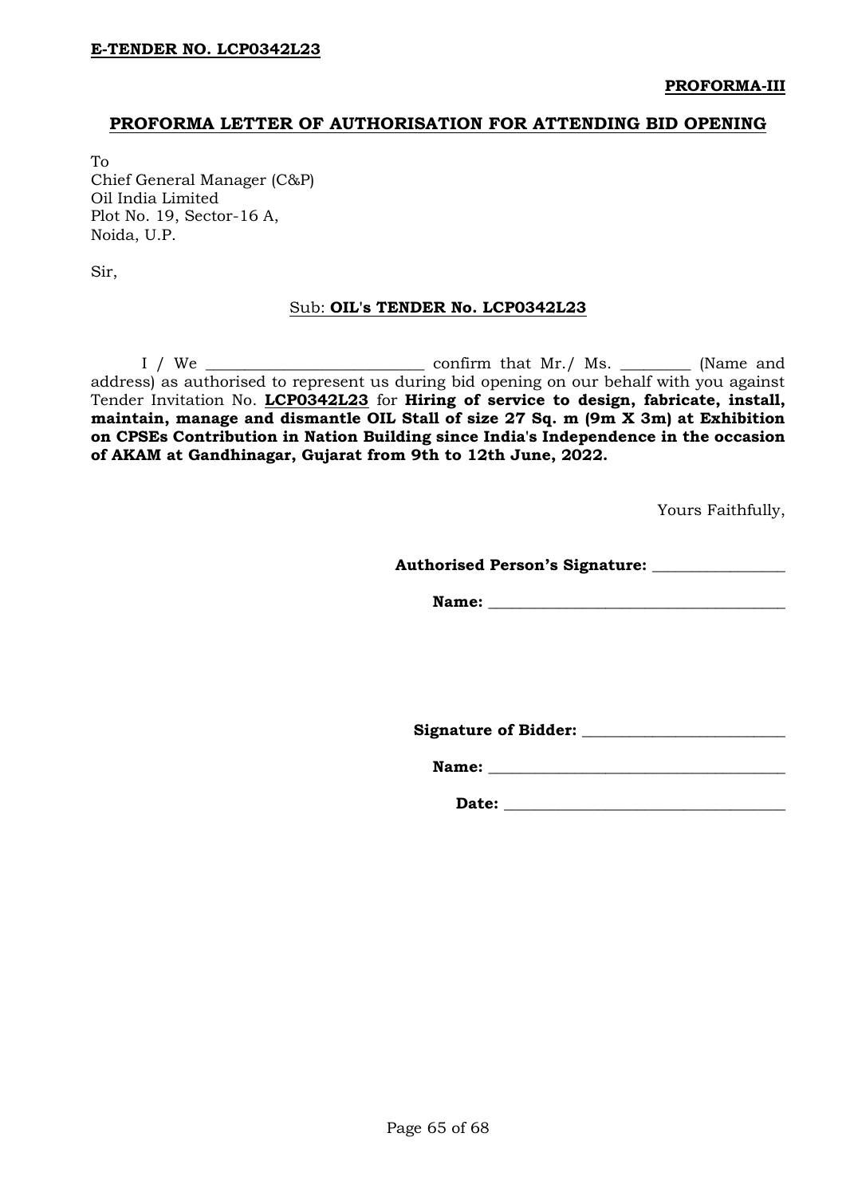**E-TENDER NO. LCP0342L23**

**PROFORMA-III**

## PROFORMA LETTER OF AUTHORISATION FOR ATTENDING BID OPENING

To
Chief General Manager (C&P)
Oil India Limited
Plot No. 19, Sector-16 A,
Noida, U.P.

Sir,

Sub: **OIL's TENDER No. LCP0342L23**

I / We ____________________________ confirm that Mr./ Ms. _________ (Name and address) as authorised to represent us during bid opening on our behalf with you against Tender Invitation No. **LCP0342L23** for **Hiring of service to design, fabricate, install, maintain, manage and dismantle OIL Stall of size 27 Sq. m (9m X 3m) at Exhibition on CPSEs Contribution in Nation Building since India's Independence in the occasion of AKAM at Gandhinagar, Gujarat from 9th to 12th June, 2022.**

Yours Faithfully,

**Authorised Person's Signature:** _________________

**Name:** ______________________________________

**Signature of Bidder:** __________________________

**Name:** ______________________________________

**Date:** ____________________________________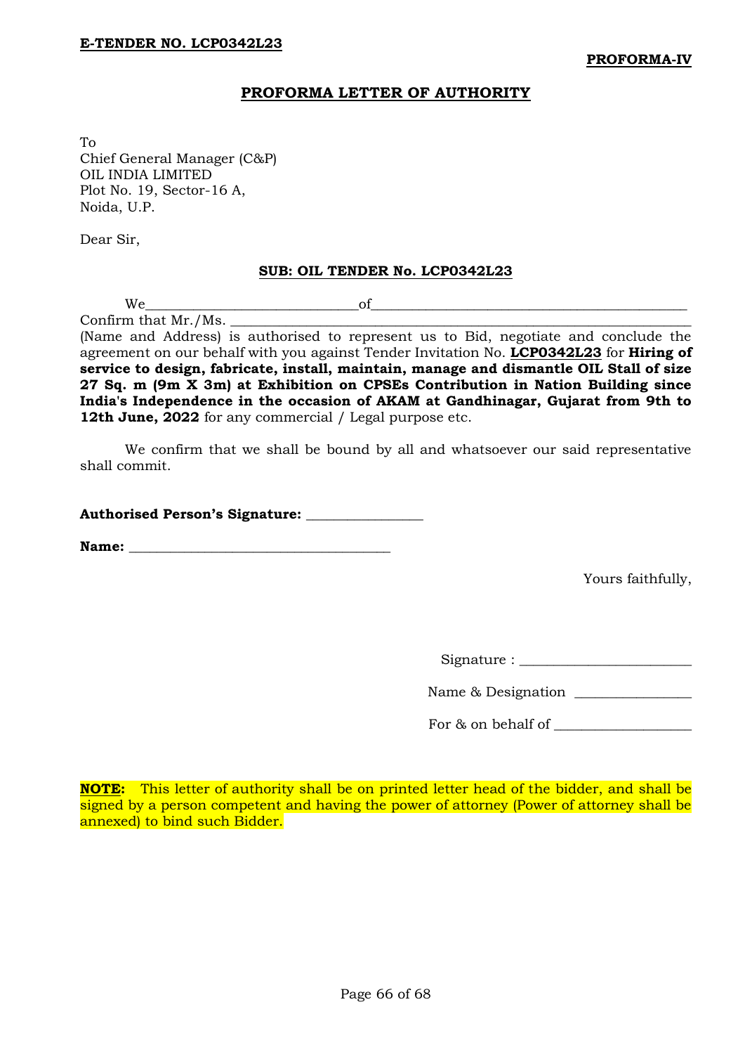**E-TENDER NO. LCP0342L23**

**PROFORMA-IV**

## PROFORMA LETTER OF AUTHORITY

To
Chief General Manager (C&P)
OIL INDIA LIMITED
Plot No. 19, Sector-16 A,
Noida, U.P.

Dear Sir,

**SUB: OIL TENDER No. LCP0342L23**

We_____________________________of____________________________________________
Confirm that Mr./Ms. ______________________________________________________________
(Name and Address) is authorised to represent us to Bid, negotiate and conclude the agreement on our behalf with you against Tender Invitation No. **LCP0342L23** for **Hiring of service to design, fabricate, install, maintain, manage and dismantle OIL Stall of size 27 Sq. m (9m X 3m) at Exhibition on CPSEs Contribution in Nation Building since India's Independence in the occasion of AKAM at Gandhinagar, Gujarat from 9th to 12th June, 2022** for any commercial / Legal purpose etc.

We confirm that we shall be bound by all and whatsoever our said representative shall commit.

**Authorised Person's Signature:** ________________

**Name:** _____________________________________

Yours faithfully,

Signature : ________________________

Name & Designation ________________

For & on behalf of ___________________

**NOTE:** This letter of authority shall be on printed letter head of the bidder, and shall be signed by a person competent and having the power of attorney (Power of attorney shall be annexed) to bind such Bidder.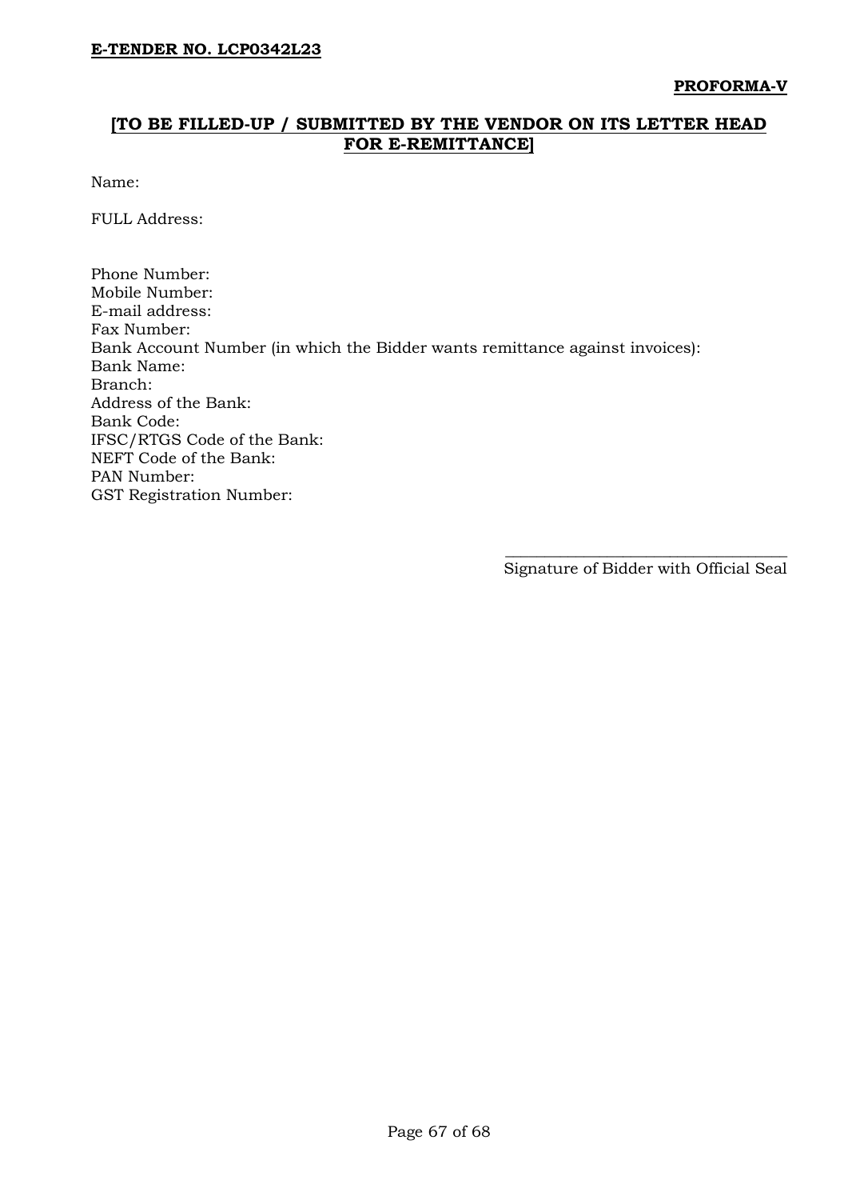**E-TENDER NO. LCP0342L23**

**PROFORMA-V**

**[TO BE FILLED-UP / SUBMITTED BY THE VENDOR ON ITS LETTER HEAD FOR E-REMITTANCE]**

Name:

FULL Address:

Phone Number:
Mobile Number:
E-mail address:
Fax Number:
Bank Account Number (in which the Bidder wants remittance against invoices):
Bank Name:
Branch:
Address of the Bank:
Bank Code:
IFSC/RTGS Code of the Bank:
NEFT Code of the Bank:
PAN Number:
GST Registration Number:

\_\_\_\_\_\_\_\_\_\_\_\_\_\_\_\_\_\_\_\_\_\_\_\_\_\_\_\_\_\_\_\_\_\_
Signature of Bidder with Official Seal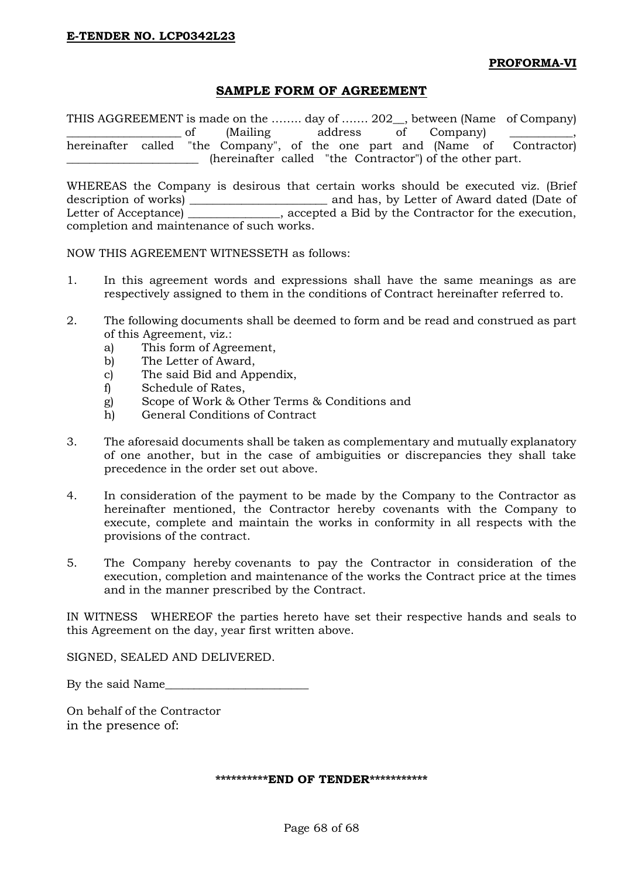**PROFORMA-VI**

## SAMPLE FORM OF AGREEMENT

THIS AGGREEMENT is made on the …….. day of ……. 202__, between (Name of Company) ___________________ of (Mailing address of Company) __________, hereinafter called "the Company", of the one part and (Name of Contractor) ______________________ (hereinafter called "the Contractor") of the other part.

WHEREAS the Company is desirous that certain works should be executed viz. (Brief description of works) _______________________ and has, by Letter of Award dated (Date of Letter of Acceptance) _______________, accepted a Bid by the Contractor for the execution, completion and maintenance of such works.

NOW THIS AGREEMENT WITNESSETH as follows:

1. In this agreement words and expressions shall have the same meanings as are respectively assigned to them in the conditions of Contract hereinafter referred to.

2. The following documents shall be deemed to form and be read and construed as part of this Agreement, viz.:
   a) This form of Agreement,
   b) The Letter of Award,
   c) The said Bid and Appendix,
   f) Schedule of Rates,
   g) Scope of Work & Other Terms & Conditions and
   h) General Conditions of Contract

3. The aforesaid documents shall be taken as complementary and mutually explanatory of one another, but in the case of ambiguities or discrepancies they shall take precedence in the order set out above.

4. In consideration of the payment to be made by the Company to the Contractor as hereinafter mentioned, the Contractor hereby covenants with the Company to execute, complete and maintain the works in conformity in all respects with the provisions of the contract.

5. The Company hereby covenants to pay the Contractor in consideration of the execution, completion and maintenance of the works the Contract price at the times and in the manner prescribed by the Contract.

IN WITNESS WHEREOF the parties hereto have set their respective hands and seals to this Agreement on the day, year first written above.

SIGNED, SEALED AND DELIVERED.

By the said Name________________________

On behalf of the Contractor
in the presence of:

**\*\*\*\*\*\*\*\*\*\*END OF TENDER\*\*\*\*\*\*\*\*\*\*\***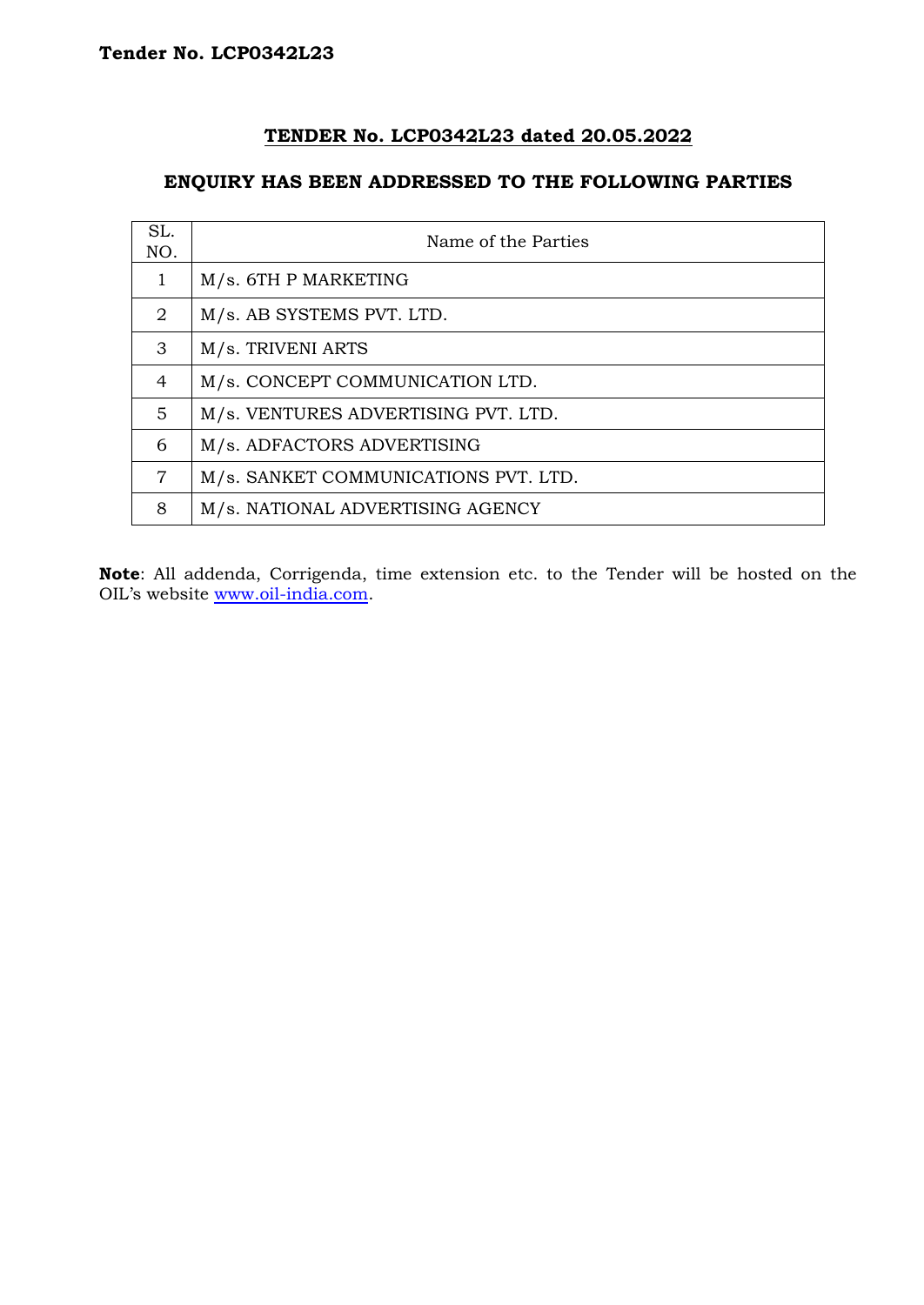## TENDER No. LCP0342L23 dated 20.05.2022

## ENQUIRY HAS BEEN ADDRESSED TO THE FOLLOWING PARTIES

| SL. NO. | Name of the Parties |
|---|---|
| 1 | M/s. 6TH P MARKETING |
| 2 | M/s. AB SYSTEMS PVT. LTD. |
| 3 | M/s. TRIVENI ARTS |
| 4 | M/s. CONCEPT COMMUNICATION LTD. |
| 5 | M/s. VENTURES ADVERTISING PVT. LTD. |
| 6 | M/s. ADFACTORS ADVERTISING |
| 7 | M/s. SANKET COMMUNICATIONS PVT. LTD. |
| 8 | M/s. NATIONAL ADVERTISING AGENCY |

**Note**: All addenda, Corrigenda, time extension etc. to the Tender will be hosted on the OIL's website www.oil-india.com.